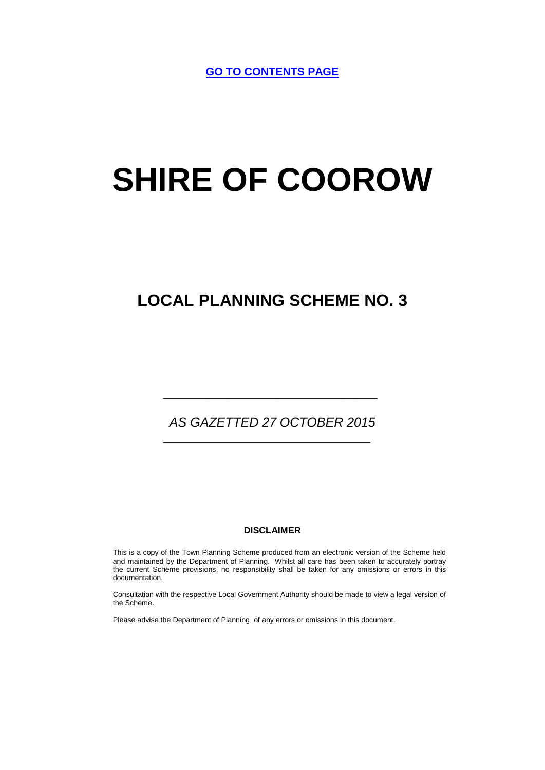[GO TO CONTENTS PAGE]

# SHIRE OF COOROW

## LOCAL PLANNING SCHEME NO. 3

---

*AS GAZETTED 27 OCTOBER 2015*

---

**DISCLAIMER**

This is a copy of the Town Planning Scheme produced from an electronic version of the Scheme held and maintained by the Department of Planning. Whilst all care has been taken to accurately portray the current Scheme provisions, no responsibility shall be taken for any omissions or errors in this documentation.

Consultation with the respective Local Government Authority should be made to view a legal version of the Scheme.

Please advise the Department of Planning of any errors or omissions in this document.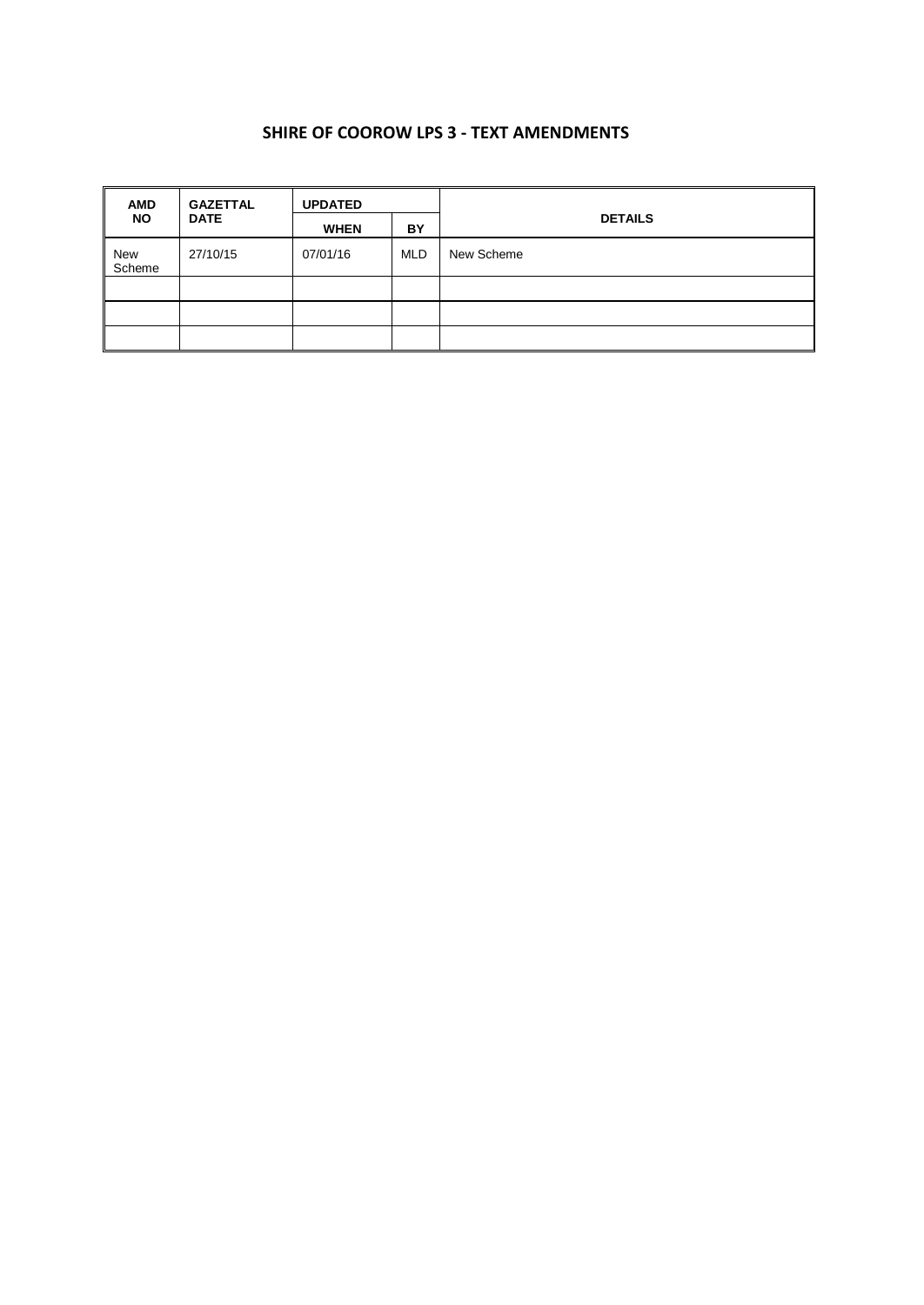# SHIRE OF COOROW LPS 3 - TEXT AMENDMENTS

| AMD NO | GAZETTAL DATE | UPDATED | | DETAILS |
|---|---|---|---|---|
| | | WHEN | BY | |
| New Scheme | 27/10/15 | 07/01/16 | MLD | New Scheme |
| | | | | |
| | | | | |
| | | | | |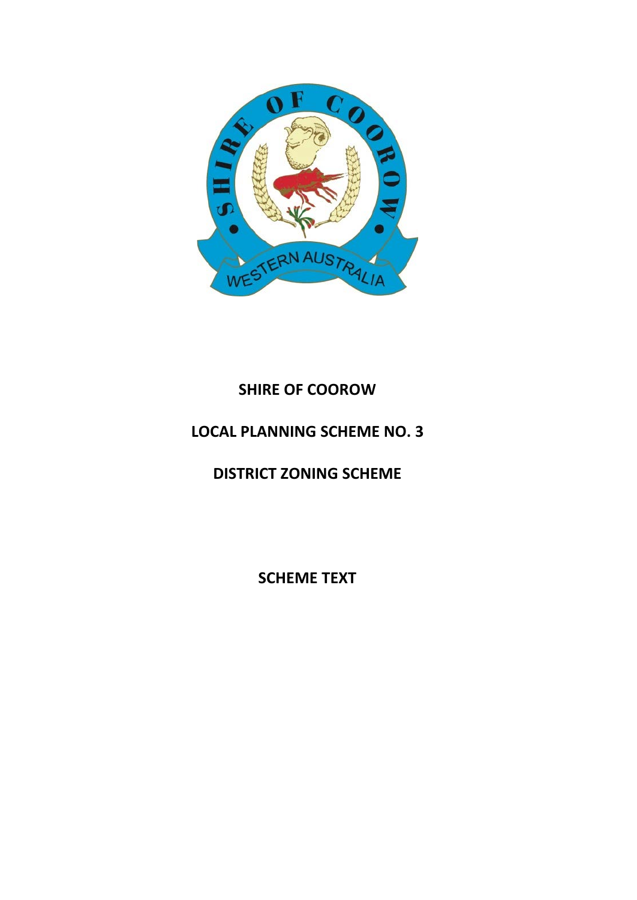**SHIRE OF COOROW**

**LOCAL PLANNING SCHEME NO. 3**

**DISTRICT ZONING SCHEME**

**SCHEME TEXT**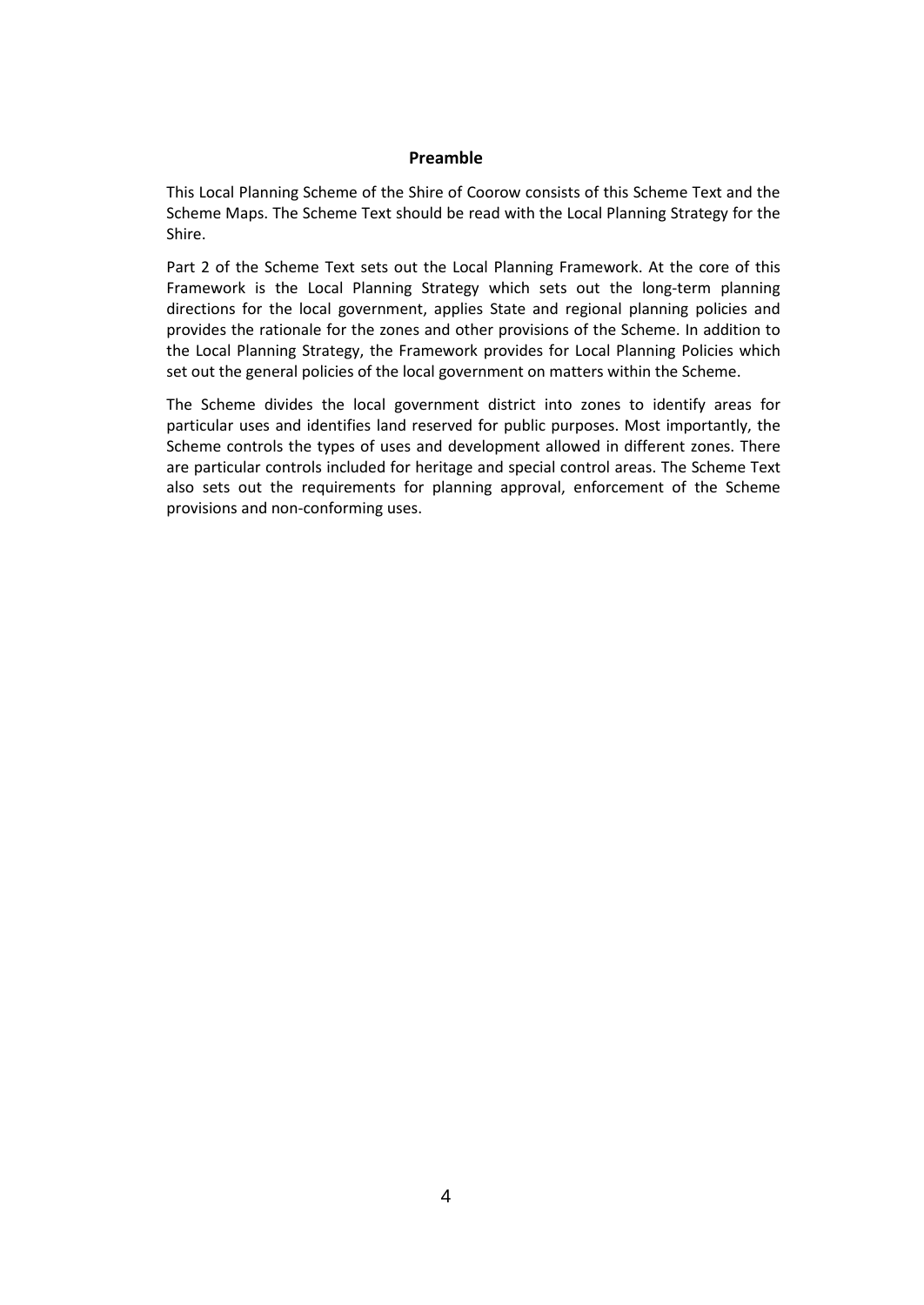## Preamble

This Local Planning Scheme of the Shire of Coorow consists of this Scheme Text and the Scheme Maps. The Scheme Text should be read with the Local Planning Strategy for the Shire.

Part 2 of the Scheme Text sets out the Local Planning Framework. At the core of this Framework is the Local Planning Strategy which sets out the long-term planning directions for the local government, applies State and regional planning policies and provides the rationale for the zones and other provisions of the Scheme. In addition to the Local Planning Strategy, the Framework provides for Local Planning Policies which set out the general policies of the local government on matters within the Scheme.

The Scheme divides the local government district into zones to identify areas for particular uses and identifies land reserved for public purposes. Most importantly, the Scheme controls the types of uses and development allowed in different zones. There are particular controls included for heritage and special control areas. The Scheme Text also sets out the requirements for planning approval, enforcement of the Scheme provisions and non-conforming uses.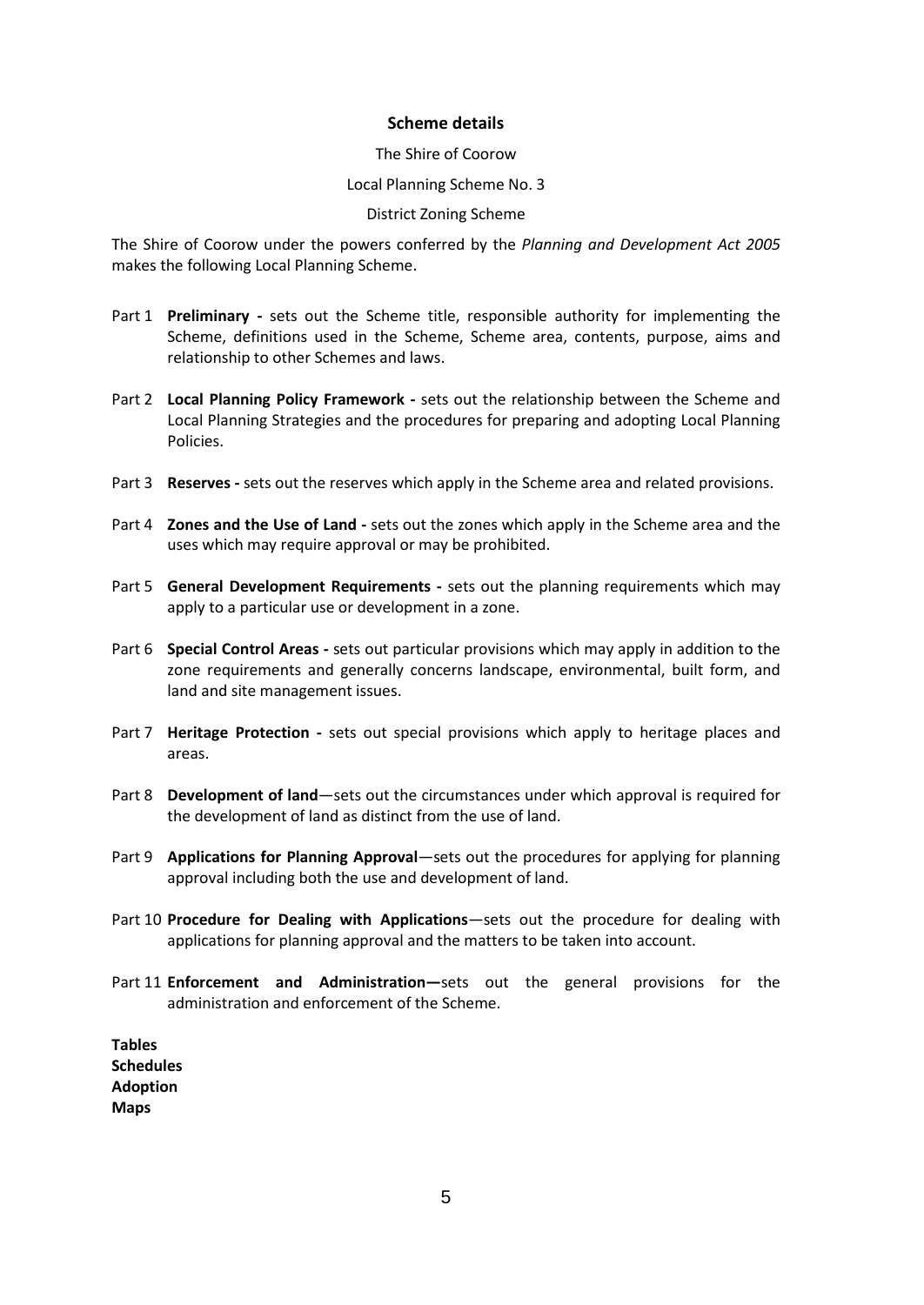## Scheme details

The Shire of Coorow

Local Planning Scheme No. 3

District Zoning Scheme

The Shire of Coorow under the powers conferred by the *Planning and Development Act 2005* makes the following Local Planning Scheme.

Part 1 **Preliminary -** sets out the Scheme title, responsible authority for implementing the Scheme, definitions used in the Scheme, Scheme area, contents, purpose, aims and relationship to other Schemes and laws.

Part 2 **Local Planning Policy Framework -** sets out the relationship between the Scheme and Local Planning Strategies and the procedures for preparing and adopting Local Planning Policies.

Part 3 **Reserves -** sets out the reserves which apply in the Scheme area and related provisions.

Part 4 **Zones and the Use of Land -** sets out the zones which apply in the Scheme area and the uses which may require approval or may be prohibited.

Part 5 **General Development Requirements -** sets out the planning requirements which may apply to a particular use or development in a zone.

Part 6 **Special Control Areas -** sets out particular provisions which may apply in addition to the zone requirements and generally concerns landscape, environmental, built form, and land and site management issues.

Part 7 **Heritage Protection -** sets out special provisions which apply to heritage places and areas.

Part 8 **Development of land**—sets out the circumstances under which approval is required for the development of land as distinct from the use of land.

Part 9 **Applications for Planning Approval**—sets out the procedures for applying for planning approval including both the use and development of land.

Part 10 **Procedure for Dealing with Applications**—sets out the procedure for dealing with applications for planning approval and the matters to be taken into account.

Part 11 **Enforcement and Administration—**sets out the general provisions for the administration and enforcement of the Scheme.

**Tables**
**Schedules**
**Adoption**
**Maps**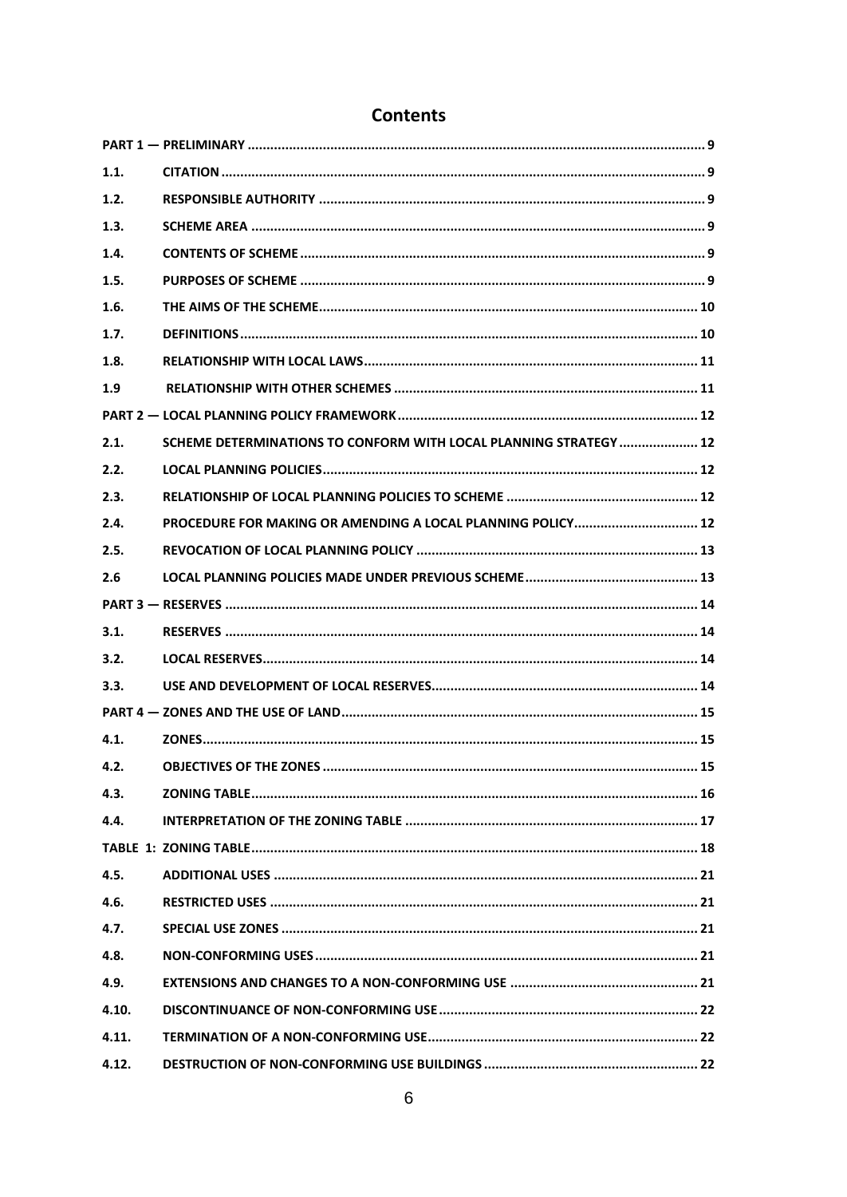# Contents

| | | |
|---|---|---|
| **PART 1 — PRELIMINARY** | | **9** |
| **1.1.** | **CITATION** | **9** |
| **1.2.** | **RESPONSIBLE AUTHORITY** | **9** |
| **1.3.** | **SCHEME AREA** | **9** |
| **1.4.** | **CONTENTS OF SCHEME** | **9** |
| **1.5.** | **PURPOSES OF SCHEME** | **9** |
| **1.6.** | **THE AIMS OF THE SCHEME** | **10** |
| **1.7.** | **DEFINITIONS** | **10** |
| **1.8.** | **RELATIONSHIP WITH LOCAL LAWS** | **11** |
| **1.9** | **RELATIONSHIP WITH OTHER SCHEMES** | **11** |
| **PART 2 — LOCAL PLANNING POLICY FRAMEWORK** | | **12** |
| **2.1.** | **SCHEME DETERMINATIONS TO CONFORM WITH LOCAL PLANNING STRATEGY** | **12** |
| **2.2.** | **LOCAL PLANNING POLICIES** | **12** |
| **2.3.** | **RELATIONSHIP OF LOCAL PLANNING POLICIES TO SCHEME** | **12** |
| **2.4.** | **PROCEDURE FOR MAKING OR AMENDING A LOCAL PLANNING POLICY** | **12** |
| **2.5.** | **REVOCATION OF LOCAL PLANNING POLICY** | **13** |
| **2.6** | **LOCAL PLANNING POLICIES MADE UNDER PREVIOUS SCHEME** | **13** |
| **PART 3 — RESERVES** | | **14** |
| **3.1.** | **RESERVES** | **14** |
| **3.2.** | **LOCAL RESERVES** | **14** |
| **3.3.** | **USE AND DEVELOPMENT OF LOCAL RESERVES** | **14** |
| **PART 4 — ZONES AND THE USE OF LAND** | | **15** |
| **4.1.** | **ZONES** | **15** |
| **4.2.** | **OBJECTIVES OF THE ZONES** | **15** |
| **4.3.** | **ZONING TABLE** | **16** |
| **4.4.** | **INTERPRETATION OF THE ZONING TABLE** | **17** |
| **TABLE 1: ZONING TABLE** | | **18** |
| **4.5.** | **ADDITIONAL USES** | **21** |
| **4.6.** | **RESTRICTED USES** | **21** |
| **4.7.** | **SPECIAL USE ZONES** | **21** |
| **4.8.** | **NON-CONFORMING USES** | **21** |
| **4.9.** | **EXTENSIONS AND CHANGES TO A NON-CONFORMING USE** | **21** |
| **4.10.** | **DISCONTINUANCE OF NON-CONFORMING USE** | **22** |
| **4.11.** | **TERMINATION OF A NON-CONFORMING USE** | **22** |
| **4.12.** | **DESTRUCTION OF NON-CONFORMING USE BUILDINGS** | **22** |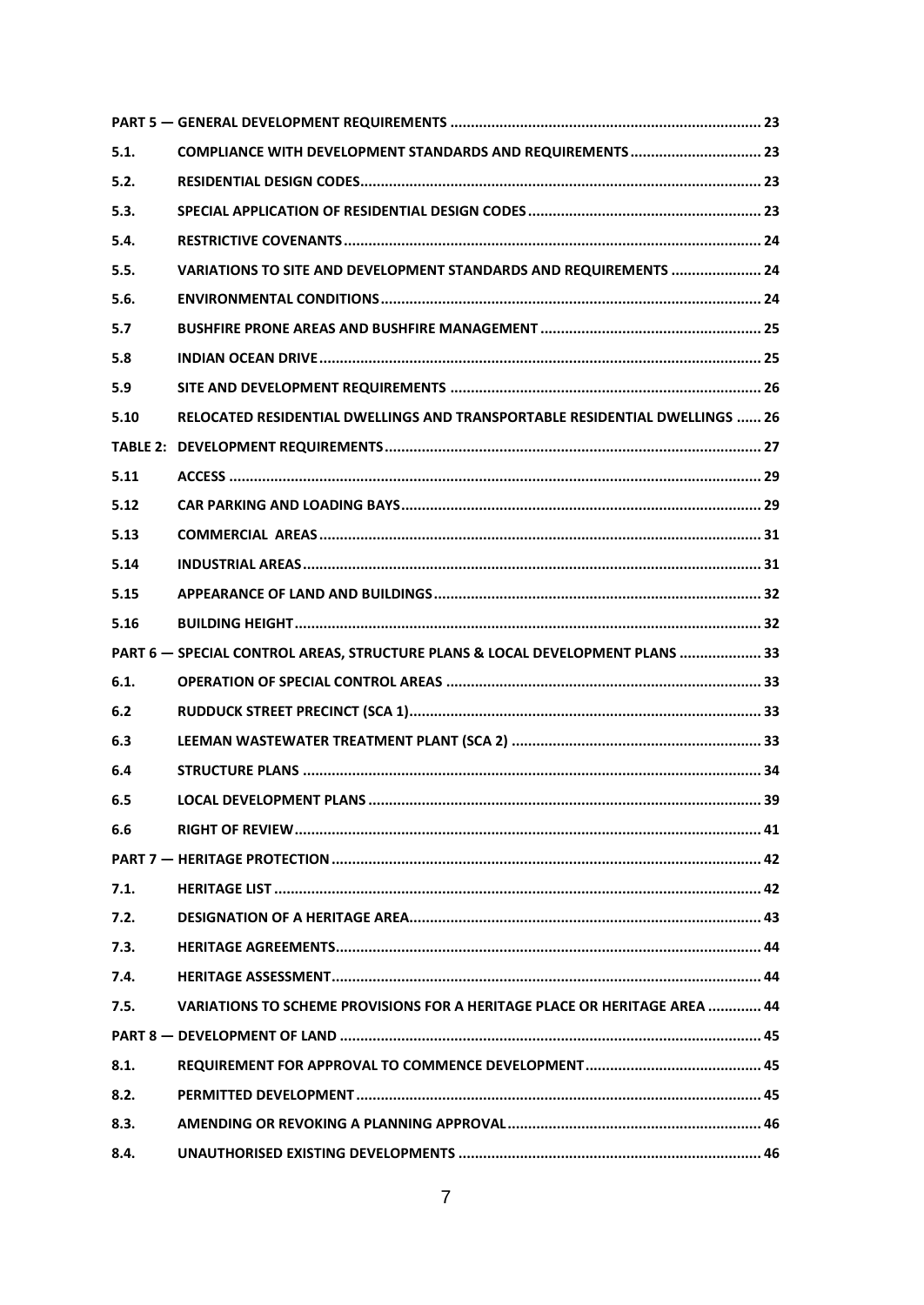| | | |
|---|---|---|
| **PART 5 — GENERAL DEVELOPMENT REQUIREMENTS** | | **23** |
| **5.1.** | **COMPLIANCE WITH DEVELOPMENT STANDARDS AND REQUIREMENTS** | **23** |
| **5.2.** | **RESIDENTIAL DESIGN CODES** | **23** |
| **5.3.** | **SPECIAL APPLICATION OF RESIDENTIAL DESIGN CODES** | **23** |
| **5.4.** | **RESTRICTIVE COVENANTS** | **24** |
| **5.5.** | **VARIATIONS TO SITE AND DEVELOPMENT STANDARDS AND REQUIREMENTS** | **24** |
| **5.6.** | **ENVIRONMENTAL CONDITIONS** | **24** |
| **5.7** | **BUSHFIRE PRONE AREAS AND BUSHFIRE MANAGEMENT** | **25** |
| **5.8** | **INDIAN OCEAN DRIVE** | **25** |
| **5.9** | **SITE AND DEVELOPMENT REQUIREMENTS** | **26** |
| **5.10** | **RELOCATED RESIDENTIAL DWELLINGS AND TRANSPORTABLE RESIDENTIAL DWELLINGS** | **26** |
| **TABLE 2:** | **DEVELOPMENT REQUIREMENTS** | **27** |
| **5.11** | **ACCESS** | **29** |
| **5.12** | **CAR PARKING AND LOADING BAYS** | **29** |
| **5.13** | **COMMERCIAL AREAS** | **31** |
| **5.14** | **INDUSTRIAL AREAS** | **31** |
| **5.15** | **APPEARANCE OF LAND AND BUILDINGS** | **32** |
| **5.16** | **BUILDING HEIGHT** | **32** |
| **PART 6 — SPECIAL CONTROL AREAS, STRUCTURE PLANS & LOCAL DEVELOPMENT PLANS** | | **33** |
| **6.1.** | **OPERATION OF SPECIAL CONTROL AREAS** | **33** |
| **6.2** | **RUDDUCK STREET PRECINCT (SCA 1)** | **33** |
| **6.3** | **LEEMAN WASTEWATER TREATMENT PLANT (SCA 2)** | **33** |
| **6.4** | **STRUCTURE PLANS** | **34** |
| **6.5** | **LOCAL DEVELOPMENT PLANS** | **39** |
| **6.6** | **RIGHT OF REVIEW** | **41** |
| **PART 7 — HERITAGE PROTECTION** | | **42** |
| **7.1.** | **HERITAGE LIST** | **42** |
| **7.2.** | **DESIGNATION OF A HERITAGE AREA** | **43** |
| **7.3.** | **HERITAGE AGREEMENTS** | **44** |
| **7.4.** | **HERITAGE ASSESSMENT** | **44** |
| **7.5.** | **VARIATIONS TO SCHEME PROVISIONS FOR A HERITAGE PLACE OR HERITAGE AREA** | **44** |
| **PART 8 — DEVELOPMENT OF LAND** | | **45** |
| **8.1.** | **REQUIREMENT FOR APPROVAL TO COMMENCE DEVELOPMENT** | **45** |
| **8.2.** | **PERMITTED DEVELOPMENT** | **45** |
| **8.3.** | **AMENDING OR REVOKING A PLANNING APPROVAL** | **46** |
| **8.4.** | **UNAUTHORISED EXISTING DEVELOPMENTS** | **46** |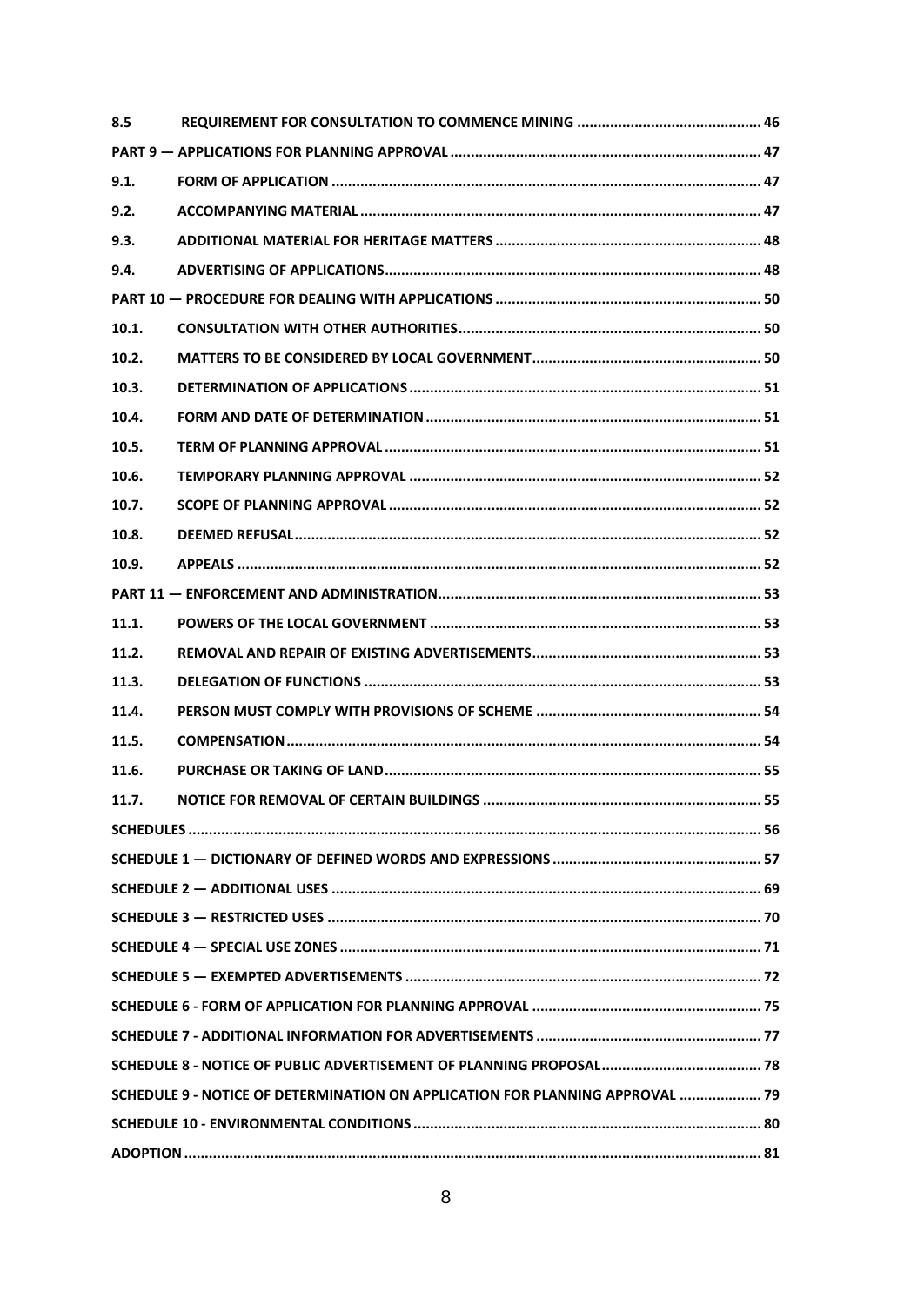| | | |
|---|---|---|
| **8.5** | **REQUIREMENT FOR CONSULTATION TO COMMENCE MINING** | **46** |
| **PART 9 — APPLICATIONS FOR PLANNING APPROVAL** | | **47** |
| **9.1.** | **FORM OF APPLICATION** | **47** |
| **9.2.** | **ACCOMPANYING MATERIAL** | **47** |
| **9.3.** | **ADDITIONAL MATERIAL FOR HERITAGE MATTERS** | **48** |
| **9.4.** | **ADVERTISING OF APPLICATIONS** | **48** |
| **PART 10 — PROCEDURE FOR DEALING WITH APPLICATIONS** | | **50** |
| **10.1.** | **CONSULTATION WITH OTHER AUTHORITIES** | **50** |
| **10.2.** | **MATTERS TO BE CONSIDERED BY LOCAL GOVERNMENT** | **50** |
| **10.3.** | **DETERMINATION OF APPLICATIONS** | **51** |
| **10.4.** | **FORM AND DATE OF DETERMINATION** | **51** |
| **10.5.** | **TERM OF PLANNING APPROVAL** | **51** |
| **10.6.** | **TEMPORARY PLANNING APPROVAL** | **52** |
| **10.7.** | **SCOPE OF PLANNING APPROVAL** | **52** |
| **10.8.** | **DEEMED REFUSAL** | **52** |
| **10.9.** | **APPEALS** | **52** |
| **PART 11 — ENFORCEMENT AND ADMINISTRATION** | | **53** |
| **11.1.** | **POWERS OF THE LOCAL GOVERNMENT** | **53** |
| **11.2.** | **REMOVAL AND REPAIR OF EXISTING ADVERTISEMENTS** | **53** |
| **11.3.** | **DELEGATION OF FUNCTIONS** | **53** |
| **11.4.** | **PERSON MUST COMPLY WITH PROVISIONS OF SCHEME** | **54** |
| **11.5.** | **COMPENSATION** | **54** |
| **11.6.** | **PURCHASE OR TAKING OF LAND** | **55** |
| **11.7.** | **NOTICE FOR REMOVAL OF CERTAIN BUILDINGS** | **55** |
| **SCHEDULES** | | **56** |
| **SCHEDULE 1 — DICTIONARY OF DEFINED WORDS AND EXPRESSIONS** | | **57** |
| **SCHEDULE 2 — ADDITIONAL USES** | | **69** |
| **SCHEDULE 3 — RESTRICTED USES** | | **70** |
| **SCHEDULE 4 — SPECIAL USE ZONES** | | **71** |
| **SCHEDULE 5 — EXEMPTED ADVERTISEMENTS** | | **72** |
| **SCHEDULE 6 - FORM OF APPLICATION FOR PLANNING APPROVAL** | | **75** |
| **SCHEDULE 7 - ADDITIONAL INFORMATION FOR ADVERTISEMENTS** | | **77** |
| **SCHEDULE 8 - NOTICE OF PUBLIC ADVERTISEMENT OF PLANNING PROPOSAL** | | **78** |
| **SCHEDULE 9 - NOTICE OF DETERMINATION ON APPLICATION FOR PLANNING APPROVAL** | | **79** |
| **SCHEDULE 10 - ENVIRONMENTAL CONDITIONS** | | **80** |
| **ADOPTION** | | **81** |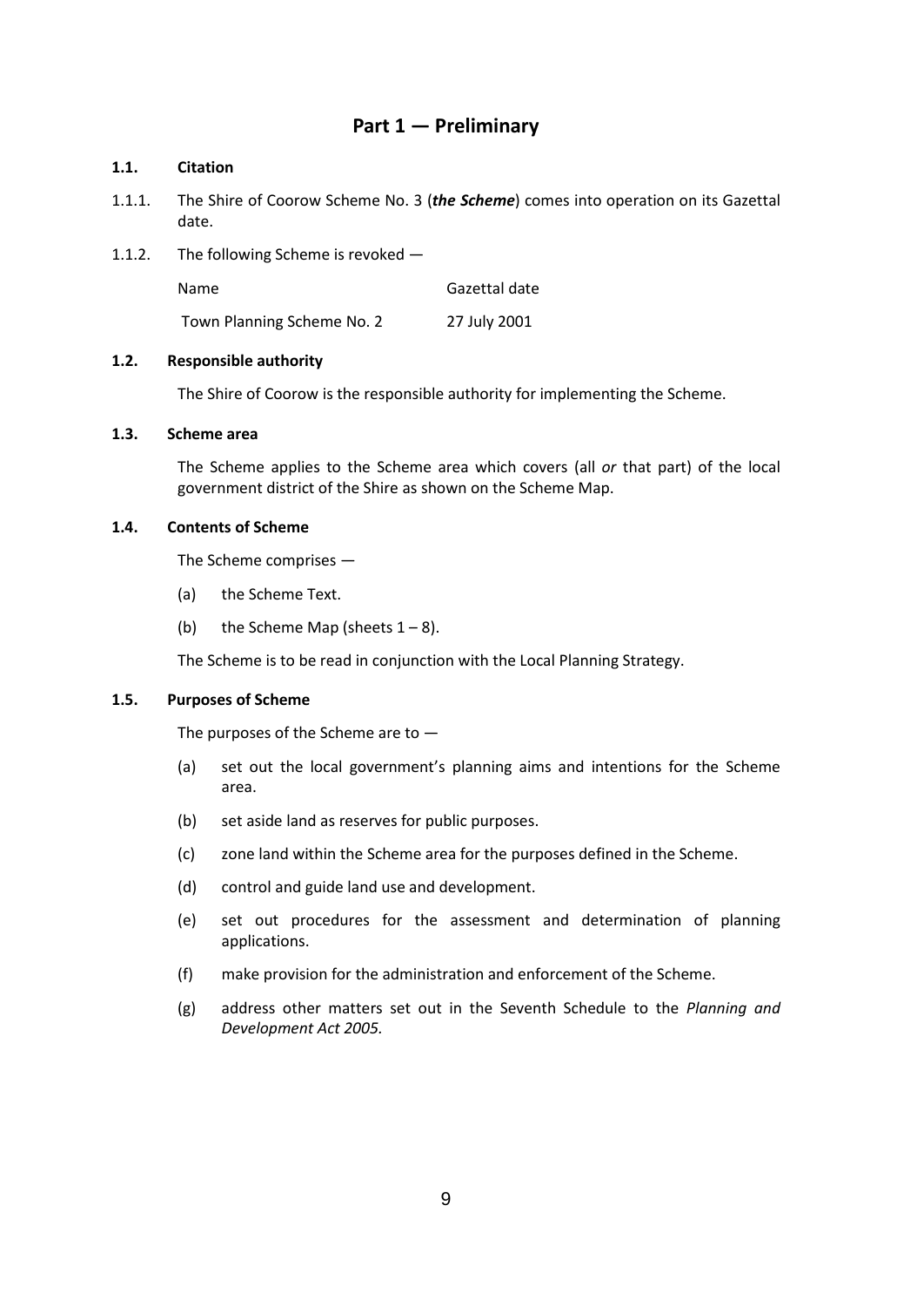# Part 1 — Preliminary

### 1.1. Citation

1.1.1. The Shire of Coorow Scheme No. 3 (***the Scheme***) comes into operation on its Gazettal date.

1.1.2. The following Scheme is revoked —

| Name | Gazettal date |
| --- | --- |
| Town Planning Scheme No. 2 | 27 July 2001 |

### 1.2. Responsible authority

The Shire of Coorow is the responsible authority for implementing the Scheme.

### 1.3. Scheme area

The Scheme applies to the Scheme area which covers (all *or* that part) of the local government district of the Shire as shown on the Scheme Map.

### 1.4. Contents of Scheme

The Scheme comprises —

(a) the Scheme Text.

(b) the Scheme Map (sheets 1 – 8).

The Scheme is to be read in conjunction with the Local Planning Strategy.

### 1.5. Purposes of Scheme

The purposes of the Scheme are to —

(a) set out the local government's planning aims and intentions for the Scheme area.

(b) set aside land as reserves for public purposes.

(c) zone land within the Scheme area for the purposes defined in the Scheme.

(d) control and guide land use and development.

(e) set out procedures for the assessment and determination of planning applications.

(f) make provision for the administration and enforcement of the Scheme.

(g) address other matters set out in the Seventh Schedule to the *Planning and Development Act 2005.*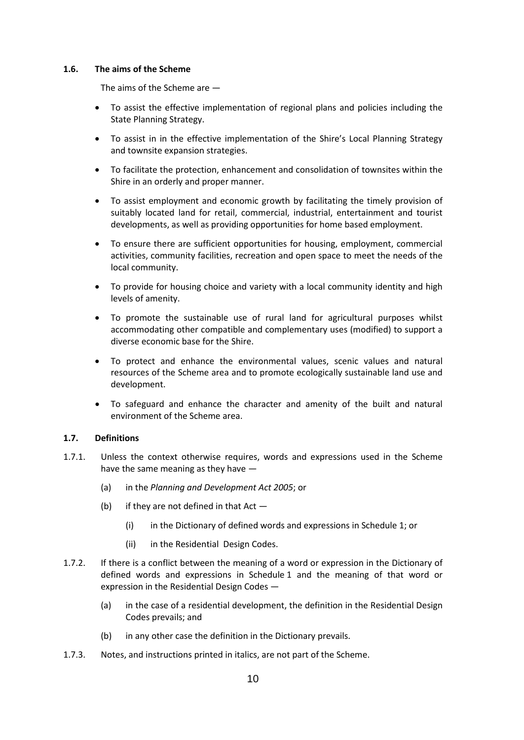### 1.6. The aims of the Scheme

The aims of the Scheme are —

- To assist the effective implementation of regional plans and policies including the State Planning Strategy.
- To assist in in the effective implementation of the Shire's Local Planning Strategy and townsite expansion strategies.
- To facilitate the protection, enhancement and consolidation of townsites within the Shire in an orderly and proper manner.
- To assist employment and economic growth by facilitating the timely provision of suitably located land for retail, commercial, industrial, entertainment and tourist developments, as well as providing opportunities for home based employment.
- To ensure there are sufficient opportunities for housing, employment, commercial activities, community facilities, recreation and open space to meet the needs of the local community.
- To provide for housing choice and variety with a local community identity and high levels of amenity.
- To promote the sustainable use of rural land for agricultural purposes whilst accommodating other compatible and complementary uses (modified) to support a diverse economic base for the Shire.
- To protect and enhance the environmental values, scenic values and natural resources of the Scheme area and to promote ecologically sustainable land use and development.
- To safeguard and enhance the character and amenity of the built and natural environment of the Scheme area.

### 1.7. Definitions

1.7.1. Unless the context otherwise requires, words and expressions used in the Scheme have the same meaning as they have —

(a) in the *Planning and Development Act 2005*; or

(b) if they are not defined in that Act —

(i) in the Dictionary of defined words and expressions in Schedule 1; or

(ii) in the Residential Design Codes.

1.7.2. If there is a conflict between the meaning of a word or expression in the Dictionary of defined words and expressions in Schedule 1 and the meaning of that word or expression in the Residential Design Codes —

(a) in the case of a residential development, the definition in the Residential Design Codes prevails; and

(b) in any other case the definition in the Dictionary prevails.

1.7.3. Notes, and instructions printed in italics, are not part of the Scheme.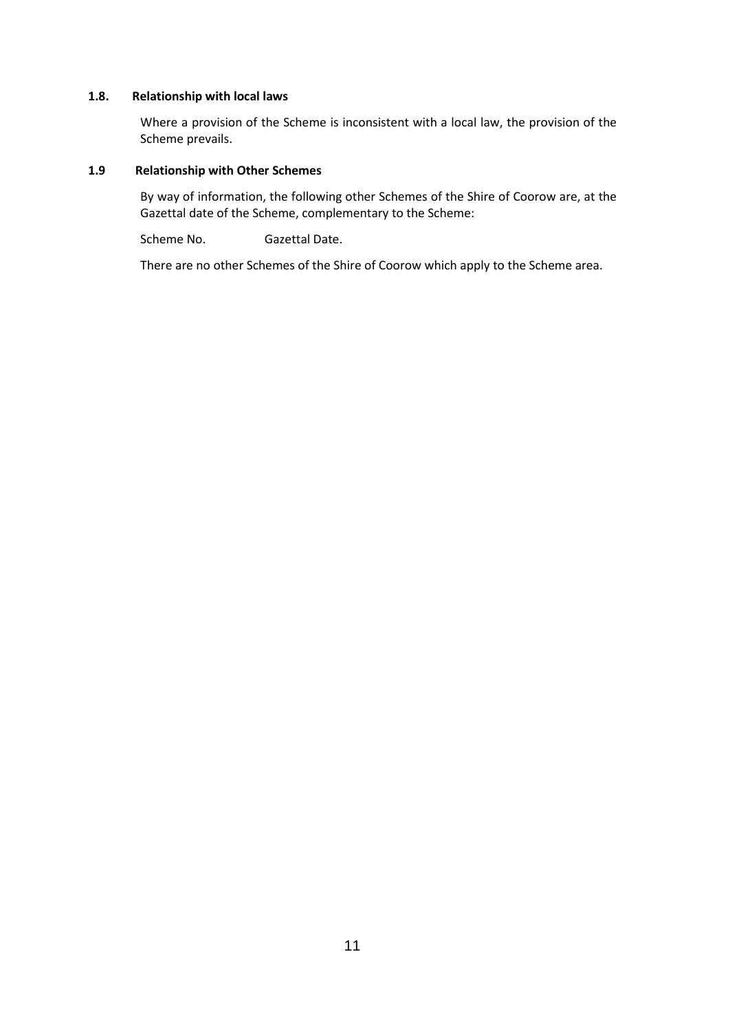### 1.8. Relationship with local laws

Where a provision of the Scheme is inconsistent with a local law, the provision of the Scheme prevails.

### 1.9 Relationship with Other Schemes

By way of information, the following other Schemes of the Shire of Coorow are, at the Gazettal date of the Scheme, complementary to the Scheme:

Scheme No. Gazettal Date.

There are no other Schemes of the Shire of Coorow which apply to the Scheme area.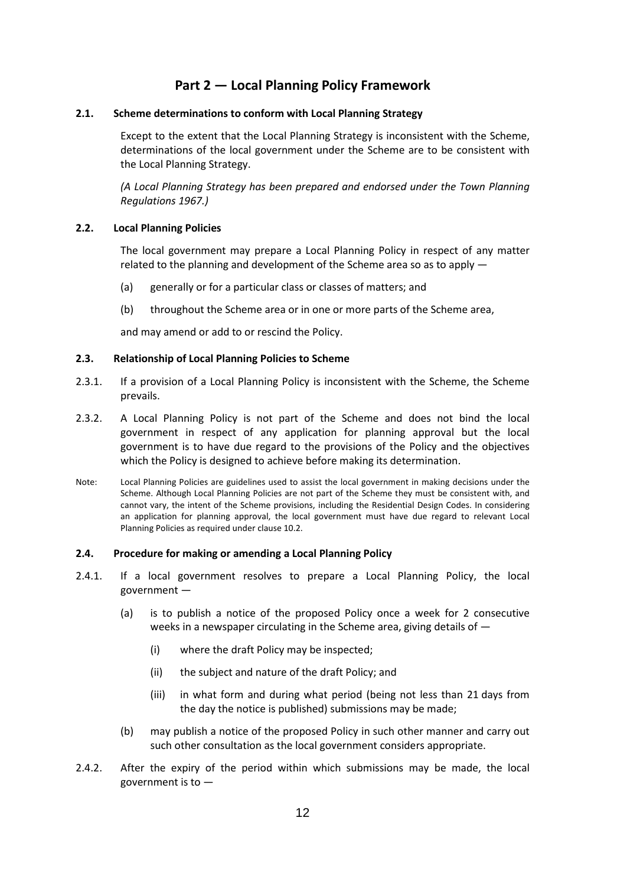# Part 2 — Local Planning Policy Framework

### 2.1. Scheme determinations to conform with Local Planning Strategy

Except to the extent that the Local Planning Strategy is inconsistent with the Scheme, determinations of the local government under the Scheme are to be consistent with the Local Planning Strategy.

*(A Local Planning Strategy has been prepared and endorsed under the Town Planning Regulations 1967.)*

### 2.2. Local Planning Policies

The local government may prepare a Local Planning Policy in respect of any matter related to the planning and development of the Scheme area so as to apply —

(a) generally or for a particular class or classes of matters; and

(b) throughout the Scheme area or in one or more parts of the Scheme area,

and may amend or add to or rescind the Policy.

### 2.3. Relationship of Local Planning Policies to Scheme

2.3.1. If a provision of a Local Planning Policy is inconsistent with the Scheme, the Scheme prevails.

2.3.2. A Local Planning Policy is not part of the Scheme and does not bind the local government in respect of any application for planning approval but the local government is to have due regard to the provisions of the Policy and the objectives which the Policy is designed to achieve before making its determination.

Note: Local Planning Policies are guidelines used to assist the local government in making decisions under the Scheme. Although Local Planning Policies are not part of the Scheme they must be consistent with, and cannot vary, the intent of the Scheme provisions, including the Residential Design Codes. In considering an application for planning approval, the local government must have due regard to relevant Local Planning Policies as required under clause 10.2.

### 2.4. Procedure for making or amending a Local Planning Policy

2.4.1. If a local government resolves to prepare a Local Planning Policy, the local government —

(a) is to publish a notice of the proposed Policy once a week for 2 consecutive weeks in a newspaper circulating in the Scheme area, giving details of —

(i) where the draft Policy may be inspected;

(ii) the subject and nature of the draft Policy; and

(iii) in what form and during what period (being not less than 21 days from the day the notice is published) submissions may be made;

(b) may publish a notice of the proposed Policy in such other manner and carry out such other consultation as the local government considers appropriate.

2.4.2. After the expiry of the period within which submissions may be made, the local government is to —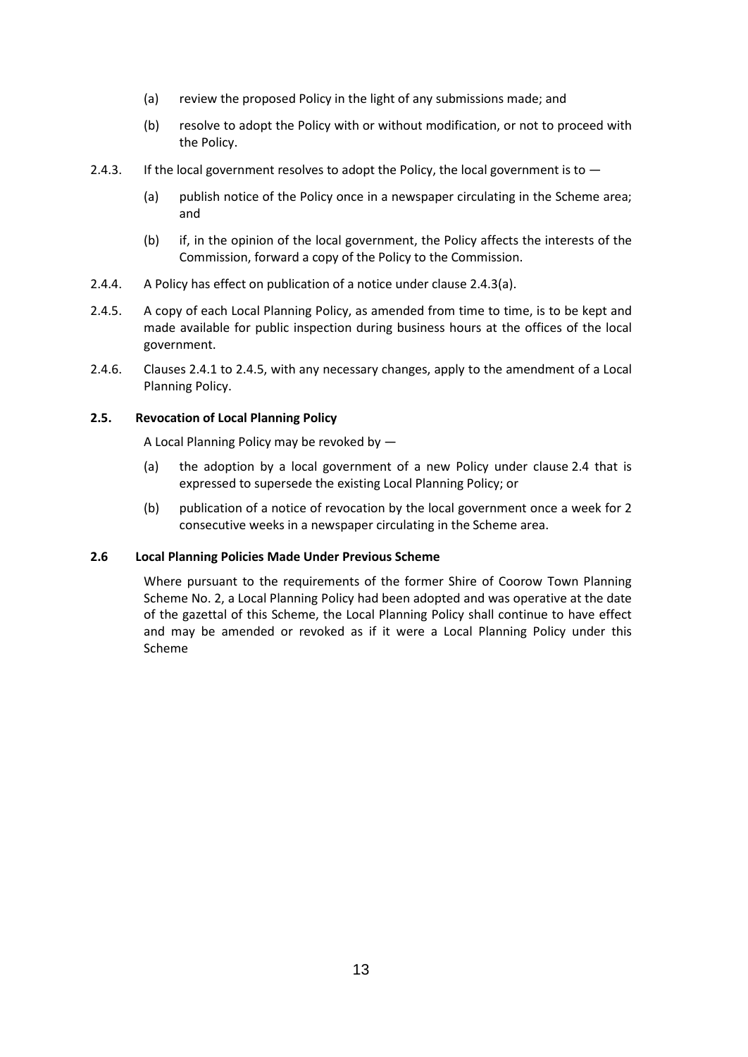(a) review the proposed Policy in the light of any submissions made; and

(b) resolve to adopt the Policy with or without modification, or not to proceed with the Policy.

2.4.3. If the local government resolves to adopt the Policy, the local government is to —

(a) publish notice of the Policy once in a newspaper circulating in the Scheme area; and

(b) if, in the opinion of the local government, the Policy affects the interests of the Commission, forward a copy of the Policy to the Commission.

2.4.4. A Policy has effect on publication of a notice under clause 2.4.3(a).

2.4.5. A copy of each Local Planning Policy, as amended from time to time, is to be kept and made available for public inspection during business hours at the offices of the local government.

2.4.6. Clauses 2.4.1 to 2.4.5, with any necessary changes, apply to the amendment of a Local Planning Policy.

**2.5. Revocation of Local Planning Policy**

A Local Planning Policy may be revoked by —

(a) the adoption by a local government of a new Policy under clause 2.4 that is expressed to supersede the existing Local Planning Policy; or

(b) publication of a notice of revocation by the local government once a week for 2 consecutive weeks in a newspaper circulating in the Scheme area.

**2.6 Local Planning Policies Made Under Previous Scheme**

Where pursuant to the requirements of the former Shire of Coorow Town Planning Scheme No. 2, a Local Planning Policy had been adopted and was operative at the date of the gazettal of this Scheme, the Local Planning Policy shall continue to have effect and may be amended or revoked as if it were a Local Planning Policy under this Scheme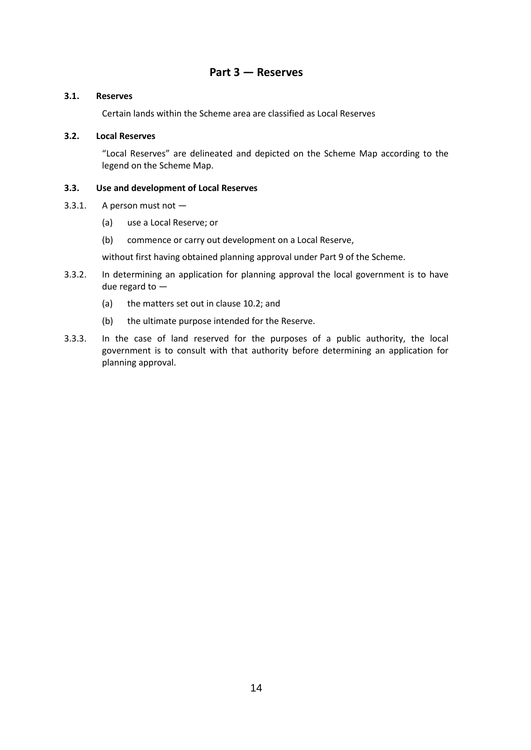## Part 3 — Reserves

**3.1. Reserves**

Certain lands within the Scheme area are classified as Local Reserves

**3.2. Local Reserves**

"Local Reserves" are delineated and depicted on the Scheme Map according to the legend on the Scheme Map.

**3.3. Use and development of Local Reserves**

3.3.1. A person must not —

(a) use a Local Reserve; or

(b) commence or carry out development on a Local Reserve,

without first having obtained planning approval under Part 9 of the Scheme.

3.3.2. In determining an application for planning approval the local government is to have due regard to —

(a) the matters set out in clause 10.2; and

(b) the ultimate purpose intended for the Reserve.

3.3.3. In the case of land reserved for the purposes of a public authority, the local government is to consult with that authority before determining an application for planning approval.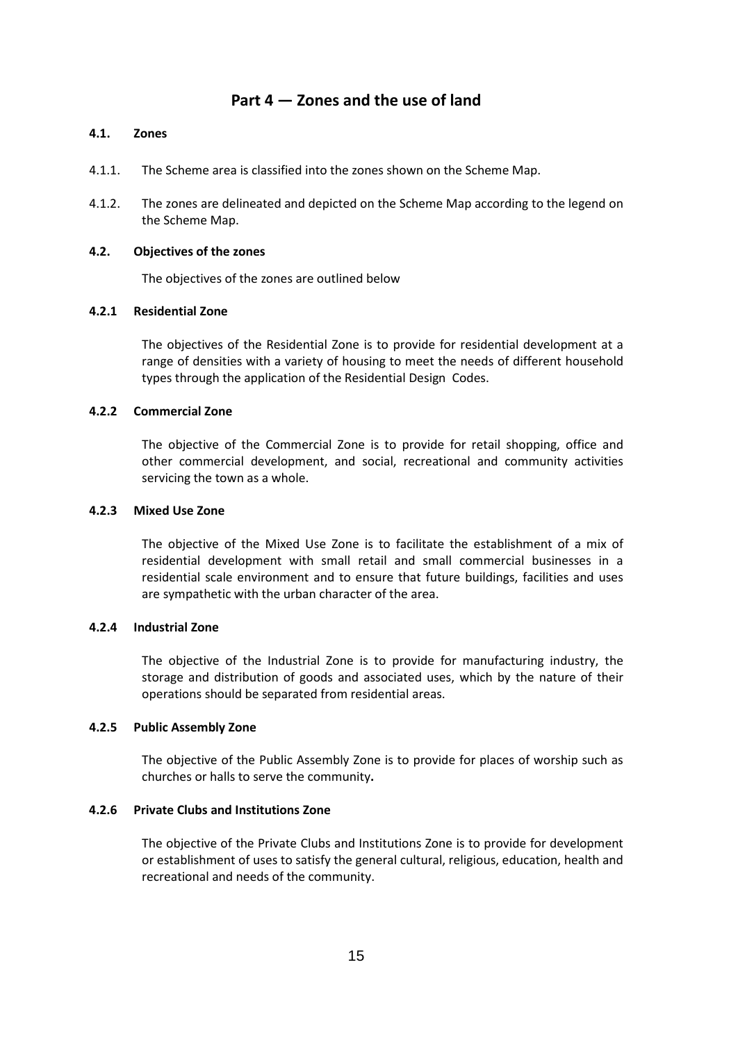# Part 4 — Zones and the use of land

### 4.1. Zones

4.1.1. The Scheme area is classified into the zones shown on the Scheme Map.

4.1.2. The zones are delineated and depicted on the Scheme Map according to the legend on the Scheme Map.

### 4.2. Objectives of the zones

The objectives of the zones are outlined below

#### 4.2.1 Residential Zone

The objectives of the Residential Zone is to provide for residential development at a range of densities with a variety of housing to meet the needs of different household types through the application of the Residential Design Codes.

#### 4.2.2 Commercial Zone

The objective of the Commercial Zone is to provide for retail shopping, office and other commercial development, and social, recreational and community activities servicing the town as a whole.

#### 4.2.3 Mixed Use Zone

The objective of the Mixed Use Zone is to facilitate the establishment of a mix of residential development with small retail and small commercial businesses in a residential scale environment and to ensure that future buildings, facilities and uses are sympathetic with the urban character of the area.

#### 4.2.4 Industrial Zone

The objective of the Industrial Zone is to provide for manufacturing industry, the storage and distribution of goods and associated uses, which by the nature of their operations should be separated from residential areas.

#### 4.2.5 Public Assembly Zone

The objective of the Public Assembly Zone is to provide for places of worship such as churches or halls to serve the community**.**

#### 4.2.6 Private Clubs and Institutions Zone

The objective of the Private Clubs and Institutions Zone is to provide for development or establishment of uses to satisfy the general cultural, religious, education, health and recreational and needs of the community.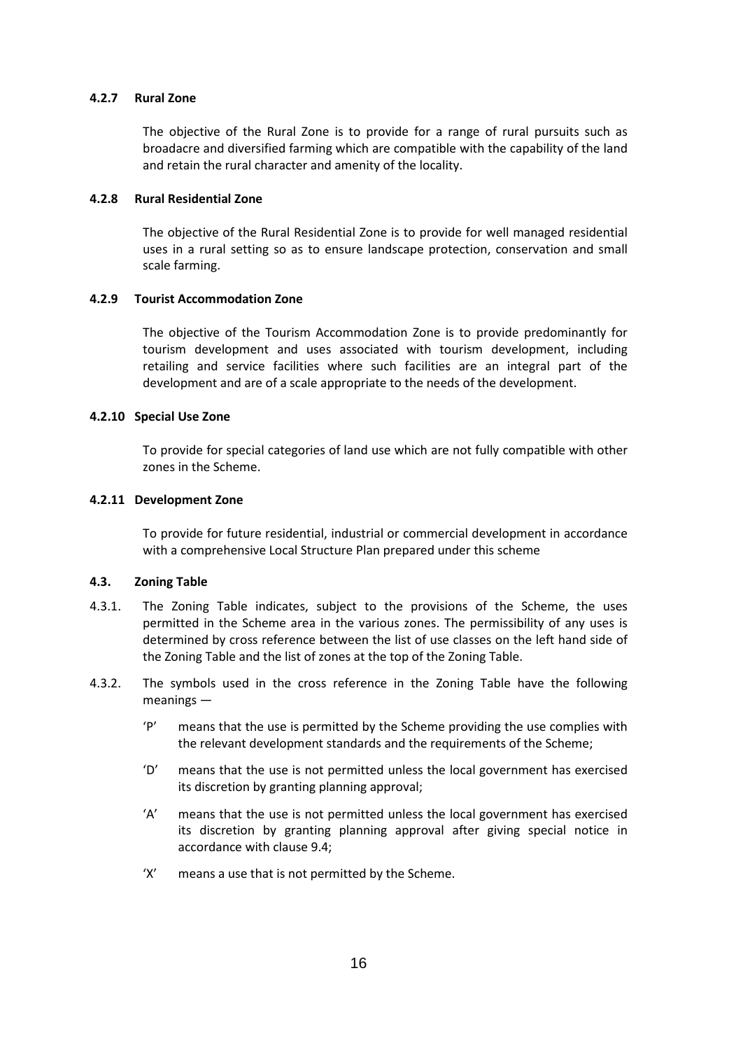#### 4.2.7 Rural Zone

The objective of the Rural Zone is to provide for a range of rural pursuits such as broadacre and diversified farming which are compatible with the capability of the land and retain the rural character and amenity of the locality.

#### 4.2.8 Rural Residential Zone

The objective of the Rural Residential Zone is to provide for well managed residential uses in a rural setting so as to ensure landscape protection, conservation and small scale farming.

#### 4.2.9 Tourist Accommodation Zone

The objective of the Tourism Accommodation Zone is to provide predominantly for tourism development and uses associated with tourism development, including retailing and service facilities where such facilities are an integral part of the development and are of a scale appropriate to the needs of the development.

#### 4.2.10 Special Use Zone

To provide for special categories of land use which are not fully compatible with other zones in the Scheme.

#### 4.2.11 Development Zone

To provide for future residential, industrial or commercial development in accordance with a comprehensive Local Structure Plan prepared under this scheme

### 4.3. Zoning Table

4.3.1. The Zoning Table indicates, subject to the provisions of the Scheme, the uses permitted in the Scheme area in the various zones. The permissibility of any uses is determined by cross reference between the list of use classes on the left hand side of the Zoning Table and the list of zones at the top of the Zoning Table.

4.3.2. The symbols used in the cross reference in the Zoning Table have the following meanings —

- 'P' means that the use is permitted by the Scheme providing the use complies with the relevant development standards and the requirements of the Scheme;
- 'D' means that the use is not permitted unless the local government has exercised its discretion by granting planning approval;
- 'A' means that the use is not permitted unless the local government has exercised its discretion by granting planning approval after giving special notice in accordance with clause 9.4;
- 'X' means a use that is not permitted by the Scheme.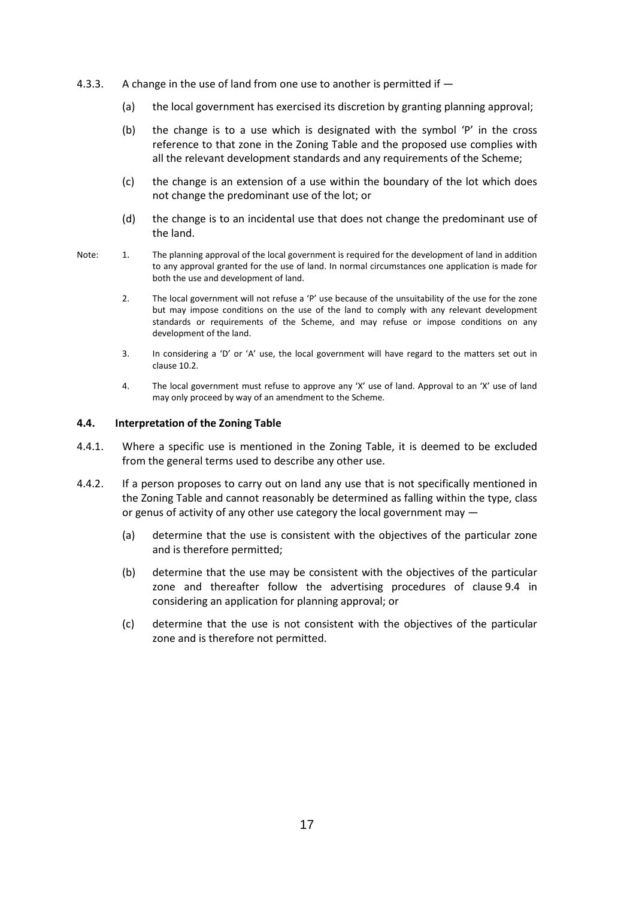4.3.3. A change in the use of land from one use to another is permitted if —

(a) the local government has exercised its discretion by granting planning approval;

(b) the change is to a use which is designated with the symbol 'P' in the cross reference to that zone in the Zoning Table and the proposed use complies with all the relevant development standards and any requirements of the Scheme;

(c) the change is an extension of a use within the boundary of the lot which does not change the predominant use of the lot; or

(d) the change is to an incidental use that does not change the predominant use of the land.

Note:

1. The planning approval of the local government is required for the development of land in addition to any approval granted for the use of land. In normal circumstances one application is made for both the use and development of land.

2. The local government will not refuse a 'P' use because of the unsuitability of the use for the zone but may impose conditions on the use of the land to comply with any relevant development standards or requirements of the Scheme, and may refuse or impose conditions on any development of the land.

3. In considering a 'D' or 'A' use, the local government will have regard to the matters set out in clause 10.2.

4. The local government must refuse to approve any 'X' use of land. Approval to an 'X' use of land may only proceed by way of an amendment to the Scheme.

### 4.4. Interpretation of the Zoning Table

4.4.1. Where a specific use is mentioned in the Zoning Table, it is deemed to be excluded from the general terms used to describe any other use.

4.4.2. If a person proposes to carry out on land any use that is not specifically mentioned in the Zoning Table and cannot reasonably be determined as falling within the type, class or genus of activity of any other use category the local government may —

(a) determine that the use is consistent with the objectives of the particular zone and is therefore permitted;

(b) determine that the use may be consistent with the objectives of the particular zone and thereafter follow the advertising procedures of clause 9.4 in considering an application for planning approval; or

(c) determine that the use is not consistent with the objectives of the particular zone and is therefore not permitted.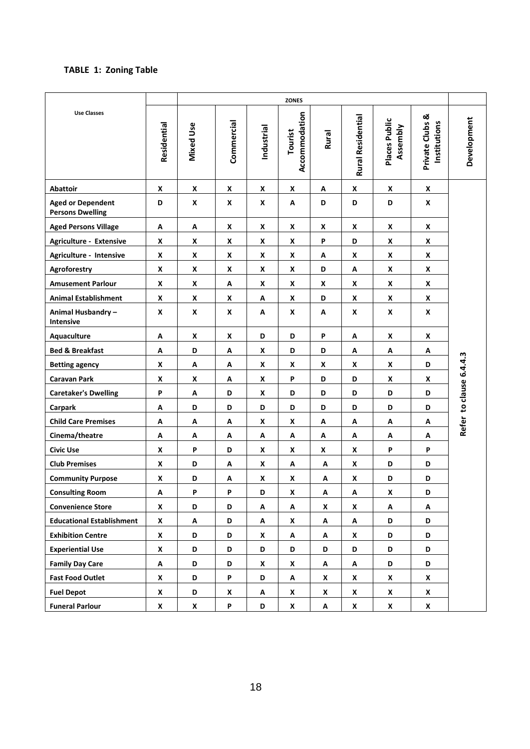**TABLE 1: Zoning Table**

| Use Classes | ZONES | | | | | | | | | |
|---|---|---|---|---|---|---|---|---|---|---|
| | Residential | Mixed Use | Commercial | Industrial | Tourist Accommodation | Rural | Rural Residential | Places Public Assembly | Private Clubs & Institutions | Development |
| Abattoir | X | X | X | X | X | A | X | X | X | Refer to clause 6.4.4.3 |
| Aged or Dependent Persons Dwelling | D | X | X | X | A | D | D | D | X | |
| Aged Persons Village | A | A | X | X | X | X | X | X | X | |
| Agriculture - Extensive | X | X | X | X | X | P | D | X | X | |
| Agriculture - Intensive | X | X | X | X | X | A | X | X | X | |
| Agroforestry | X | X | X | X | X | D | A | X | X | |
| Amusement Parlour | X | X | A | X | X | X | X | X | X | |
| Animal Establishment | X | X | X | A | X | D | X | X | X | |
| Animal Husbandry – Intensive | X | X | X | A | X | A | X | X | X | |
| Aquaculture | A | X | X | D | D | P | A | X | X | |
| Bed & Breakfast | A | D | A | X | D | D | A | A | A | |
| Betting agency | X | A | A | X | X | X | X | X | D | |
| Caravan Park | X | X | A | X | P | D | D | X | X | |
| Caretaker's Dwelling | P | A | D | X | D | D | D | D | D | |
| Carpark | A | D | D | D | D | D | D | D | D | |
| Child Care Premises | A | A | A | X | X | A | A | A | A | |
| Cinema/theatre | A | A | A | A | A | A | A | A | A | |
| Civic Use | X | P | D | X | X | X | X | P | P | |
| Club Premises | X | D | A | X | A | A | X | D | D | |
| Community Purpose | X | D | A | X | X | A | X | D | D | |
| Consulting Room | A | P | P | D | X | A | A | X | D | |
| Convenience Store | X | D | D | A | A | X | X | A | A | |
| Educational Establishment | X | A | D | A | X | A | A | D | D | |
| Exhibition Centre | X | D | D | X | A | A | X | D | D | |
| Experiential Use | X | D | D | D | D | D | D | D | D | |
| Family Day Care | A | D | D | X | X | A | A | D | D | |
| Fast Food Outlet | X | D | P | D | A | X | X | X | X | |
| Fuel Depot | X | D | X | A | X | X | X | X | X | |
| Funeral Parlour | X | X | P | D | X | A | X | X | X | |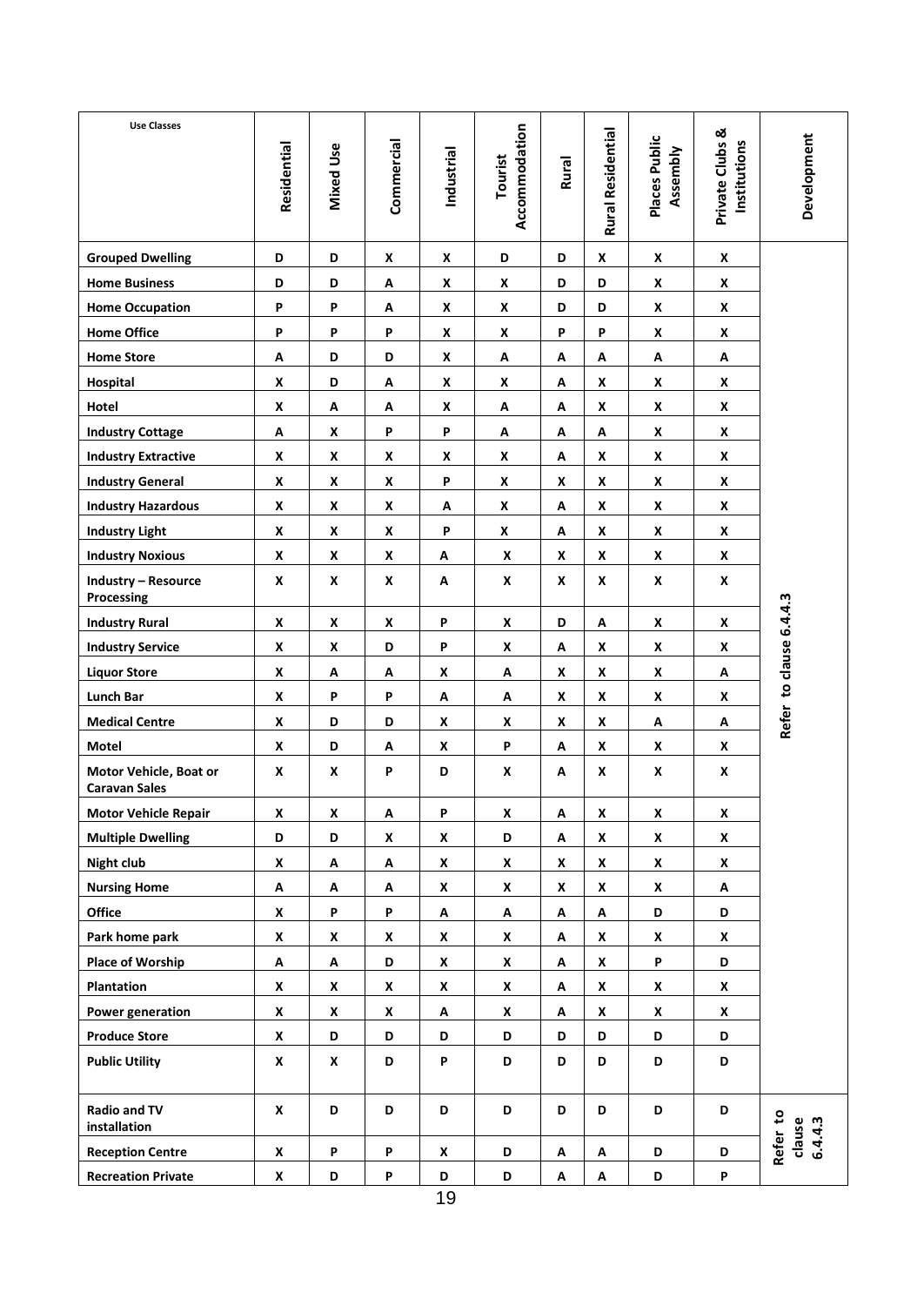| Use Classes | Residential | Mixed Use | Commercial | Industrial | Tourist Accommodation | Rural | Rural Residential | Places Public Assembly | Private Clubs & Institutions | Development |
|---|---|---|---|---|---|---|---|---|---|---|
| **Grouped Dwelling** | D | D | X | X | D | D | X | X | X | Refer to clause 6.4.4.3 |
| **Home Business** | D | D | A | X | X | D | D | X | X | |
| **Home Occupation** | P | P | A | X | X | D | D | X | X | |
| **Home Office** | P | P | P | X | X | P | P | X | X | |
| **Home Store** | A | D | D | X | A | A | A | A | A | |
| **Hospital** | X | D | A | X | X | A | X | X | X | |
| **Hotel** | X | A | A | X | A | A | X | X | X | |
| **Industry Cottage** | A | X | P | P | A | A | A | X | X | |
| **Industry Extractive** | X | X | X | X | X | A | X | X | X | |
| **Industry General** | X | X | X | P | X | X | X | X | X | |
| **Industry Hazardous** | X | X | X | A | X | A | X | X | X | |
| **Industry Light** | X | X | X | P | X | A | X | X | X | |
| **Industry Noxious** | X | X | X | A | X | X | X | X | X | |
| **Industry – Resource Processing** | X | X | X | A | X | X | X | X | X | |
| **Industry Rural** | X | X | X | P | X | D | A | X | X | |
| **Industry Service** | X | X | D | P | X | A | X | X | X | |
| **Liquor Store** | X | A | A | X | A | X | X | X | A | |
| **Lunch Bar** | X | P | P | A | A | X | X | X | X | |
| **Medical Centre** | X | D | D | X | X | X | X | A | A | |
| **Motel** | X | D | A | X | P | A | X | X | X | |
| **Motor Vehicle, Boat or Caravan Sales** | X | X | P | D | X | A | X | X | X | |
| **Motor Vehicle Repair** | X | X | A | P | X | A | X | X | X | |
| **Multiple Dwelling** | D | D | X | X | D | A | X | X | X | |
| **Night club** | X | A | A | X | X | X | X | X | X | |
| **Nursing Home** | A | A | A | X | X | X | X | X | A | |
| **Office** | X | P | P | A | A | A | A | D | D | |
| **Park home park** | X | X | X | X | X | A | X | X | X | |
| **Place of Worship** | A | A | D | X | X | A | X | P | D | |
| **Plantation** | X | X | X | X | X | A | X | X | X | |
| **Power generation** | X | X | X | A | X | A | X | X | X | |
| **Produce Store** | X | D | D | D | D | D | D | D | D | |
| **Public Utility** | X | X | D | P | D | D | D | D | D | |
| **Radio and TV installation** | X | D | D | D | D | D | D | D | D | Refer to clause 6.4.4.3 |
| **Reception Centre** | X | P | P | X | D | A | A | D | D | |
| **Recreation Private** | X | D | P | D | D | A | A | D | P | |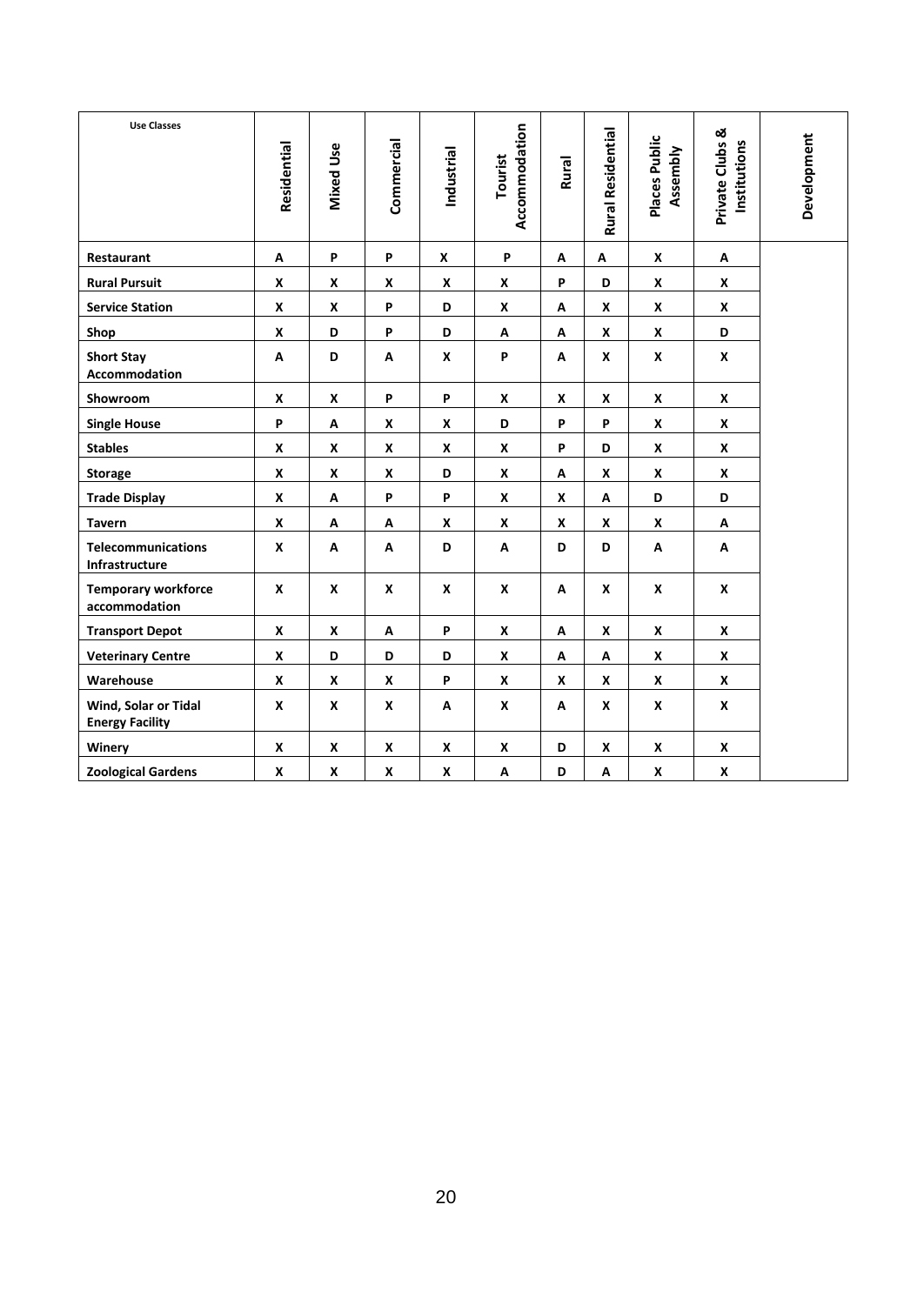| Use Classes | Residential | Mixed Use | Commercial | Industrial | Tourist Accommodation | Rural | Rural Residential | Places Public Assembly | Private Clubs & Institutions | Development |
|---|---|---|---|---|---|---|---|---|---|---|
| **Restaurant** | **A** | **P** | **P** | **X** | **P** | **A** | **A** | **X** | **A** | |
| **Rural Pursuit** | **X** | **X** | **X** | **X** | **X** | **P** | **D** | **X** | **X** | |
| **Service Station** | **X** | **X** | **P** | **D** | **X** | **A** | **X** | **X** | **X** | |
| **Shop** | **X** | **D** | **P** | **D** | **A** | **A** | **X** | **X** | **D** | |
| **Short Stay Accommodation** | **A** | **D** | **A** | **X** | **P** | **A** | **X** | **X** | **X** | |
| **Showroom** | **X** | **X** | **P** | **P** | **X** | **X** | **X** | **X** | **X** | |
| **Single House** | **P** | **A** | **X** | **X** | **D** | **P** | **P** | **X** | **X** | |
| **Stables** | **X** | **X** | **X** | **X** | **X** | **P** | **D** | **X** | **X** | |
| **Storage** | **X** | **X** | **X** | **D** | **X** | **A** | **X** | **X** | **X** | |
| **Trade Display** | **X** | **A** | **P** | **P** | **X** | **X** | **A** | **D** | **D** | |
| **Tavern** | **X** | **A** | **A** | **X** | **X** | **X** | **X** | **X** | **A** | |
| **Telecommunications Infrastructure** | **X** | **A** | **A** | **D** | **A** | **D** | **D** | **A** | **A** | |
| **Temporary workforce accommodation** | **X** | **X** | **X** | **X** | **X** | **A** | **X** | **X** | **X** | |
| **Transport Depot** | **X** | **X** | **A** | **P** | **X** | **A** | **X** | **X** | **X** | |
| **Veterinary Centre** | **X** | **D** | **D** | **D** | **X** | **A** | **A** | **X** | **X** | |
| **Warehouse** | **X** | **X** | **X** | **P** | **X** | **X** | **X** | **X** | **X** | |
| **Wind, Solar or Tidal Energy Facility** | **X** | **X** | **X** | **A** | **X** | **A** | **X** | **X** | **X** | |
| **Winery** | **X** | **X** | **X** | **X** | **X** | **D** | **X** | **X** | **X** | |
| **Zoological Gardens** | **X** | **X** | **X** | **X** | **A** | **D** | **A** | **X** | **X** | |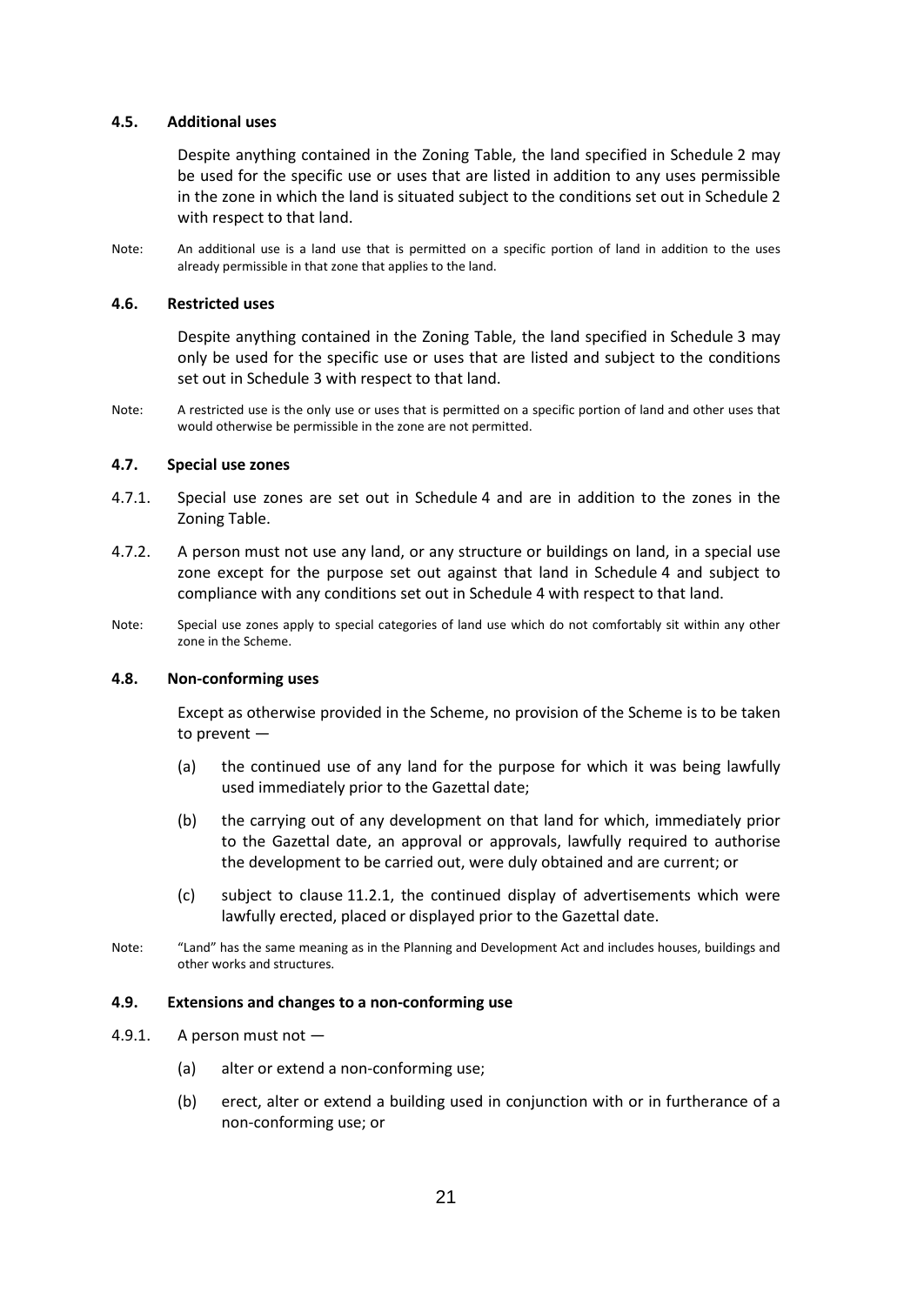### 4.5. Additional uses

Despite anything contained in the Zoning Table, the land specified in Schedule 2 may be used for the specific use or uses that are listed in addition to any uses permissible in the zone in which the land is situated subject to the conditions set out in Schedule 2 with respect to that land.

Note: An additional use is a land use that is permitted on a specific portion of land in addition to the uses already permissible in that zone that applies to the land.

### 4.6. Restricted uses

Despite anything contained in the Zoning Table, the land specified in Schedule 3 may only be used for the specific use or uses that are listed and subject to the conditions set out in Schedule 3 with respect to that land.

Note: A restricted use is the only use or uses that is permitted on a specific portion of land and other uses that would otherwise be permissible in the zone are not permitted.

### 4.7. Special use zones

4.7.1. Special use zones are set out in Schedule 4 and are in addition to the zones in the Zoning Table.

4.7.2. A person must not use any land, or any structure or buildings on land, in a special use zone except for the purpose set out against that land in Schedule 4 and subject to compliance with any conditions set out in Schedule 4 with respect to that land.

Note: Special use zones apply to special categories of land use which do not comfortably sit within any other zone in the Scheme.

### 4.8. Non-conforming uses

Except as otherwise provided in the Scheme, no provision of the Scheme is to be taken to prevent —

(a) the continued use of any land for the purpose for which it was being lawfully used immediately prior to the Gazettal date;

(b) the carrying out of any development on that land for which, immediately prior to the Gazettal date, an approval or approvals, lawfully required to authorise the development to be carried out, were duly obtained and are current; or

(c) subject to clause 11.2.1, the continued display of advertisements which were lawfully erected, placed or displayed prior to the Gazettal date.

Note: "Land" has the same meaning as in the Planning and Development Act and includes houses, buildings and other works and structures.

### 4.9. Extensions and changes to a non-conforming use

4.9.1. A person must not —

(a) alter or extend a non-conforming use;

(b) erect, alter or extend a building used in conjunction with or in furtherance of a non-conforming use; or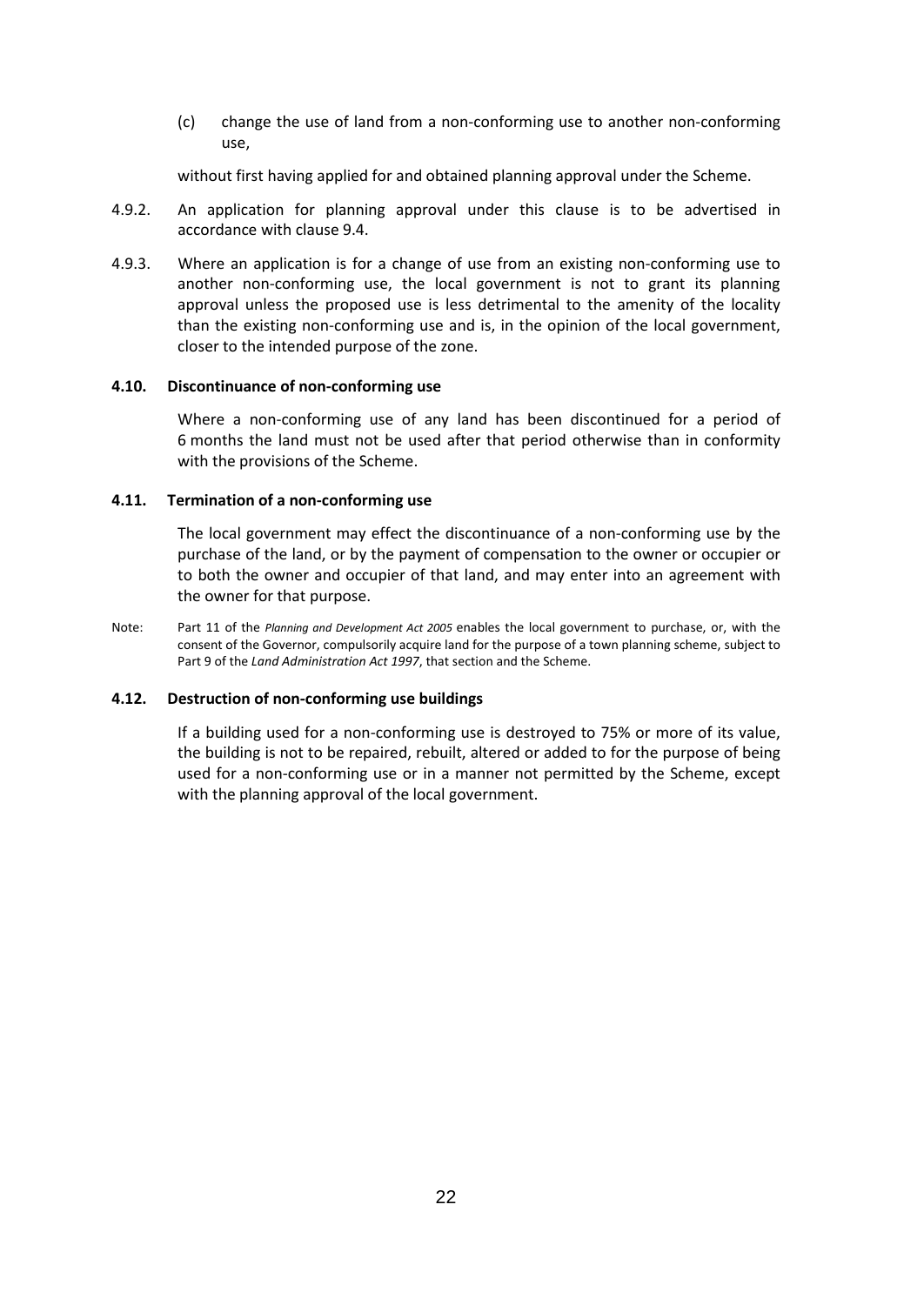(c) change the use of land from a non-conforming use to another non-conforming use,

without first having applied for and obtained planning approval under the Scheme.

4.9.2. An application for planning approval under this clause is to be advertised in accordance with clause 9.4.

4.9.3. Where an application is for a change of use from an existing non-conforming use to another non-conforming use, the local government is not to grant its planning approval unless the proposed use is less detrimental to the amenity of the locality than the existing non-conforming use and is, in the opinion of the local government, closer to the intended purpose of the zone.

### 4.10. Discontinuance of non-conforming use

Where a non-conforming use of any land has been discontinued for a period of 6 months the land must not be used after that period otherwise than in conformity with the provisions of the Scheme.

### 4.11. Termination of a non-conforming use

The local government may effect the discontinuance of a non-conforming use by the purchase of the land, or by the payment of compensation to the owner or occupier or to both the owner and occupier of that land, and may enter into an agreement with the owner for that purpose.

Note: Part 11 of the *Planning and Development Act 2005* enables the local government to purchase, or, with the consent of the Governor, compulsorily acquire land for the purpose of a town planning scheme, subject to Part 9 of the *Land Administration Act 1997*, that section and the Scheme.

### 4.12. Destruction of non-conforming use buildings

If a building used for a non-conforming use is destroyed to 75% or more of its value, the building is not to be repaired, rebuilt, altered or added to for the purpose of being used for a non-conforming use or in a manner not permitted by the Scheme, except with the planning approval of the local government.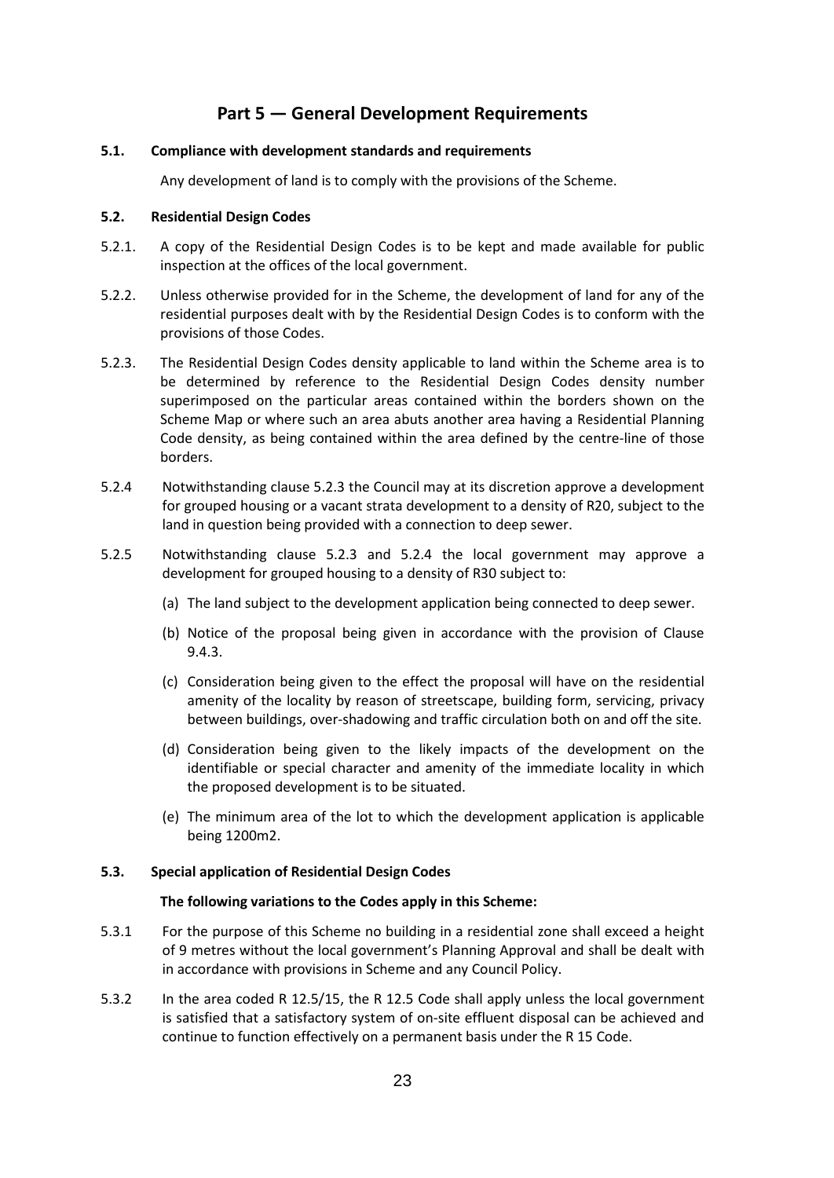# Part 5 — General Development Requirements

**5.1. Compliance with development standards and requirements**

Any development of land is to comply with the provisions of the Scheme.

**5.2. Residential Design Codes**

5.2.1. A copy of the Residential Design Codes is to be kept and made available for public inspection at the offices of the local government.

5.2.2. Unless otherwise provided for in the Scheme, the development of land for any of the residential purposes dealt with by the Residential Design Codes is to conform with the provisions of those Codes.

5.2.3. The Residential Design Codes density applicable to land within the Scheme area is to be determined by reference to the Residential Design Codes density number superimposed on the particular areas contained within the borders shown on the Scheme Map or where such an area abuts another area having a Residential Planning Code density, as being contained within the area defined by the centre-line of those borders.

5.2.4 Notwithstanding clause 5.2.3 the Council may at its discretion approve a development for grouped housing or a vacant strata development to a density of R20, subject to the land in question being provided with a connection to deep sewer.

5.2.5 Notwithstanding clause 5.2.3 and 5.2.4 the local government may approve a development for grouped housing to a density of R30 subject to:

(a) The land subject to the development application being connected to deep sewer.

(b) Notice of the proposal being given in accordance with the provision of Clause 9.4.3.

(c) Consideration being given to the effect the proposal will have on the residential amenity of the locality by reason of streetscape, building form, servicing, privacy between buildings, over-shadowing and traffic circulation both on and off the site.

(d) Consideration being given to the likely impacts of the development on the identifiable or special character and amenity of the immediate locality in which the proposed development is to be situated.

(e) The minimum area of the lot to which the development application is applicable being 1200m2.

**5.3. Special application of Residential Design Codes**

**The following variations to the Codes apply in this Scheme:**

5.3.1 For the purpose of this Scheme no building in a residential zone shall exceed a height of 9 metres without the local government's Planning Approval and shall be dealt with in accordance with provisions in Scheme and any Council Policy.

5.3.2 In the area coded R 12.5/15, the R 12.5 Code shall apply unless the local government is satisfied that a satisfactory system of on-site effluent disposal can be achieved and continue to function effectively on a permanent basis under the R 15 Code.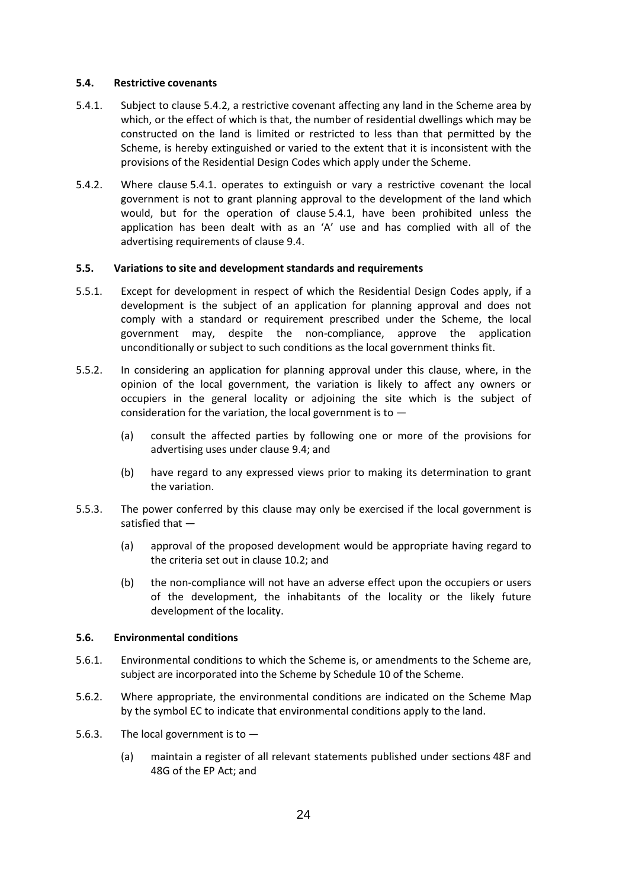### 5.4. Restrictive covenants

5.4.1. Subject to clause 5.4.2, a restrictive covenant affecting any land in the Scheme area by which, or the effect of which is that, the number of residential dwellings which may be constructed on the land is limited or restricted to less than that permitted by the Scheme, is hereby extinguished or varied to the extent that it is inconsistent with the provisions of the Residential Design Codes which apply under the Scheme.

5.4.2. Where clause 5.4.1. operates to extinguish or vary a restrictive covenant the local government is not to grant planning approval to the development of the land which would, but for the operation of clause 5.4.1, have been prohibited unless the application has been dealt with as an 'A' use and has complied with all of the advertising requirements of clause 9.4.

### 5.5. Variations to site and development standards and requirements

5.5.1. Except for development in respect of which the Residential Design Codes apply, if a development is the subject of an application for planning approval and does not comply with a standard or requirement prescribed under the Scheme, the local government may, despite the non-compliance, approve the application unconditionally or subject to such conditions as the local government thinks fit.

5.5.2. In considering an application for planning approval under this clause, where, in the opinion of the local government, the variation is likely to affect any owners or occupiers in the general locality or adjoining the site which is the subject of consideration for the variation, the local government is to —

(a) consult the affected parties by following one or more of the provisions for advertising uses under clause 9.4; and

(b) have regard to any expressed views prior to making its determination to grant the variation.

5.5.3. The power conferred by this clause may only be exercised if the local government is satisfied that —

(a) approval of the proposed development would be appropriate having regard to the criteria set out in clause 10.2; and

(b) the non-compliance will not have an adverse effect upon the occupiers or users of the development, the inhabitants of the locality or the likely future development of the locality.

### 5.6. Environmental conditions

5.6.1. Environmental conditions to which the Scheme is, or amendments to the Scheme are, subject are incorporated into the Scheme by Schedule 10 of the Scheme.

5.6.2. Where appropriate, the environmental conditions are indicated on the Scheme Map by the symbol EC to indicate that environmental conditions apply to the land.

5.6.3. The local government is to —

(a) maintain a register of all relevant statements published under sections 48F and 48G of the EP Act; and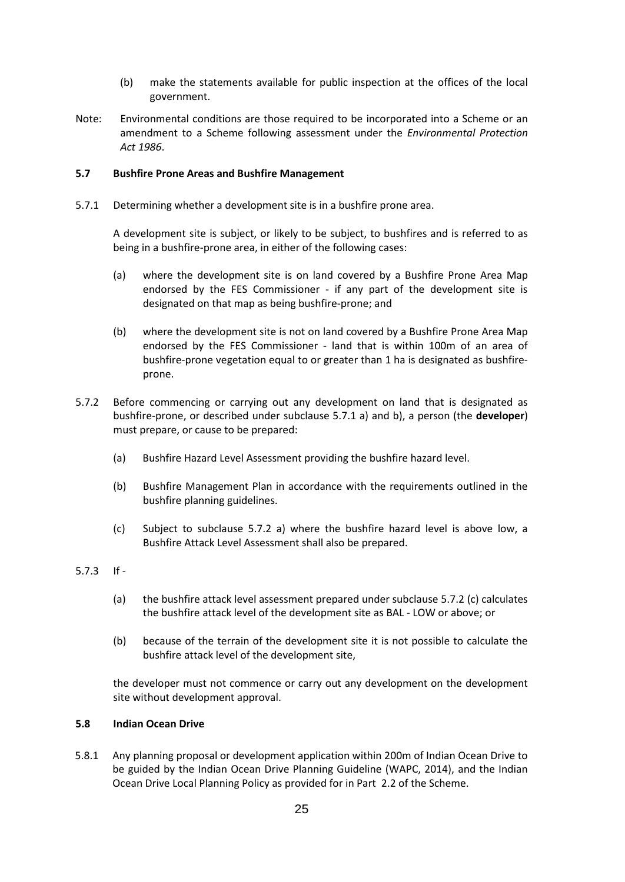(b) make the statements available for public inspection at the offices of the local government.

Note: Environmental conditions are those required to be incorporated into a Scheme or an amendment to a Scheme following assessment under the *Environmental Protection Act 1986*.

**5.7 Bushfire Prone Areas and Bushfire Management**

5.7.1 Determining whether a development site is in a bushfire prone area.

A development site is subject, or likely to be subject, to bushfires and is referred to as being in a bushfire-prone area, in either of the following cases:

(a) where the development site is on land covered by a Bushfire Prone Area Map endorsed by the FES Commissioner - if any part of the development site is designated on that map as being bushfire-prone; and

(b) where the development site is not on land covered by a Bushfire Prone Area Map endorsed by the FES Commissioner - land that is within 100m of an area of bushfire-prone vegetation equal to or greater than 1 ha is designated as bushfire-prone.

5.7.2 Before commencing or carrying out any development on land that is designated as bushfire-prone, or described under subclause 5.7.1 a) and b), a person (the **developer**) must prepare, or cause to be prepared:

(a) Bushfire Hazard Level Assessment providing the bushfire hazard level.

(b) Bushfire Management Plan in accordance with the requirements outlined in the bushfire planning guidelines.

(c) Subject to subclause 5.7.2 a) where the bushfire hazard level is above low, a Bushfire Attack Level Assessment shall also be prepared.

5.7.3 If -

(a) the bushfire attack level assessment prepared under subclause 5.7.2 (c) calculates the bushfire attack level of the development site as BAL - LOW or above; or

(b) because of the terrain of the development site it is not possible to calculate the bushfire attack level of the development site,

the developer must not commence or carry out any development on the development site without development approval.

**5.8 Indian Ocean Drive**

5.8.1 Any planning proposal or development application within 200m of Indian Ocean Drive to be guided by the Indian Ocean Drive Planning Guideline (WAPC, 2014), and the Indian Ocean Drive Local Planning Policy as provided for in Part 2.2 of the Scheme.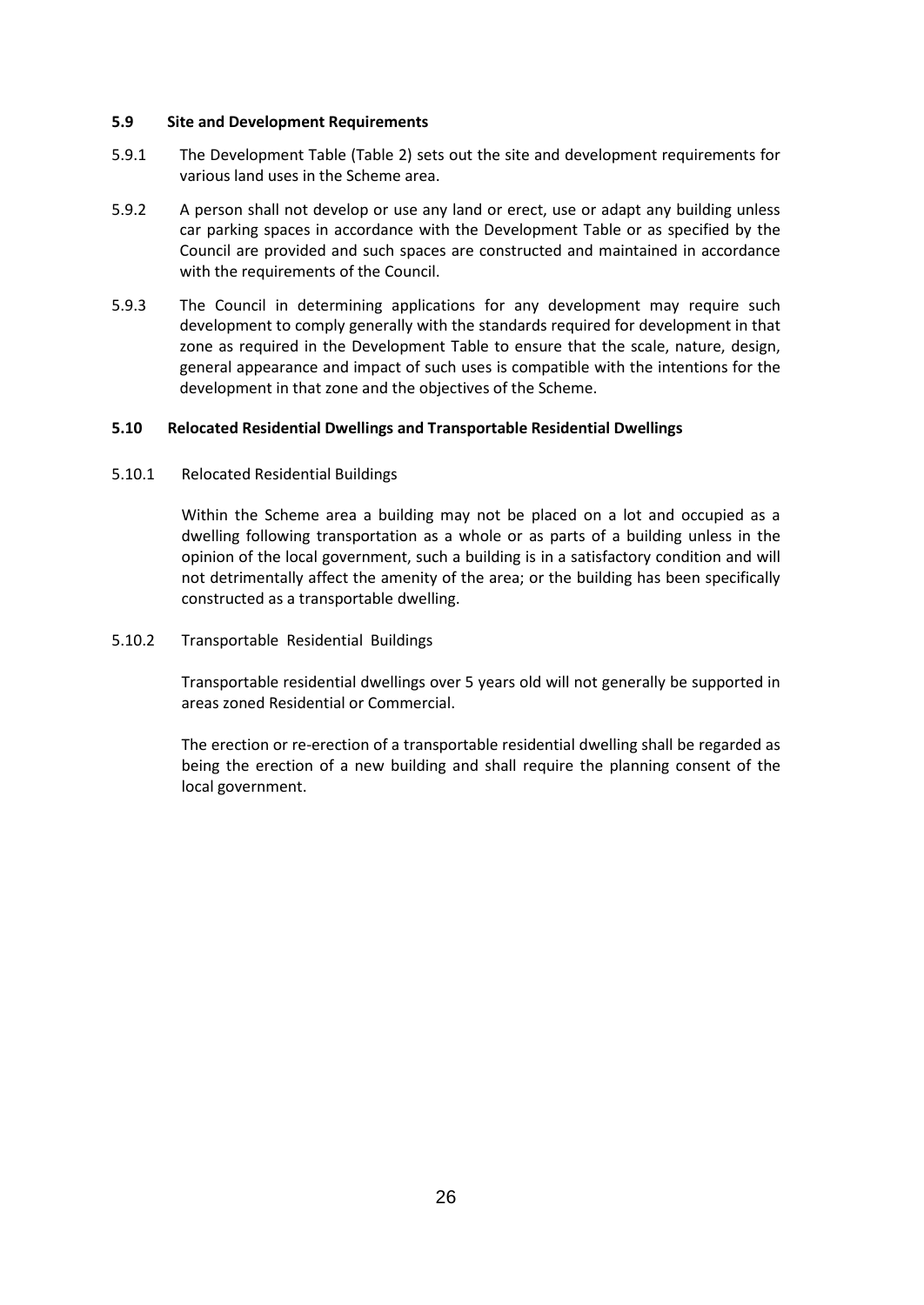### 5.9 Site and Development Requirements

5.9.1 The Development Table (Table 2) sets out the site and development requirements for various land uses in the Scheme area.

5.9.2 A person shall not develop or use any land or erect, use or adapt any building unless car parking spaces in accordance with the Development Table or as specified by the Council are provided and such spaces are constructed and maintained in accordance with the requirements of the Council.

5.9.3 The Council in determining applications for any development may require such development to comply generally with the standards required for development in that zone as required in the Development Table to ensure that the scale, nature, design, general appearance and impact of such uses is compatible with the intentions for the development in that zone and the objectives of the Scheme.

### 5.10 Relocated Residential Dwellings and Transportable Residential Dwellings

5.10.1 Relocated Residential Buildings

Within the Scheme area a building may not be placed on a lot and occupied as a dwelling following transportation as a whole or as parts of a building unless in the opinion of the local government, such a building is in a satisfactory condition and will not detrimentally affect the amenity of the area; or the building has been specifically constructed as a transportable dwelling.

5.10.2 Transportable Residential Buildings

Transportable residential dwellings over 5 years old will not generally be supported in areas zoned Residential or Commercial.

The erection or re-erection of a transportable residential dwelling shall be regarded as being the erection of a new building and shall require the planning consent of the local government.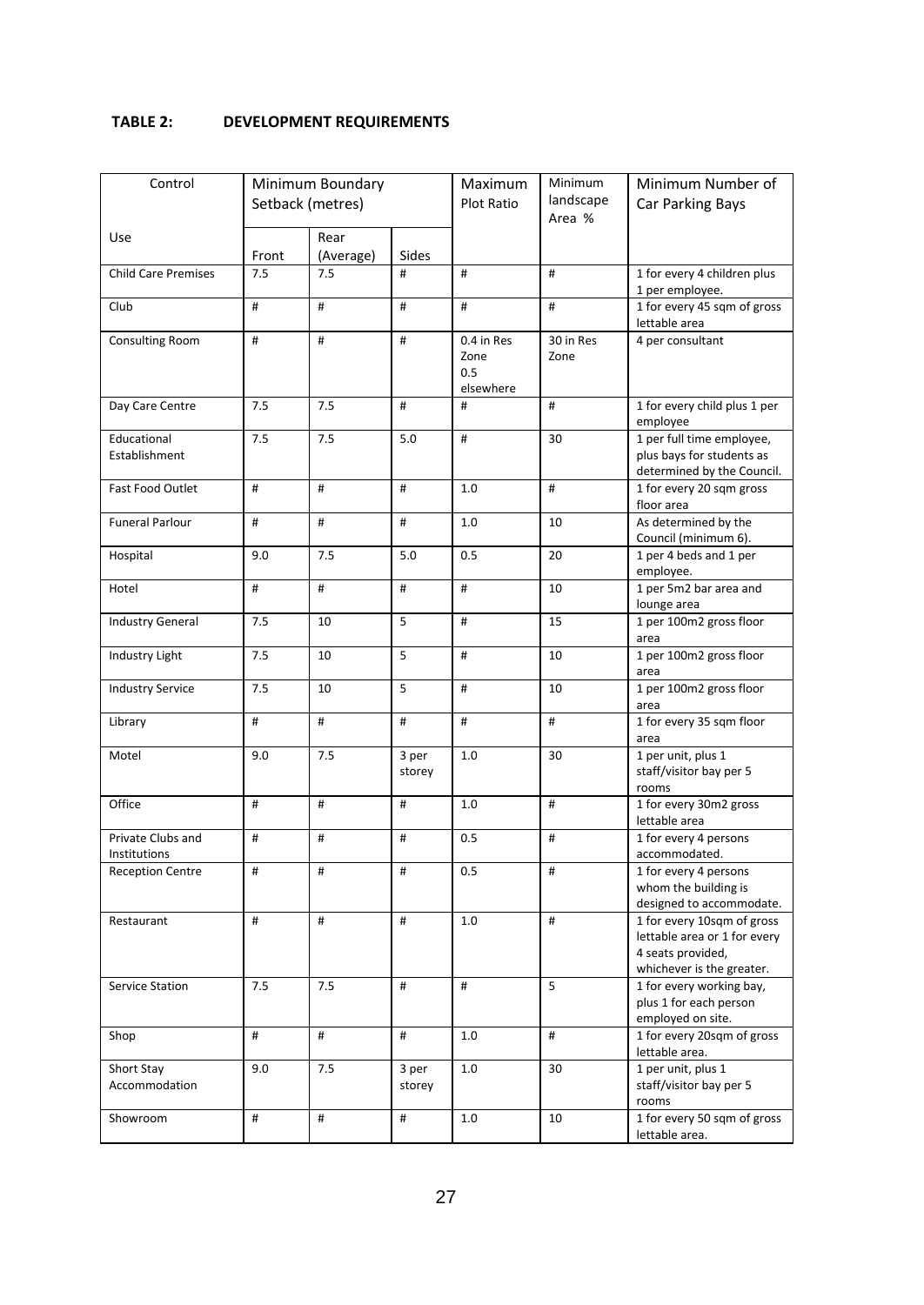**TABLE 2: DEVELOPMENT REQUIREMENTS**

| Control | Minimum Boundary Setback (metres) | | | Maximum Plot Ratio | Minimum landscape Area % | Minimum Number of Car Parking Bays |
|---|---|---|---|---|---|---|
| Use | Front | Rear (Average) | Sides | | | |
| Child Care Premises | 7.5 | 7.5 | # | # | # | 1 for every 4 children plus 1 per employee. |
| Club | # | # | # | # | # | 1 for every 45 sqm of gross lettable area |
| Consulting Room | # | # | # | 0.4 in Res Zone 0.5 elsewhere | 30 in Res Zone | 4 per consultant |
| Day Care Centre | 7.5 | 7.5 | # | # | # | 1 for every child plus 1 per employee |
| Educational Establishment | 7.5 | 7.5 | 5.0 | # | 30 | 1 per full time employee, plus bays for students as determined by the Council. |
| Fast Food Outlet | # | # | # | 1.0 | # | 1 for every 20 sqm gross floor area |
| Funeral Parlour | # | # | # | 1.0 | 10 | As determined by the Council (minimum 6). |
| Hospital | 9.0 | 7.5 | 5.0 | 0.5 | 20 | 1 per 4 beds and 1 per employee. |
| Hotel | # | # | # | # | 10 | 1 per 5m2 bar area and lounge area |
| Industry General | 7.5 | 10 | 5 | # | 15 | 1 per 100m2 gross floor area |
| Industry Light | 7.5 | 10 | 5 | # | 10 | 1 per 100m2 gross floor area |
| Industry Service | 7.5 | 10 | 5 | # | 10 | 1 per 100m2 gross floor area |
| Library | # | # | # | # | # | 1 for every 35 sqm floor area |
| Motel | 9.0 | 7.5 | 3 per storey | 1.0 | 30 | 1 per unit, plus 1 staff/visitor bay per 5 rooms |
| Office | # | # | # | 1.0 | # | 1 for every 30m2 gross lettable area |
| Private Clubs and Institutions | # | # | # | 0.5 | # | 1 for every 4 persons accommodated. |
| Reception Centre | # | # | # | 0.5 | # | 1 for every 4 persons whom the building is designed to accommodate. |
| Restaurant | # | # | # | 1.0 | # | 1 for every 10sqm of gross lettable area or 1 for every 4 seats provided, whichever is the greater. |
| Service Station | 7.5 | 7.5 | # | # | 5 | 1 for every working bay, plus 1 for each person employed on site. |
| Shop | # | # | # | 1.0 | # | 1 for every 20sqm of gross lettable area. |
| Short Stay Accommodation | 9.0 | 7.5 | 3 per storey | 1.0 | 30 | 1 per unit, plus 1 staff/visitor bay per 5 rooms |
| Showroom | # | # | # | 1.0 | 10 | 1 for every 50 sqm of gross lettable area. |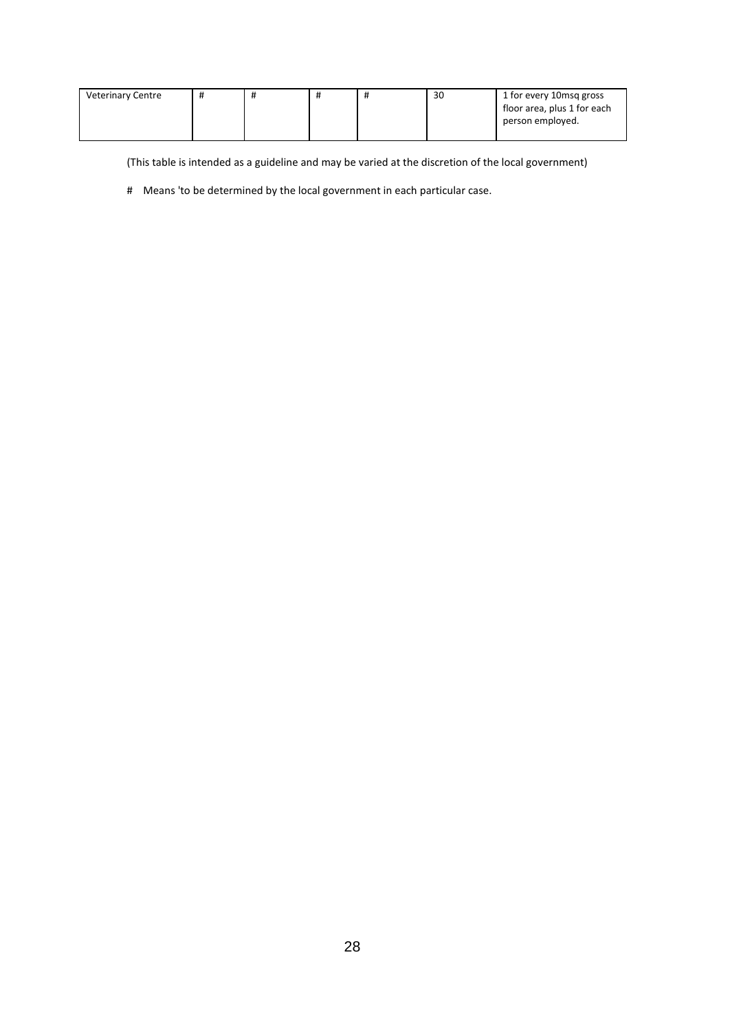| | | | | | | |
|---|---|---|---|---|---|---|
| Veterinary Centre | # | # | # | # | 30 | 1 for every 10msq gross floor area, plus 1 for each person employed. |

(This table is intended as a guideline and may be varied at the discretion of the local government)

# Means 'to be determined by the local government in each particular case.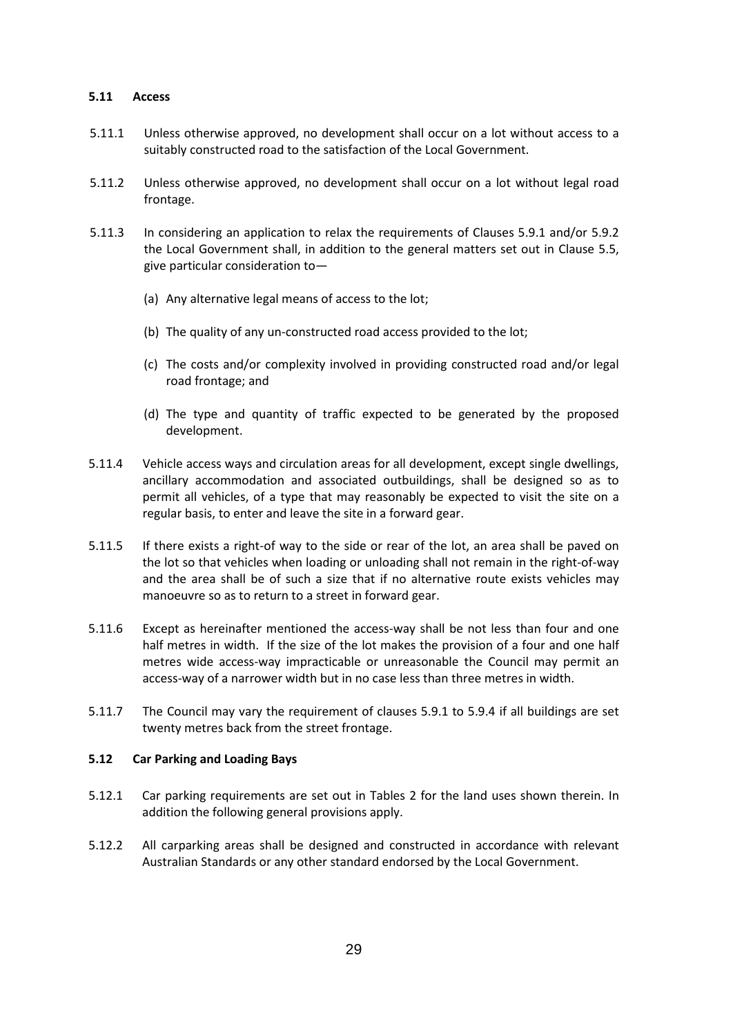### 5.11 Access

5.11.1 Unless otherwise approved, no development shall occur on a lot without access to a suitably constructed road to the satisfaction of the Local Government.

5.11.2 Unless otherwise approved, no development shall occur on a lot without legal road frontage.

5.11.3 In considering an application to relax the requirements of Clauses 5.9.1 and/or 5.9.2 the Local Government shall, in addition to the general matters set out in Clause 5.5, give particular consideration to—

(a) Any alternative legal means of access to the lot;

(b) The quality of any un-constructed road access provided to the lot;

(c) The costs and/or complexity involved in providing constructed road and/or legal road frontage; and

(d) The type and quantity of traffic expected to be generated by the proposed development.

5.11.4 Vehicle access ways and circulation areas for all development, except single dwellings, ancillary accommodation and associated outbuildings, shall be designed so as to permit all vehicles, of a type that may reasonably be expected to visit the site on a regular basis, to enter and leave the site in a forward gear.

5.11.5 If there exists a right-of way to the side or rear of the lot, an area shall be paved on the lot so that vehicles when loading or unloading shall not remain in the right-of-way and the area shall be of such a size that if no alternative route exists vehicles may manoeuvre so as to return to a street in forward gear.

5.11.6 Except as hereinafter mentioned the access-way shall be not less than four and one half metres in width. If the size of the lot makes the provision of a four and one half metres wide access-way impracticable or unreasonable the Council may permit an access-way of a narrower width but in no case less than three metres in width.

5.11.7 The Council may vary the requirement of clauses 5.9.1 to 5.9.4 if all buildings are set twenty metres back from the street frontage.

### 5.12 Car Parking and Loading Bays

5.12.1 Car parking requirements are set out in Tables 2 for the land uses shown therein. In addition the following general provisions apply.

5.12.2 All carparking areas shall be designed and constructed in accordance with relevant Australian Standards or any other standard endorsed by the Local Government.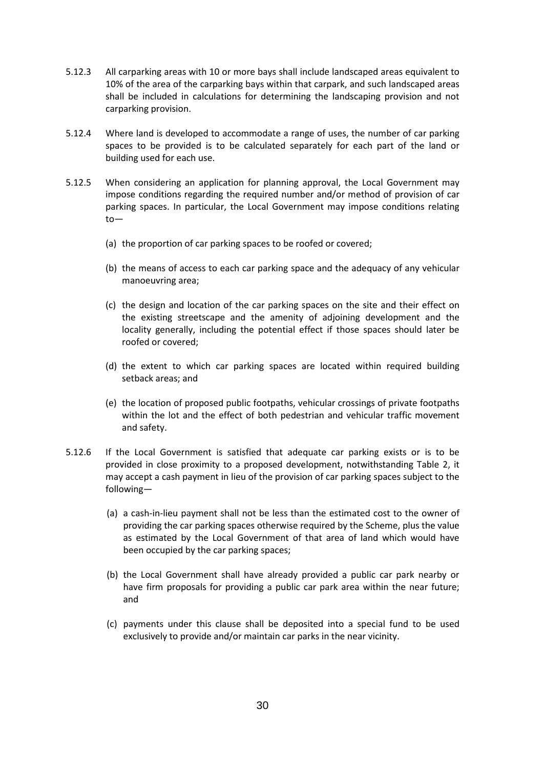5.12.3 All carparking areas with 10 or more bays shall include landscaped areas equivalent to 10% of the area of the carparking bays within that carpark, and such landscaped areas shall be included in calculations for determining the landscaping provision and not carparking provision.

5.12.4 Where land is developed to accommodate a range of uses, the number of car parking spaces to be provided is to be calculated separately for each part of the land or building used for each use.

5.12.5 When considering an application for planning approval, the Local Government may impose conditions regarding the required number and/or method of provision of car parking spaces. In particular, the Local Government may impose conditions relating to—

(a) the proportion of car parking spaces to be roofed or covered;

(b) the means of access to each car parking space and the adequacy of any vehicular manoeuvring area;

(c) the design and location of the car parking spaces on the site and their effect on the existing streetscape and the amenity of adjoining development and the locality generally, including the potential effect if those spaces should later be roofed or covered;

(d) the extent to which car parking spaces are located within required building setback areas; and

(e) the location of proposed public footpaths, vehicular crossings of private footpaths within the lot and the effect of both pedestrian and vehicular traffic movement and safety.

5.12.6 If the Local Government is satisfied that adequate car parking exists or is to be provided in close proximity to a proposed development, notwithstanding Table 2, it may accept a cash payment in lieu of the provision of car parking spaces subject to the following—

(a) a cash-in-lieu payment shall not be less than the estimated cost to the owner of providing the car parking spaces otherwise required by the Scheme, plus the value as estimated by the Local Government of that area of land which would have been occupied by the car parking spaces;

(b) the Local Government shall have already provided a public car park nearby or have firm proposals for providing a public car park area within the near future; and

(c) payments under this clause shall be deposited into a special fund to be used exclusively to provide and/or maintain car parks in the near vicinity.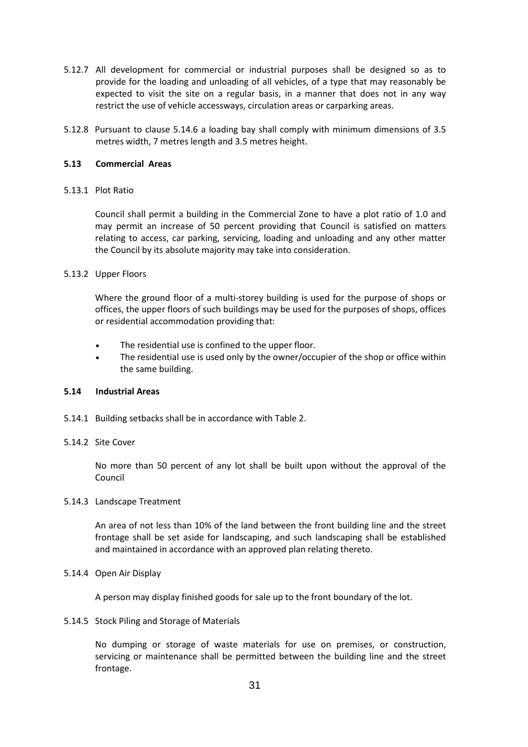5.12.7 All development for commercial or industrial purposes shall be designed so as to provide for the loading and unloading of all vehicles, of a type that may reasonably be expected to visit the site on a regular basis, in a manner that does not in any way restrict the use of vehicle accessways, circulation areas or carparking areas.

5.12.8 Pursuant to clause 5.14.6 a loading bay shall comply with minimum dimensions of 3.5 metres width, 7 metres length and 3.5 metres height.

### 5.13 Commercial Areas

5.13.1 Plot Ratio

Council shall permit a building in the Commercial Zone to have a plot ratio of 1.0 and may permit an increase of 50 percent providing that Council is satisfied on matters relating to access, car parking, servicing, loading and unloading and any other matter the Council by its absolute majority may take into consideration.

5.13.2 Upper Floors

Where the ground floor of a multi-storey building is used for the purpose of shops or offices, the upper floors of such buildings may be used for the purposes of shops, offices or residential accommodation providing that:

- The residential use is confined to the upper floor.
- The residential use is used only by the owner/occupier of the shop or office within the same building.

### 5.14 Industrial Areas

5.14.1 Building setbacks shall be in accordance with Table 2.

5.14.2 Site Cover

No more than 50 percent of any lot shall be built upon without the approval of the Council

5.14.3 Landscape Treatment

An area of not less than 10% of the land between the front building line and the street frontage shall be set aside for landscaping, and such landscaping shall be established and maintained in accordance with an approved plan relating thereto.

5.14.4 Open Air Display

A person may display finished goods for sale up to the front boundary of the lot.

5.14.5 Stock Piling and Storage of Materials

No dumping or storage of waste materials for use on premises, or construction, servicing or maintenance shall be permitted between the building line and the street frontage.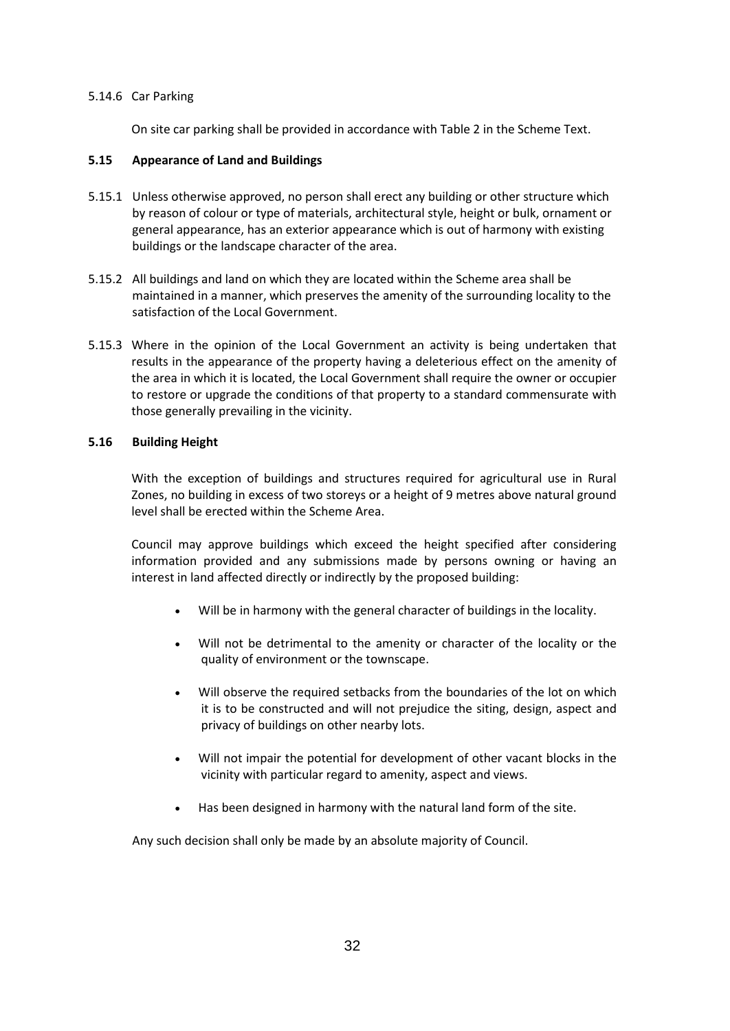5.14.6 Car Parking

On site car parking shall be provided in accordance with Table 2 in the Scheme Text.

### 5.15 Appearance of Land and Buildings

5.15.1 Unless otherwise approved, no person shall erect any building or other structure which by reason of colour or type of materials, architectural style, height or bulk, ornament or general appearance, has an exterior appearance which is out of harmony with existing buildings or the landscape character of the area.

5.15.2 All buildings and land on which they are located within the Scheme area shall be maintained in a manner, which preserves the amenity of the surrounding locality to the satisfaction of the Local Government.

5.15.3 Where in the opinion of the Local Government an activity is being undertaken that results in the appearance of the property having a deleterious effect on the amenity of the area in which it is located, the Local Government shall require the owner or occupier to restore or upgrade the conditions of that property to a standard commensurate with those generally prevailing in the vicinity.

### 5.16 Building Height

With the exception of buildings and structures required for agricultural use in Rural Zones, no building in excess of two storeys or a height of 9 metres above natural ground level shall be erected within the Scheme Area.

Council may approve buildings which exceed the height specified after considering information provided and any submissions made by persons owning or having an interest in land affected directly or indirectly by the proposed building:

- Will be in harmony with the general character of buildings in the locality.
- Will not be detrimental to the amenity or character of the locality or the quality of environment or the townscape.
- Will observe the required setbacks from the boundaries of the lot on which it is to be constructed and will not prejudice the siting, design, aspect and privacy of buildings on other nearby lots.
- Will not impair the potential for development of other vacant blocks in the vicinity with particular regard to amenity, aspect and views.
- Has been designed in harmony with the natural land form of the site.

Any such decision shall only be made by an absolute majority of Council.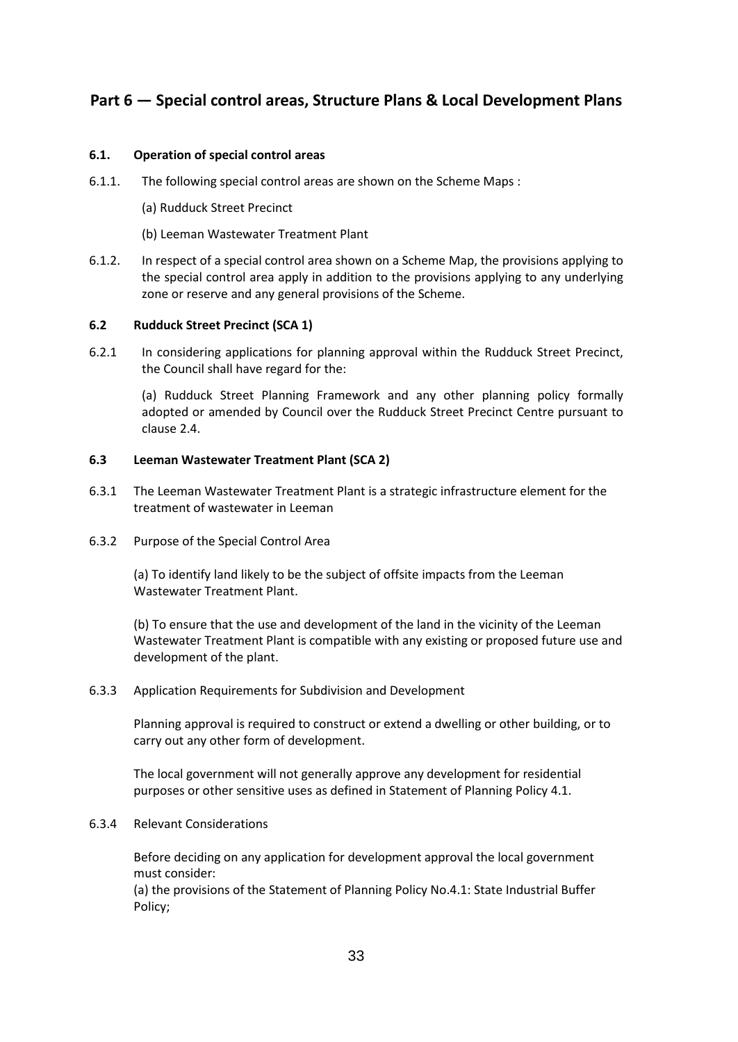## Part 6 — Special control areas, Structure Plans & Local Development Plans

### 6.1. Operation of special control areas

6.1.1. The following special control areas are shown on the Scheme Maps :

(a) Rudduck Street Precinct

(b) Leeman Wastewater Treatment Plant

6.1.2. In respect of a special control area shown on a Scheme Map, the provisions applying to the special control area apply in addition to the provisions applying to any underlying zone or reserve and any general provisions of the Scheme.

### 6.2 Rudduck Street Precinct (SCA 1)

6.2.1 In considering applications for planning approval within the Rudduck Street Precinct, the Council shall have regard for the:

(a) Rudduck Street Planning Framework and any other planning policy formally adopted or amended by Council over the Rudduck Street Precinct Centre pursuant to clause 2.4.

### 6.3 Leeman Wastewater Treatment Plant (SCA 2)

6.3.1 The Leeman Wastewater Treatment Plant is a strategic infrastructure element for the treatment of wastewater in Leeman

6.3.2 Purpose of the Special Control Area

(a) To identify land likely to be the subject of offsite impacts from the Leeman Wastewater Treatment Plant.

(b) To ensure that the use and development of the land in the vicinity of the Leeman Wastewater Treatment Plant is compatible with any existing or proposed future use and development of the plant.

6.3.3 Application Requirements for Subdivision and Development

Planning approval is required to construct or extend a dwelling or other building, or to carry out any other form of development.

The local government will not generally approve any development for residential purposes or other sensitive uses as defined in Statement of Planning Policy 4.1.

6.3.4 Relevant Considerations

Before deciding on any application for development approval the local government must consider:

(a) the provisions of the Statement of Planning Policy No.4.1: State Industrial Buffer Policy;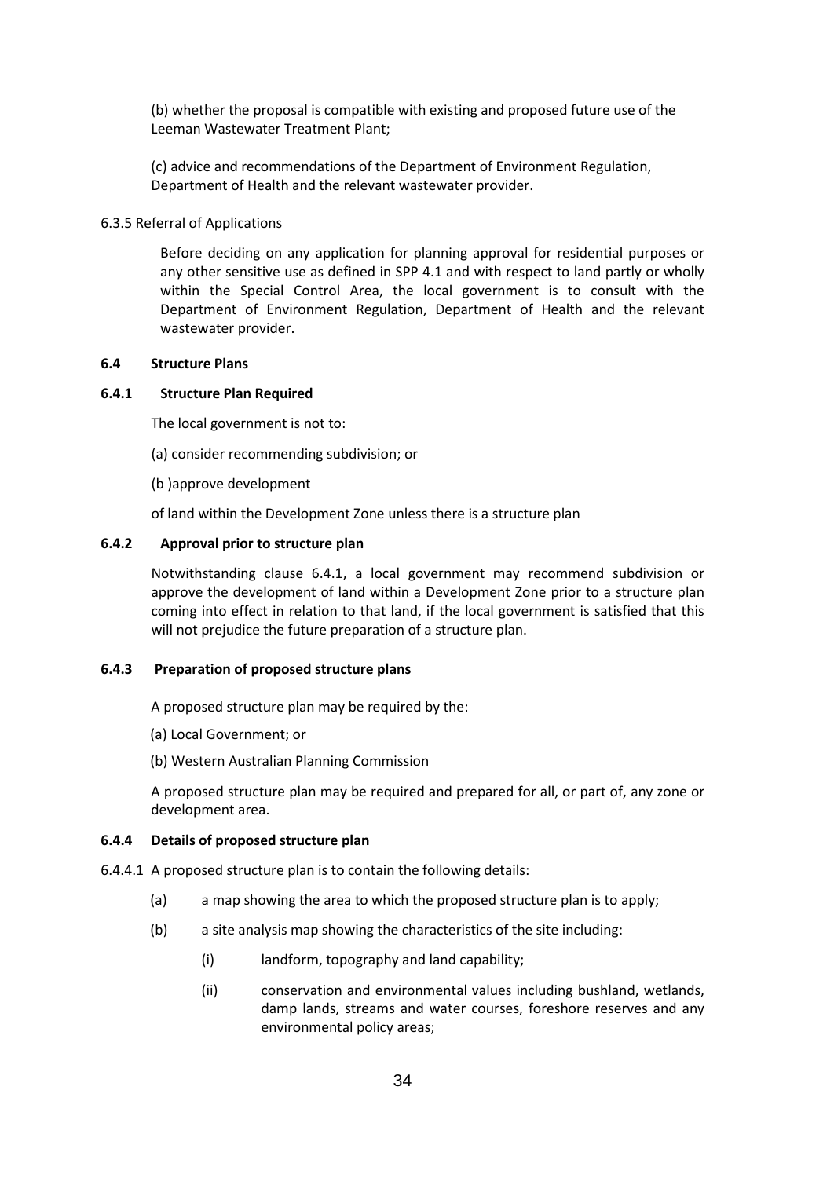(b) whether the proposal is compatible with existing and proposed future use of the Leeman Wastewater Treatment Plant;

(c) advice and recommendations of the Department of Environment Regulation, Department of Health and the relevant wastewater provider.

6.3.5 Referral of Applications

Before deciding on any application for planning approval for residential purposes or any other sensitive use as defined in SPP 4.1 and with respect to land partly or wholly within the Special Control Area, the local government is to consult with the Department of Environment Regulation, Department of Health and the relevant wastewater provider.

**6.4 Structure Plans**

**6.4.1 Structure Plan Required**

The local government is not to:

(a) consider recommending subdivision; or

(b )approve development

of land within the Development Zone unless there is a structure plan

**6.4.2 Approval prior to structure plan**

Notwithstanding clause 6.4.1, a local government may recommend subdivision or approve the development of land within a Development Zone prior to a structure plan coming into effect in relation to that land, if the local government is satisfied that this will not prejudice the future preparation of a structure plan.

**6.4.3 Preparation of proposed structure plans**

A proposed structure plan may be required by the:

(a) Local Government; or

(b) Western Australian Planning Commission

A proposed structure plan may be required and prepared for all, or part of, any zone or development area.

**6.4.4 Details of proposed structure plan**

6.4.4.1 A proposed structure plan is to contain the following details:

(a) a map showing the area to which the proposed structure plan is to apply;

(b) a site analysis map showing the characteristics of the site including:

(i) landform, topography and land capability;

(ii) conservation and environmental values including bushland, wetlands, damp lands, streams and water courses, foreshore reserves and any environmental policy areas;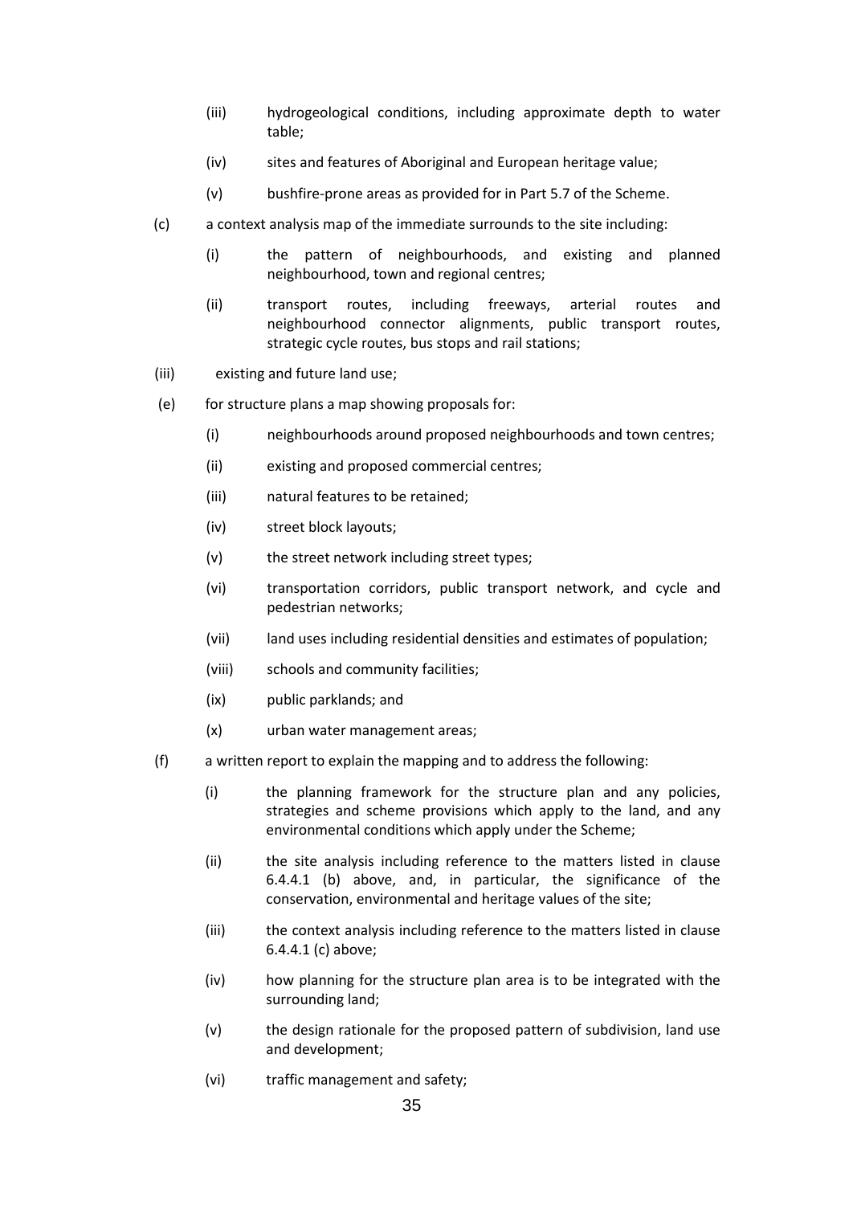(iii) hydrogeological conditions, including approximate depth to water table;

(iv) sites and features of Aboriginal and European heritage value;

(v) bushfire-prone areas as provided for in Part 5.7 of the Scheme.

(c) a context analysis map of the immediate surrounds to the site including:

(i) the pattern of neighbourhoods, and existing and planned neighbourhood, town and regional centres;

(ii) transport routes, including freeways, arterial routes and neighbourhood connector alignments, public transport routes, strategic cycle routes, bus stops and rail stations;

(iii) existing and future land use;

(e) for structure plans a map showing proposals for:

(i) neighbourhoods around proposed neighbourhoods and town centres;

(ii) existing and proposed commercial centres;

(iii) natural features to be retained;

(iv) street block layouts;

(v) the street network including street types;

(vi) transportation corridors, public transport network, and cycle and pedestrian networks;

(vii) land uses including residential densities and estimates of population;

(viii) schools and community facilities;

(ix) public parklands; and

(x) urban water management areas;

(f) a written report to explain the mapping and to address the following:

(i) the planning framework for the structure plan and any policies, strategies and scheme provisions which apply to the land, and any environmental conditions which apply under the Scheme;

(ii) the site analysis including reference to the matters listed in clause 6.4.4.1 (b) above, and, in particular, the significance of the conservation, environmental and heritage values of the site;

(iii) the context analysis including reference to the matters listed in clause 6.4.4.1 (c) above;

(iv) how planning for the structure plan area is to be integrated with the surrounding land;

(v) the design rationale for the proposed pattern of subdivision, land use and development;

(vi) traffic management and safety;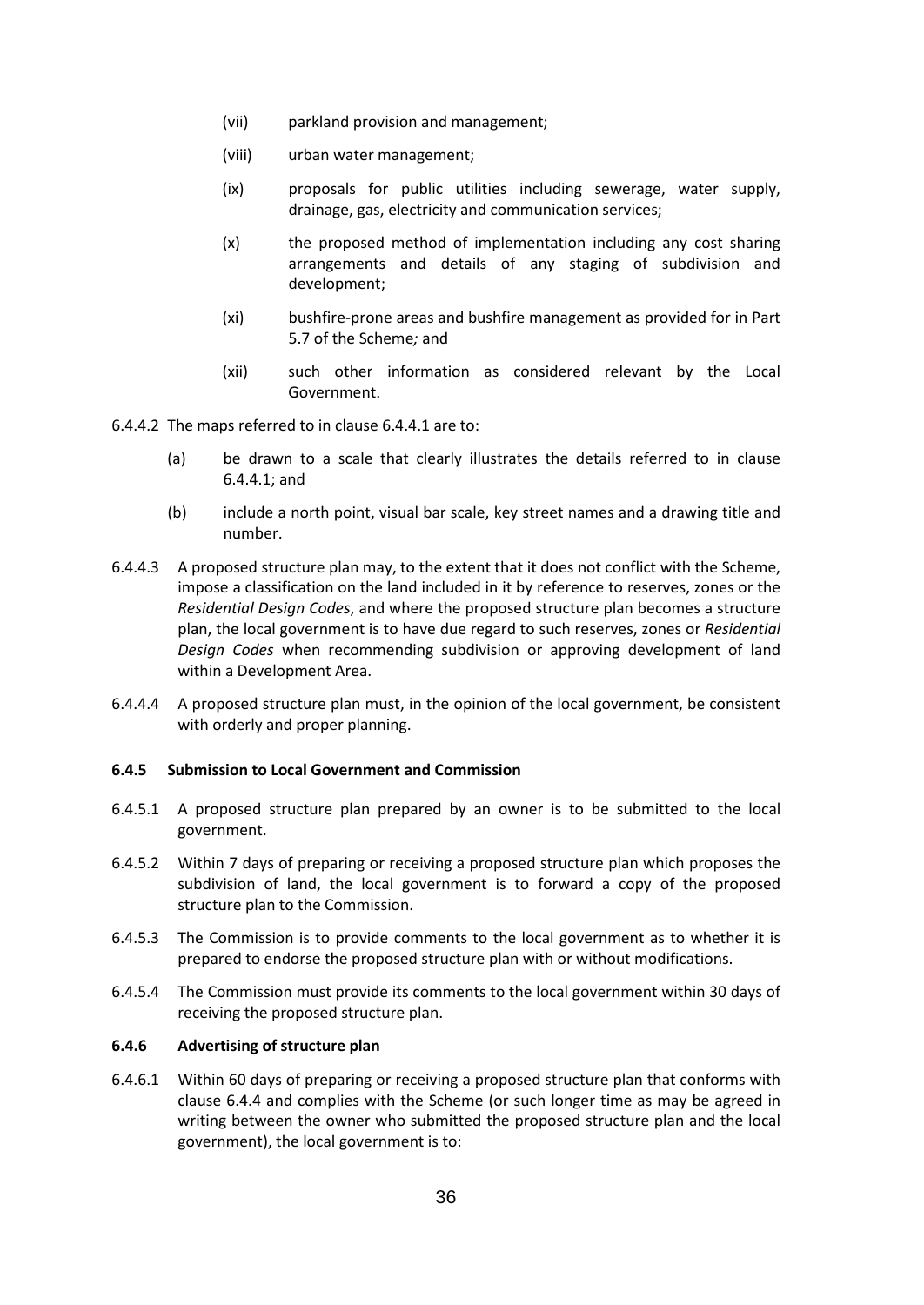(vii) parkland provision and management;

(viii) urban water management;

(ix) proposals for public utilities including sewerage, water supply, drainage, gas, electricity and communication services;

(x) the proposed method of implementation including any cost sharing arrangements and details of any staging of subdivision and development;

(xi) bushfire-prone areas and bushfire management as provided for in Part 5.7 of the Scheme*;* and

(xii) such other information as considered relevant by the Local Government.

6.4.4.2 The maps referred to in clause 6.4.4.1 are to:

(a) be drawn to a scale that clearly illustrates the details referred to in clause 6.4.4.1; and

(b) include a north point, visual bar scale, key street names and a drawing title and number.

6.4.4.3 A proposed structure plan may, to the extent that it does not conflict with the Scheme, impose a classification on the land included in it by reference to reserves, zones or the *Residential Design Codes*, and where the proposed structure plan becomes a structure plan, the local government is to have due regard to such reserves, zones or *Residential Design Codes* when recommending subdivision or approving development of land within a Development Area.

6.4.4.4 A proposed structure plan must, in the opinion of the local government, be consistent with orderly and proper planning.

**6.4.5 Submission to Local Government and Commission**

6.4.5.1 A proposed structure plan prepared by an owner is to be submitted to the local government.

6.4.5.2 Within 7 days of preparing or receiving a proposed structure plan which proposes the subdivision of land, the local government is to forward a copy of the proposed structure plan to the Commission.

6.4.5.3 The Commission is to provide comments to the local government as to whether it is prepared to endorse the proposed structure plan with or without modifications.

6.4.5.4 The Commission must provide its comments to the local government within 30 days of receiving the proposed structure plan.

**6.4.6 Advertising of structure plan**

6.4.6.1 Within 60 days of preparing or receiving a proposed structure plan that conforms with clause 6.4.4 and complies with the Scheme (or such longer time as may be agreed in writing between the owner who submitted the proposed structure plan and the local government), the local government is to: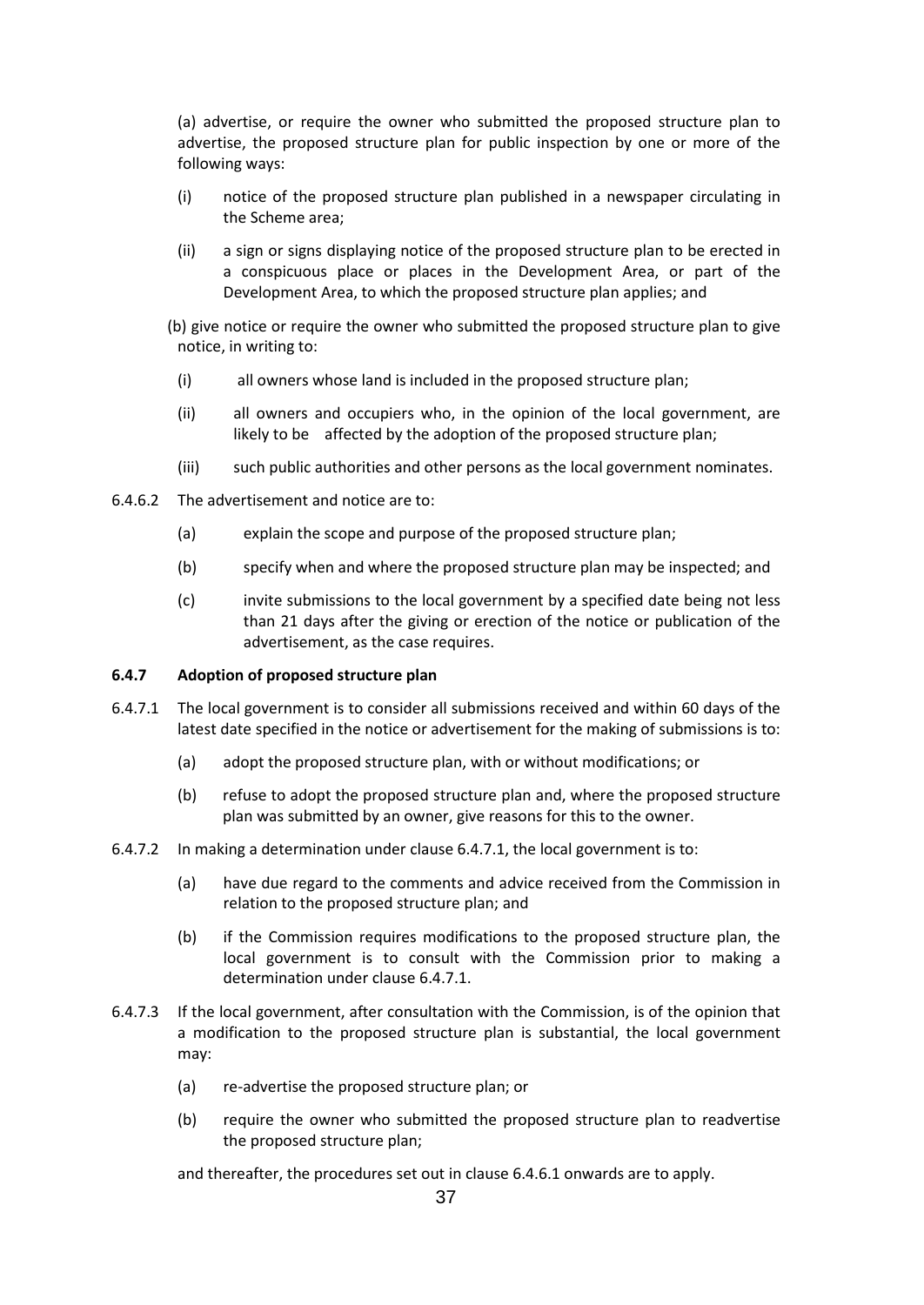(a) advertise, or require the owner who submitted the proposed structure plan to advertise, the proposed structure plan for public inspection by one or more of the following ways:

- (i) notice of the proposed structure plan published in a newspaper circulating in the Scheme area;
- (ii) a sign or signs displaying notice of the proposed structure plan to be erected in a conspicuous place or places in the Development Area, or part of the Development Area, to which the proposed structure plan applies; and

(b) give notice or require the owner who submitted the proposed structure plan to give notice, in writing to:

- (i) all owners whose land is included in the proposed structure plan;
- (ii) all owners and occupiers who, in the opinion of the local government, are likely to be affected by the adoption of the proposed structure plan;
- (iii) such public authorities and other persons as the local government nominates.

6.4.6.2 The advertisement and notice are to:

- (a) explain the scope and purpose of the proposed structure plan;
- (b) specify when and where the proposed structure plan may be inspected; and
- (c) invite submissions to the local government by a specified date being not less than 21 days after the giving or erection of the notice or publication of the advertisement, as the case requires.

**6.4.7 Adoption of proposed structure plan**

6.4.7.1 The local government is to consider all submissions received and within 60 days of the latest date specified in the notice or advertisement for the making of submissions is to:

- (a) adopt the proposed structure plan, with or without modifications; or
- (b) refuse to adopt the proposed structure plan and, where the proposed structure plan was submitted by an owner, give reasons for this to the owner.

6.4.7.2 In making a determination under clause 6.4.7.1, the local government is to:

- (a) have due regard to the comments and advice received from the Commission in relation to the proposed structure plan; and
- (b) if the Commission requires modifications to the proposed structure plan, the local government is to consult with the Commission prior to making a determination under clause 6.4.7.1.

6.4.7.3 If the local government, after consultation with the Commission, is of the opinion that a modification to the proposed structure plan is substantial, the local government may:

- (a) re-advertise the proposed structure plan; or
- (b) require the owner who submitted the proposed structure plan to readvertise the proposed structure plan;

and thereafter, the procedures set out in clause 6.4.6.1 onwards are to apply.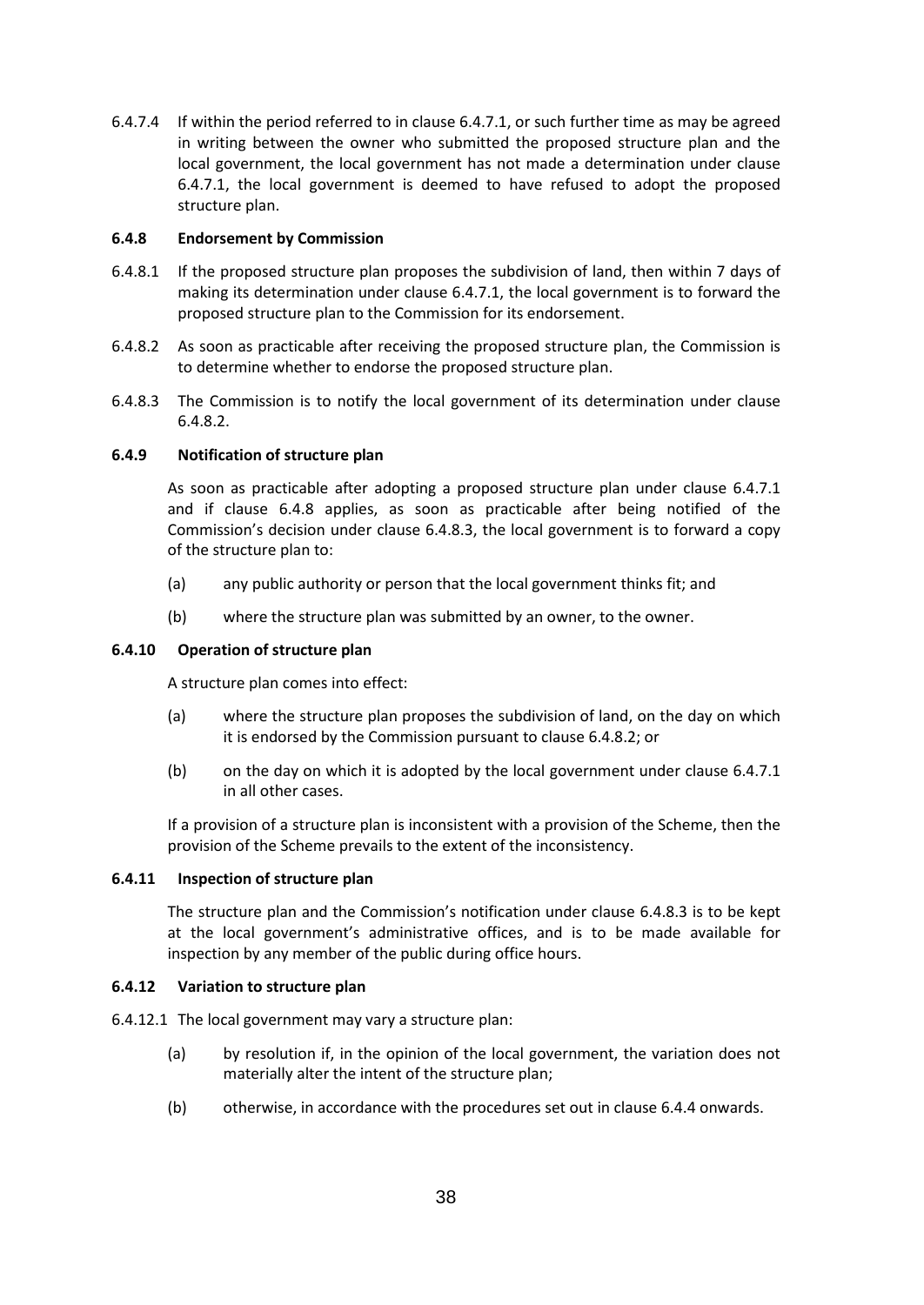6.4.7.4 If within the period referred to in clause 6.4.7.1, or such further time as may be agreed in writing between the owner who submitted the proposed structure plan and the local government, the local government has not made a determination under clause 6.4.7.1, the local government is deemed to have refused to adopt the proposed structure plan.

**6.4.8 Endorsement by Commission**

6.4.8.1 If the proposed structure plan proposes the subdivision of land, then within 7 days of making its determination under clause 6.4.7.1, the local government is to forward the proposed structure plan to the Commission for its endorsement.

6.4.8.2 As soon as practicable after receiving the proposed structure plan, the Commission is to determine whether to endorse the proposed structure plan.

6.4.8.3 The Commission is to notify the local government of its determination under clause 6.4.8.2.

**6.4.9 Notification of structure plan**

As soon as practicable after adopting a proposed structure plan under clause 6.4.7.1 and if clause 6.4.8 applies, as soon as practicable after being notified of the Commission's decision under clause 6.4.8.3, the local government is to forward a copy of the structure plan to:

(a) any public authority or person that the local government thinks fit; and

(b) where the structure plan was submitted by an owner, to the owner.

**6.4.10 Operation of structure plan**

A structure plan comes into effect:

(a) where the structure plan proposes the subdivision of land, on the day on which it is endorsed by the Commission pursuant to clause 6.4.8.2; or

(b) on the day on which it is adopted by the local government under clause 6.4.7.1 in all other cases.

If a provision of a structure plan is inconsistent with a provision of the Scheme, then the provision of the Scheme prevails to the extent of the inconsistency.

**6.4.11 Inspection of structure plan**

The structure plan and the Commission's notification under clause 6.4.8.3 is to be kept at the local government's administrative offices, and is to be made available for inspection by any member of the public during office hours.

**6.4.12 Variation to structure plan**

6.4.12.1 The local government may vary a structure plan:

(a) by resolution if, in the opinion of the local government, the variation does not materially alter the intent of the structure plan;

(b) otherwise, in accordance with the procedures set out in clause 6.4.4 onwards.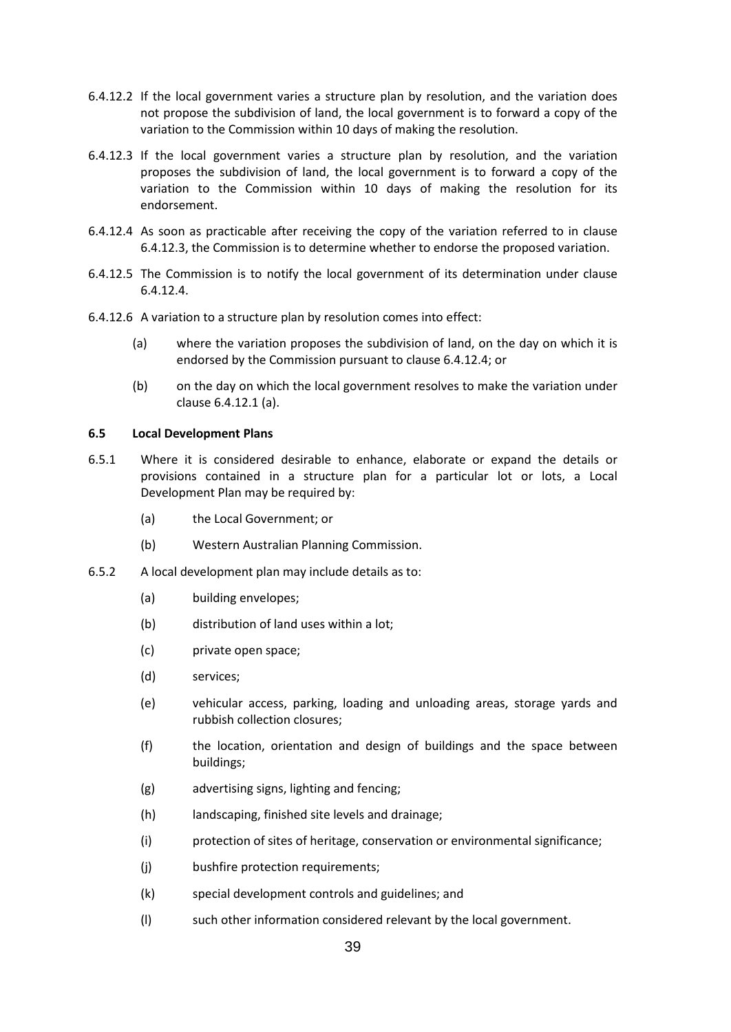6.4.12.2 If the local government varies a structure plan by resolution, and the variation does not propose the subdivision of land, the local government is to forward a copy of the variation to the Commission within 10 days of making the resolution.

6.4.12.3 If the local government varies a structure plan by resolution, and the variation proposes the subdivision of land, the local government is to forward a copy of the variation to the Commission within 10 days of making the resolution for its endorsement.

6.4.12.4 As soon as practicable after receiving the copy of the variation referred to in clause 6.4.12.3, the Commission is to determine whether to endorse the proposed variation.

6.4.12.5 The Commission is to notify the local government of its determination under clause 6.4.12.4.

6.4.12.6 A variation to a structure plan by resolution comes into effect:

(a) where the variation proposes the subdivision of land, on the day on which it is endorsed by the Commission pursuant to clause 6.4.12.4; or

(b) on the day on which the local government resolves to make the variation under clause 6.4.12.1 (a).

**6.5 Local Development Plans**

6.5.1 Where it is considered desirable to enhance, elaborate or expand the details or provisions contained in a structure plan for a particular lot or lots, a Local Development Plan may be required by:

(a) the Local Government; or

(b) Western Australian Planning Commission.

6.5.2 A local development plan may include details as to:

(a) building envelopes;

(b) distribution of land uses within a lot;

(c) private open space;

(d) services;

(e) vehicular access, parking, loading and unloading areas, storage yards and rubbish collection closures;

(f) the location, orientation and design of buildings and the space between buildings;

(g) advertising signs, lighting and fencing;

(h) landscaping, finished site levels and drainage;

(i) protection of sites of heritage, conservation or environmental significance;

(j) bushfire protection requirements;

(k) special development controls and guidelines; and

(l) such other information considered relevant by the local government.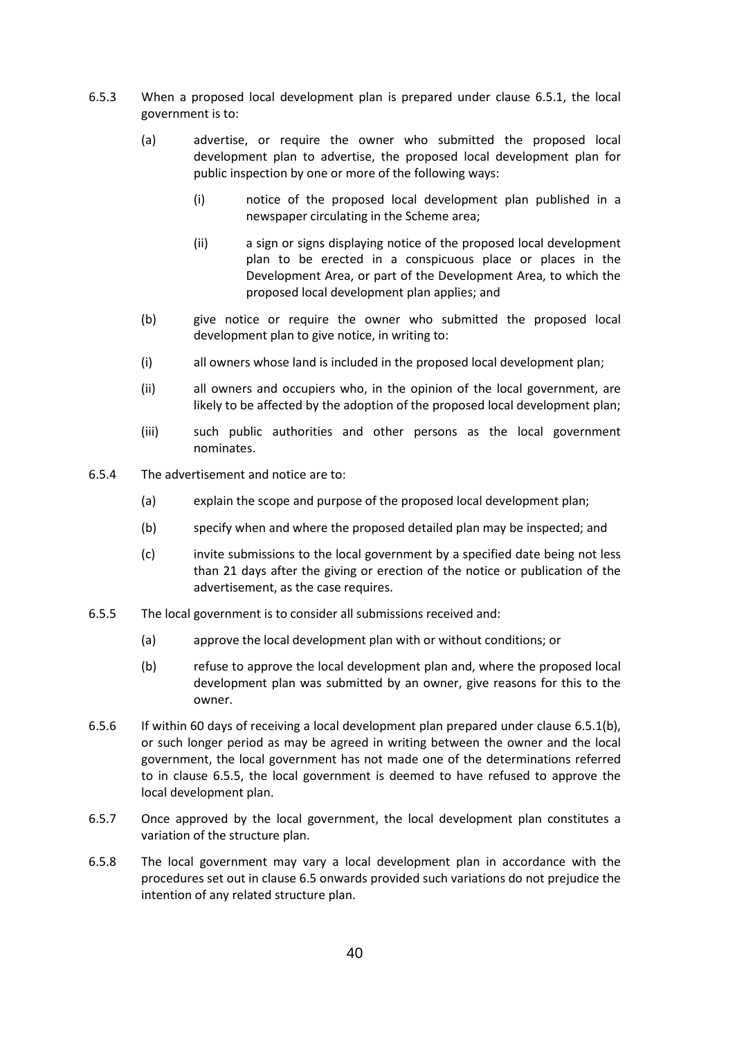6.5.3 When a proposed local development plan is prepared under clause 6.5.1, the local government is to:

(a) advertise, or require the owner who submitted the proposed local development plan to advertise, the proposed local development plan for public inspection by one or more of the following ways:

(i) notice of the proposed local development plan published in a newspaper circulating in the Scheme area;

(ii) a sign or signs displaying notice of the proposed local development plan to be erected in a conspicuous place or places in the Development Area, or part of the Development Area, to which the proposed local development plan applies; and

(b) give notice or require the owner who submitted the proposed local development plan to give notice, in writing to:

(i) all owners whose land is included in the proposed local development plan;

(ii) all owners and occupiers who, in the opinion of the local government, are likely to be affected by the adoption of the proposed local development plan;

(iii) such public authorities and other persons as the local government nominates.

6.5.4 The advertisement and notice are to:

(a) explain the scope and purpose of the proposed local development plan;

(b) specify when and where the proposed detailed plan may be inspected; and

(c) invite submissions to the local government by a specified date being not less than 21 days after the giving or erection of the notice or publication of the advertisement, as the case requires.

6.5.5 The local government is to consider all submissions received and:

(a) approve the local development plan with or without conditions; or

(b) refuse to approve the local development plan and, where the proposed local development plan was submitted by an owner, give reasons for this to the owner.

6.5.6 If within 60 days of receiving a local development plan prepared under clause 6.5.1(b), or such longer period as may be agreed in writing between the owner and the local government, the local government has not made one of the determinations referred to in clause 6.5.5, the local government is deemed to have refused to approve the local development plan.

6.5.7 Once approved by the local government, the local development plan constitutes a variation of the structure plan.

6.5.8 The local government may vary a local development plan in accordance with the procedures set out in clause 6.5 onwards provided such variations do not prejudice the intention of any related structure plan.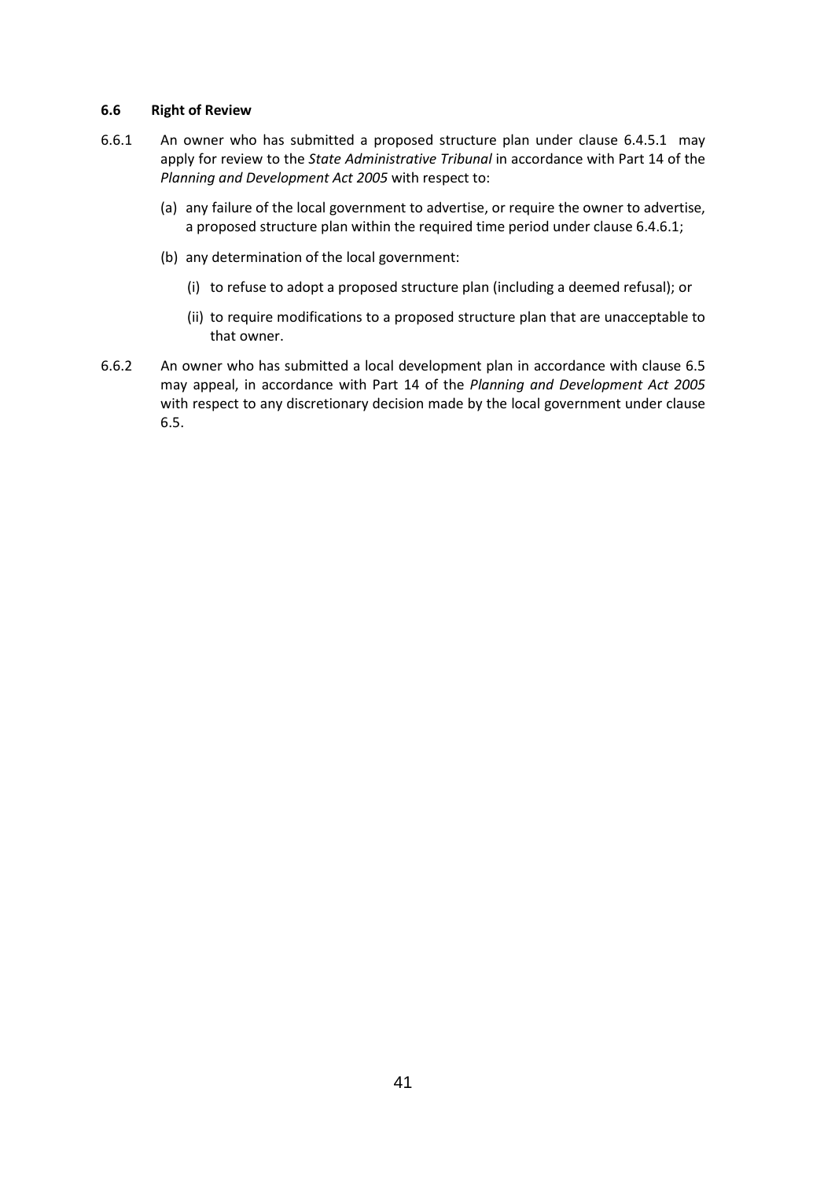### 6.6 Right of Review

6.6.1 An owner who has submitted a proposed structure plan under clause 6.4.5.1 may apply for review to the *State Administrative Tribunal* in accordance with Part 14 of the *Planning and Development Act 2005* with respect to:

(a) any failure of the local government to advertise, or require the owner to advertise, a proposed structure plan within the required time period under clause 6.4.6.1;

(b) any determination of the local government:

(i) to refuse to adopt a proposed structure plan (including a deemed refusal); or

(ii) to require modifications to a proposed structure plan that are unacceptable to that owner.

6.6.2 An owner who has submitted a local development plan in accordance with clause 6.5 may appeal, in accordance with Part 14 of the *Planning and Development Act 2005* with respect to any discretionary decision made by the local government under clause 6.5.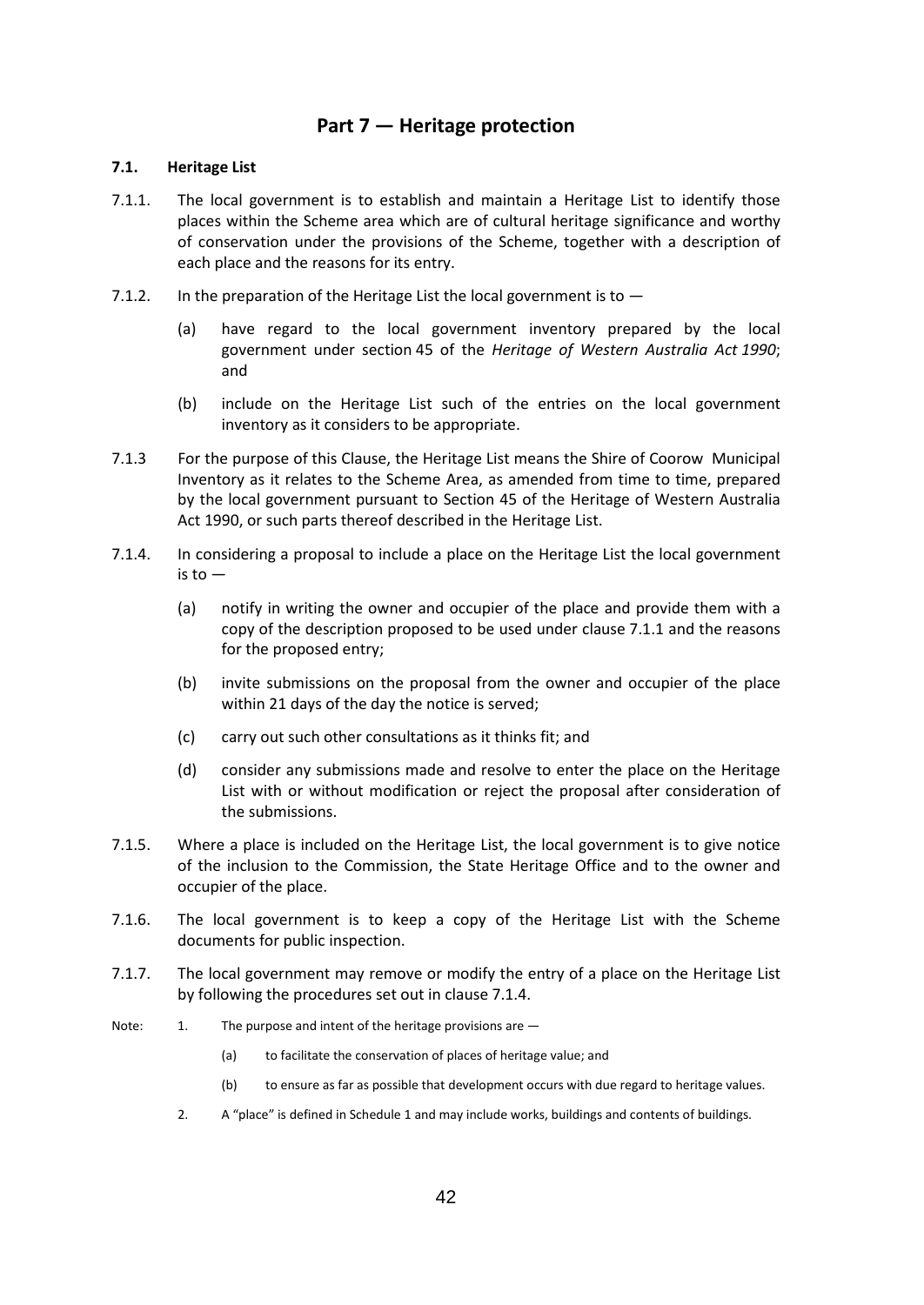# Part 7 — Heritage protection

### 7.1. Heritage List

7.1.1. The local government is to establish and maintain a Heritage List to identify those places within the Scheme area which are of cultural heritage significance and worthy of conservation under the provisions of the Scheme, together with a description of each place and the reasons for its entry.

7.1.2. In the preparation of the Heritage List the local government is to —

(a) have regard to the local government inventory prepared by the local government under section 45 of the *Heritage of Western Australia Act 1990*; and

(b) include on the Heritage List such of the entries on the local government inventory as it considers to be appropriate.

7.1.3 For the purpose of this Clause, the Heritage List means the Shire of Coorow Municipal Inventory as it relates to the Scheme Area, as amended from time to time, prepared by the local government pursuant to Section 45 of the Heritage of Western Australia Act 1990, or such parts thereof described in the Heritage List.

7.1.4. In considering a proposal to include a place on the Heritage List the local government is to —

(a) notify in writing the owner and occupier of the place and provide them with a copy of the description proposed to be used under clause 7.1.1 and the reasons for the proposed entry;

(b) invite submissions on the proposal from the owner and occupier of the place within 21 days of the day the notice is served;

(c) carry out such other consultations as it thinks fit; and

(d) consider any submissions made and resolve to enter the place on the Heritage List with or without modification or reject the proposal after consideration of the submissions.

7.1.5. Where a place is included on the Heritage List, the local government is to give notice of the inclusion to the Commission, the State Heritage Office and to the owner and occupier of the place.

7.1.6. The local government is to keep a copy of the Heritage List with the Scheme documents for public inspection.

7.1.7. The local government may remove or modify the entry of a place on the Heritage List by following the procedures set out in clause 7.1.4.

Note: 1. The purpose and intent of the heritage provisions are —

(a) to facilitate the conservation of places of heritage value; and

(b) to ensure as far as possible that development occurs with due regard to heritage values.

2. A "place" is defined in Schedule 1 and may include works, buildings and contents of buildings.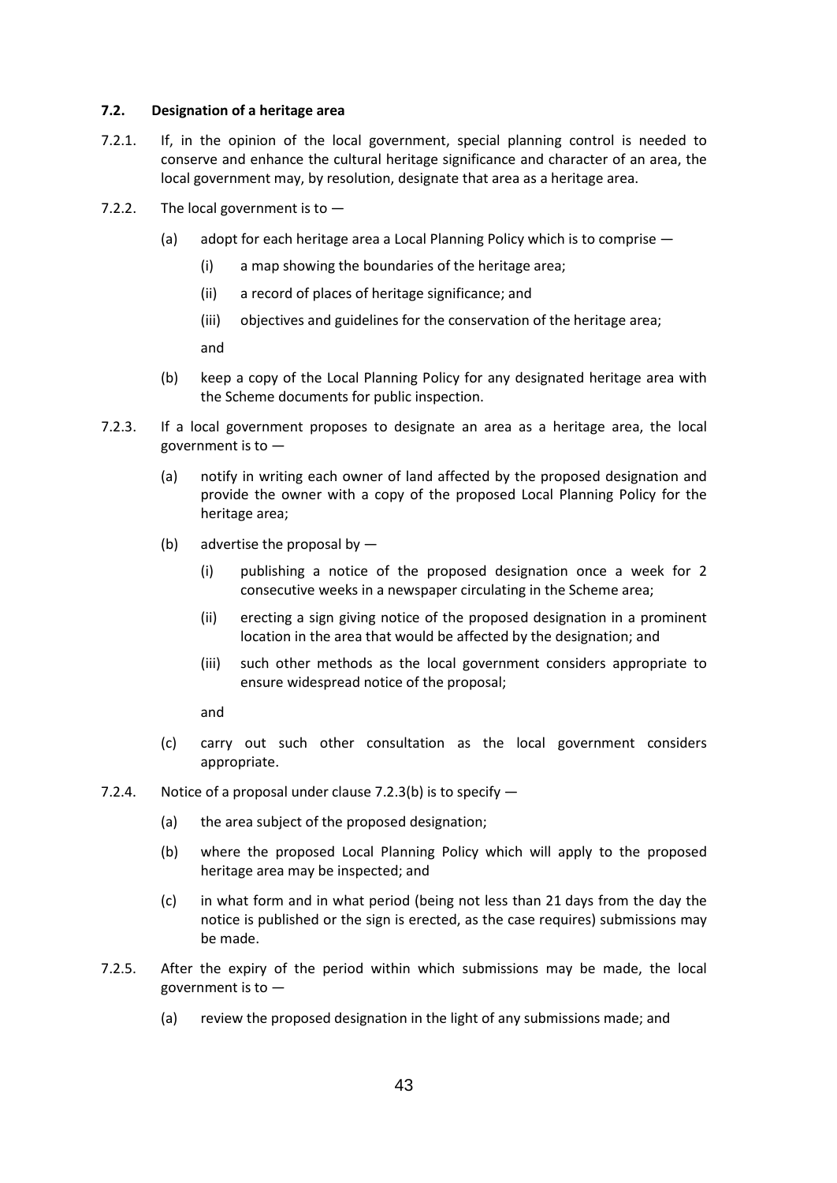### 7.2. Designation of a heritage area

7.2.1. If, in the opinion of the local government, special planning control is needed to conserve and enhance the cultural heritage significance and character of an area, the local government may, by resolution, designate that area as a heritage area.

7.2.2. The local government is to —

(a) adopt for each heritage area a Local Planning Policy which is to comprise —

(i) a map showing the boundaries of the heritage area;

(ii) a record of places of heritage significance; and

(iii) objectives and guidelines for the conservation of the heritage area;

and

(b) keep a copy of the Local Planning Policy for any designated heritage area with the Scheme documents for public inspection.

7.2.3. If a local government proposes to designate an area as a heritage area, the local government is to —

(a) notify in writing each owner of land affected by the proposed designation and provide the owner with a copy of the proposed Local Planning Policy for the heritage area;

(b) advertise the proposal by —

(i) publishing a notice of the proposed designation once a week for 2 consecutive weeks in a newspaper circulating in the Scheme area;

(ii) erecting a sign giving notice of the proposed designation in a prominent location in the area that would be affected by the designation; and

(iii) such other methods as the local government considers appropriate to ensure widespread notice of the proposal;

and

(c) carry out such other consultation as the local government considers appropriate.

7.2.4. Notice of a proposal under clause 7.2.3(b) is to specify —

(a) the area subject of the proposed designation;

(b) where the proposed Local Planning Policy which will apply to the proposed heritage area may be inspected; and

(c) in what form and in what period (being not less than 21 days from the day the notice is published or the sign is erected, as the case requires) submissions may be made.

7.2.5. After the expiry of the period within which submissions may be made, the local government is to —

(a) review the proposed designation in the light of any submissions made; and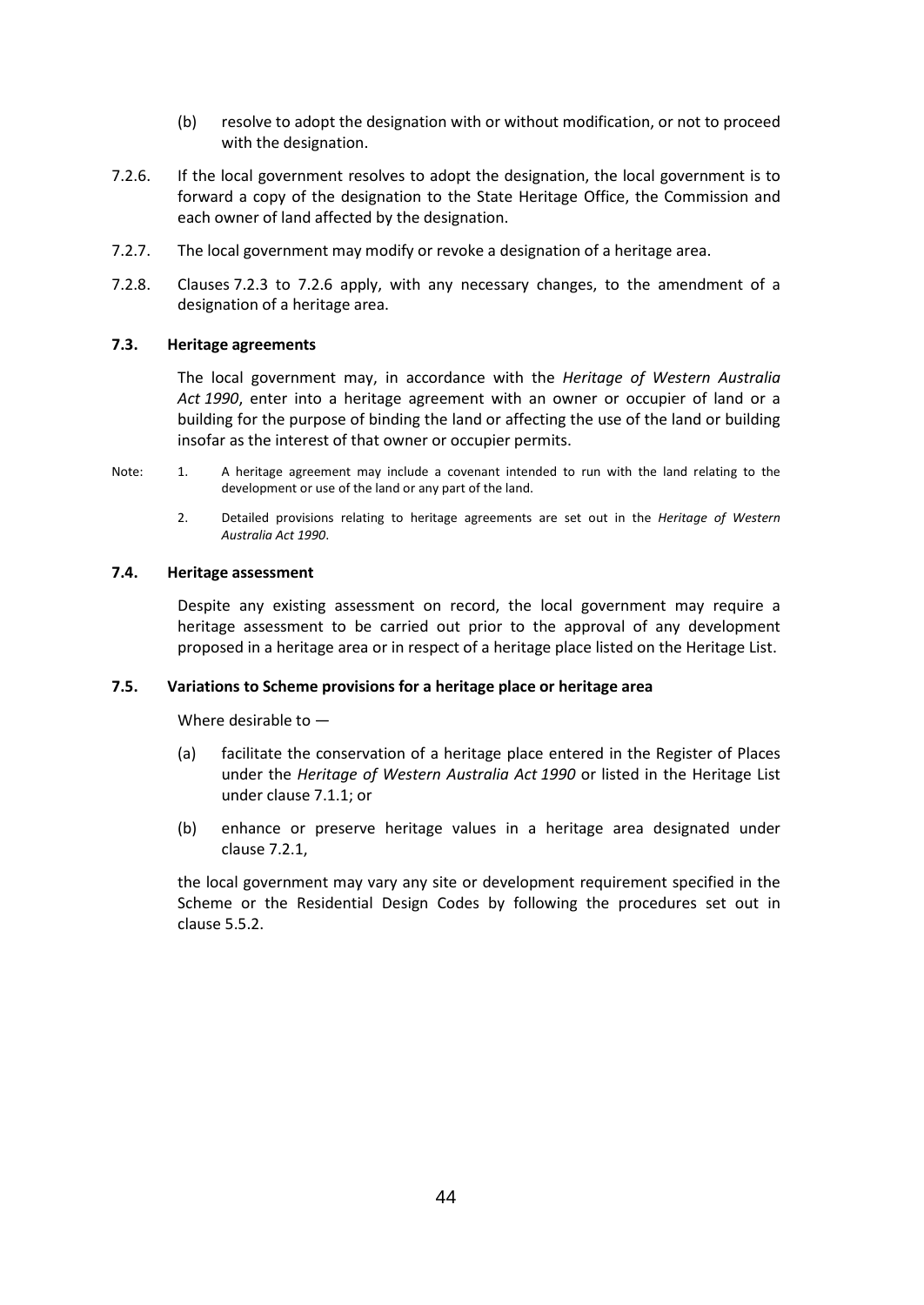(b) resolve to adopt the designation with or without modification, or not to proceed with the designation.

7.2.6. If the local government resolves to adopt the designation, the local government is to forward a copy of the designation to the State Heritage Office, the Commission and each owner of land affected by the designation.

7.2.7. The local government may modify or revoke a designation of a heritage area.

7.2.8. Clauses 7.2.3 to 7.2.6 apply, with any necessary changes, to the amendment of a designation of a heritage area.

### 7.3. Heritage agreements

The local government may, in accordance with the *Heritage of Western Australia Act 1990*, enter into a heritage agreement with an owner or occupier of land or a building for the purpose of binding the land or affecting the use of the land or building insofar as the interest of that owner or occupier permits.

Note:

1. A heritage agreement may include a covenant intended to run with the land relating to the development or use of the land or any part of the land.
2. Detailed provisions relating to heritage agreements are set out in the *Heritage of Western Australia Act 1990*.

### 7.4. Heritage assessment

Despite any existing assessment on record, the local government may require a heritage assessment to be carried out prior to the approval of any development proposed in a heritage area or in respect of a heritage place listed on the Heritage List.

### 7.5. Variations to Scheme provisions for a heritage place or heritage area

Where desirable to —

(a) facilitate the conservation of a heritage place entered in the Register of Places under the *Heritage of Western Australia Act 1990* or listed in the Heritage List under clause 7.1.1; or

(b) enhance or preserve heritage values in a heritage area designated under clause 7.2.1,

the local government may vary any site or development requirement specified in the Scheme or the Residential Design Codes by following the procedures set out in clause 5.5.2.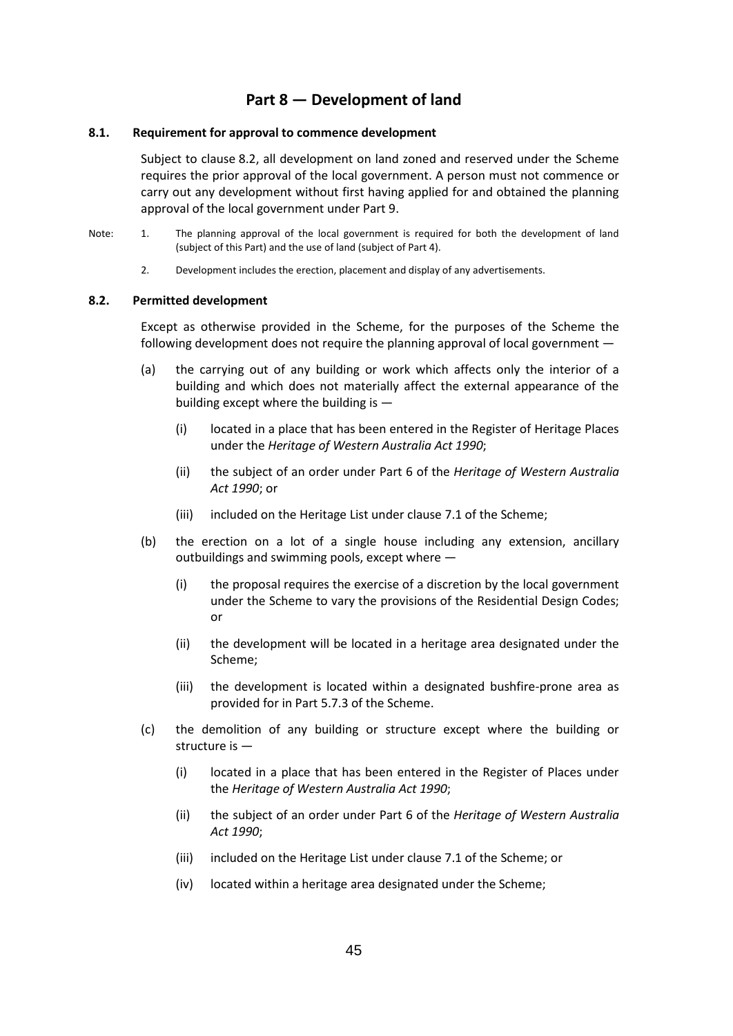# Part 8 — Development of land

### 8.1. Requirement for approval to commence development

Subject to clause 8.2, all development on land zoned and reserved under the Scheme requires the prior approval of the local government. A person must not commence or carry out any development without first having applied for and obtained the planning approval of the local government under Part 9.

Note: 1. The planning approval of the local government is required for both the development of land (subject of this Part) and the use of land (subject of Part 4).

2. Development includes the erection, placement and display of any advertisements.

### 8.2. Permitted development

Except as otherwise provided in the Scheme, for the purposes of the Scheme the following development does not require the planning approval of local government —

(a) the carrying out of any building or work which affects only the interior of a building and which does not materially affect the external appearance of the building except where the building is —

  (i) located in a place that has been entered in the Register of Heritage Places under the *Heritage of Western Australia Act 1990*;

  (ii) the subject of an order under Part 6 of the *Heritage of Western Australia Act 1990*; or

  (iii) included on the Heritage List under clause 7.1 of the Scheme;

(b) the erection on a lot of a single house including any extension, ancillary outbuildings and swimming pools, except where —

  (i) the proposal requires the exercise of a discretion by the local government under the Scheme to vary the provisions of the Residential Design Codes; or

  (ii) the development will be located in a heritage area designated under the Scheme;

  (iii) the development is located within a designated bushfire-prone area as provided for in Part 5.7.3 of the Scheme.

(c) the demolition of any building or structure except where the building or structure is —

  (i) located in a place that has been entered in the Register of Places under the *Heritage of Western Australia Act 1990*;

  (ii) the subject of an order under Part 6 of the *Heritage of Western Australia Act 1990*;

  (iii) included on the Heritage List under clause 7.1 of the Scheme; or

  (iv) located within a heritage area designated under the Scheme;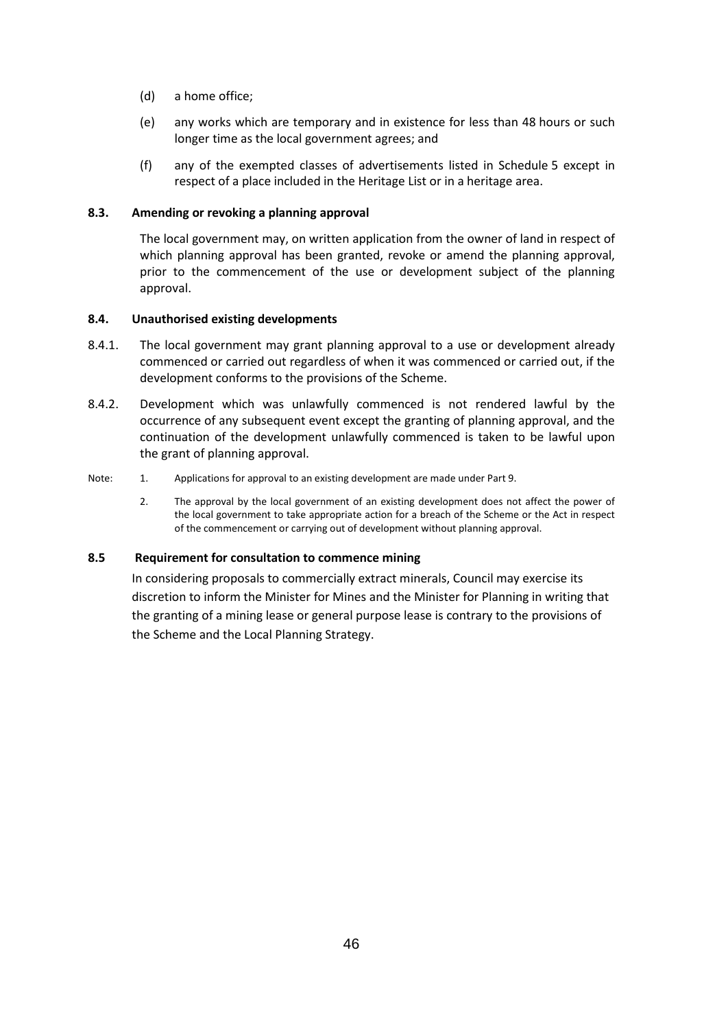(d) a home office;

(e) any works which are temporary and in existence for less than 48 hours or such longer time as the local government agrees; and

(f) any of the exempted classes of advertisements listed in Schedule 5 except in respect of a place included in the Heritage List or in a heritage area.

### 8.3. Amending or revoking a planning approval

The local government may, on written application from the owner of land in respect of which planning approval has been granted, revoke or amend the planning approval, prior to the commencement of the use or development subject of the planning approval.

### 8.4. Unauthorised existing developments

8.4.1. The local government may grant planning approval to a use or development already commenced or carried out regardless of when it was commenced or carried out, if the development conforms to the provisions of the Scheme.

8.4.2. Development which was unlawfully commenced is not rendered lawful by the occurrence of any subsequent event except the granting of planning approval, and the continuation of the development unlawfully commenced is taken to be lawful upon the grant of planning approval.

Note: 1. Applications for approval to an existing development are made under Part 9.

2. The approval by the local government of an existing development does not affect the power of the local government to take appropriate action for a breach of the Scheme or the Act in respect of the commencement or carrying out of development without planning approval.

### 8.5 Requirement for consultation to commence mining

In considering proposals to commercially extract minerals, Council may exercise its discretion to inform the Minister for Mines and the Minister for Planning in writing that the granting of a mining lease or general purpose lease is contrary to the provisions of the Scheme and the Local Planning Strategy.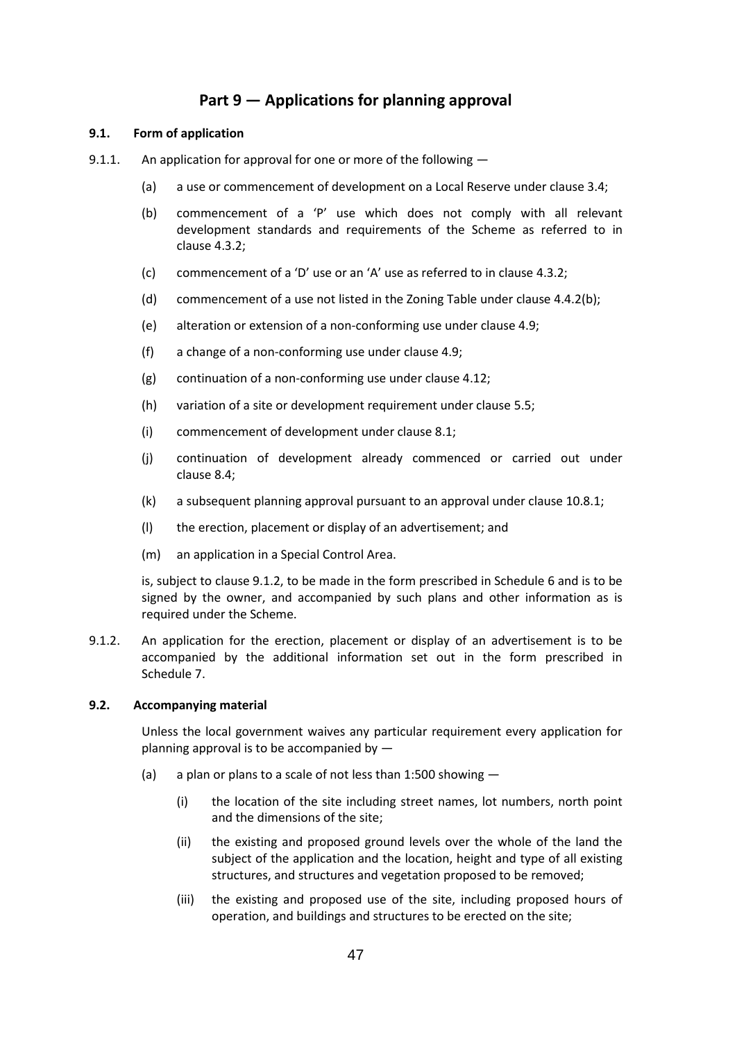# Part 9 — Applications for planning approval

### 9.1. Form of application

9.1.1. An application for approval for one or more of the following —

(a) a use or commencement of development on a Local Reserve under clause 3.4;

(b) commencement of a 'P' use which does not comply with all relevant development standards and requirements of the Scheme as referred to in clause 4.3.2;

(c) commencement of a 'D' use or an 'A' use as referred to in clause 4.3.2;

(d) commencement of a use not listed in the Zoning Table under clause 4.4.2(b);

(e) alteration or extension of a non-conforming use under clause 4.9;

(f) a change of a non-conforming use under clause 4.9;

(g) continuation of a non-conforming use under clause 4.12;

(h) variation of a site or development requirement under clause 5.5;

(i) commencement of development under clause 8.1;

(j) continuation of development already commenced or carried out under clause 8.4;

(k) a subsequent planning approval pursuant to an approval under clause 10.8.1;

(l) the erection, placement or display of an advertisement; and

(m) an application in a Special Control Area.

is, subject to clause 9.1.2, to be made in the form prescribed in Schedule 6 and is to be signed by the owner, and accompanied by such plans and other information as is required under the Scheme.

9.1.2. An application for the erection, placement or display of an advertisement is to be accompanied by the additional information set out in the form prescribed in Schedule 7.

### 9.2. Accompanying material

Unless the local government waives any particular requirement every application for planning approval is to be accompanied by —

(a) a plan or plans to a scale of not less than 1:500 showing —

(i) the location of the site including street names, lot numbers, north point and the dimensions of the site;

(ii) the existing and proposed ground levels over the whole of the land the subject of the application and the location, height and type of all existing structures, and structures and vegetation proposed to be removed;

(iii) the existing and proposed use of the site, including proposed hours of operation, and buildings and structures to be erected on the site;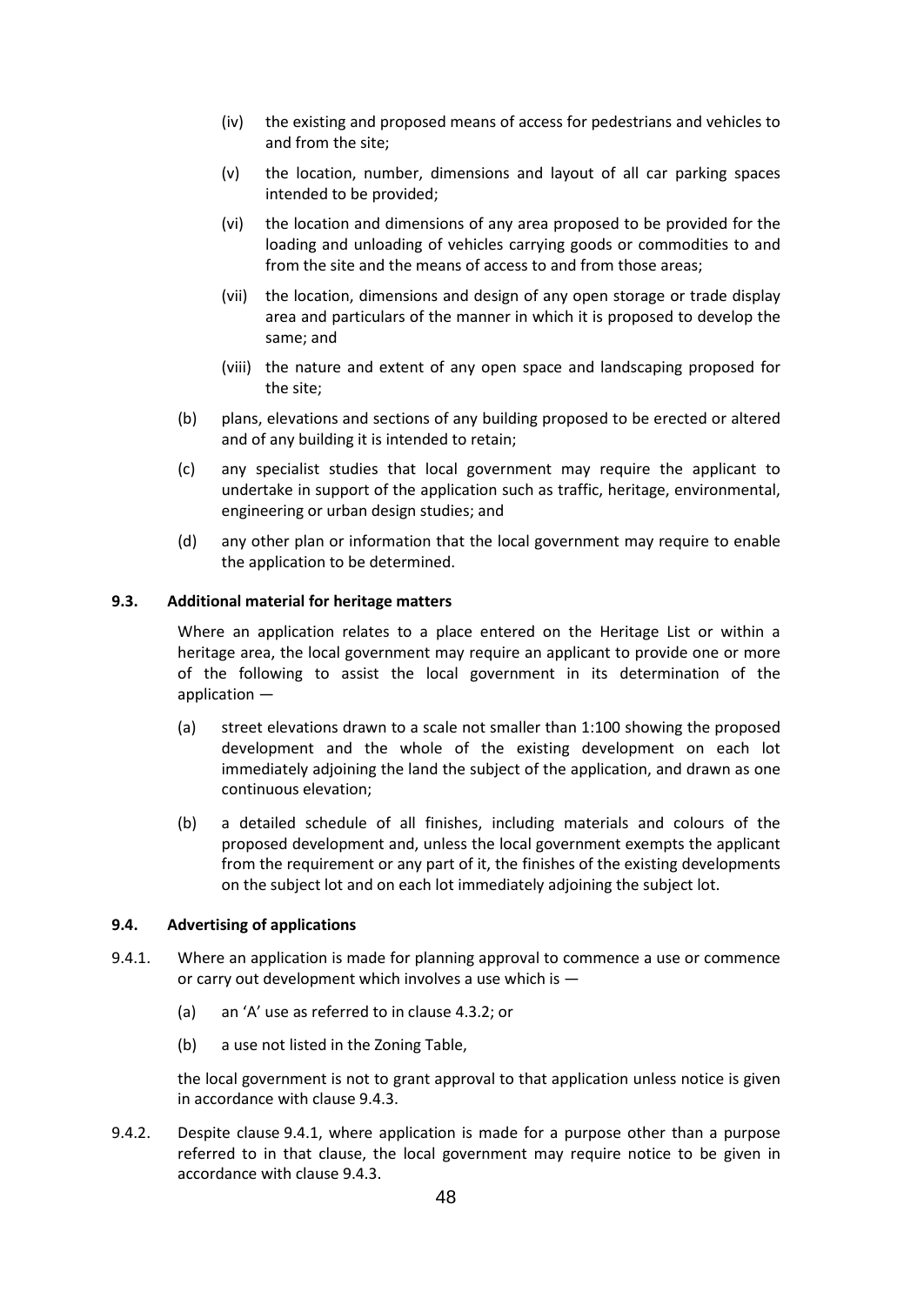(iv) the existing and proposed means of access for pedestrians and vehicles to and from the site;

(v) the location, number, dimensions and layout of all car parking spaces intended to be provided;

(vi) the location and dimensions of any area proposed to be provided for the loading and unloading of vehicles carrying goods or commodities to and from the site and the means of access to and from those areas;

(vii) the location, dimensions and design of any open storage or trade display area and particulars of the manner in which it is proposed to develop the same; and

(viii) the nature and extent of any open space and landscaping proposed for the site;

(b) plans, elevations and sections of any building proposed to be erected or altered and of any building it is intended to retain;

(c) any specialist studies that local government may require the applicant to undertake in support of the application such as traffic, heritage, environmental, engineering or urban design studies; and

(d) any other plan or information that the local government may require to enable the application to be determined.

**9.3. Additional material for heritage matters**

Where an application relates to a place entered on the Heritage List or within a heritage area, the local government may require an applicant to provide one or more of the following to assist the local government in its determination of the application —

(a) street elevations drawn to a scale not smaller than 1:100 showing the proposed development and the whole of the existing development on each lot immediately adjoining the land the subject of the application, and drawn as one continuous elevation;

(b) a detailed schedule of all finishes, including materials and colours of the proposed development and, unless the local government exempts the applicant from the requirement or any part of it, the finishes of the existing developments on the subject lot and on each lot immediately adjoining the subject lot.

**9.4. Advertising of applications**

9.4.1. Where an application is made for planning approval to commence a use or commence or carry out development which involves a use which is —

(a) an 'A' use as referred to in clause 4.3.2; or

(b) a use not listed in the Zoning Table,

the local government is not to grant approval to that application unless notice is given in accordance with clause 9.4.3.

9.4.2. Despite clause 9.4.1, where application is made for a purpose other than a purpose referred to in that clause, the local government may require notice to be given in accordance with clause 9.4.3.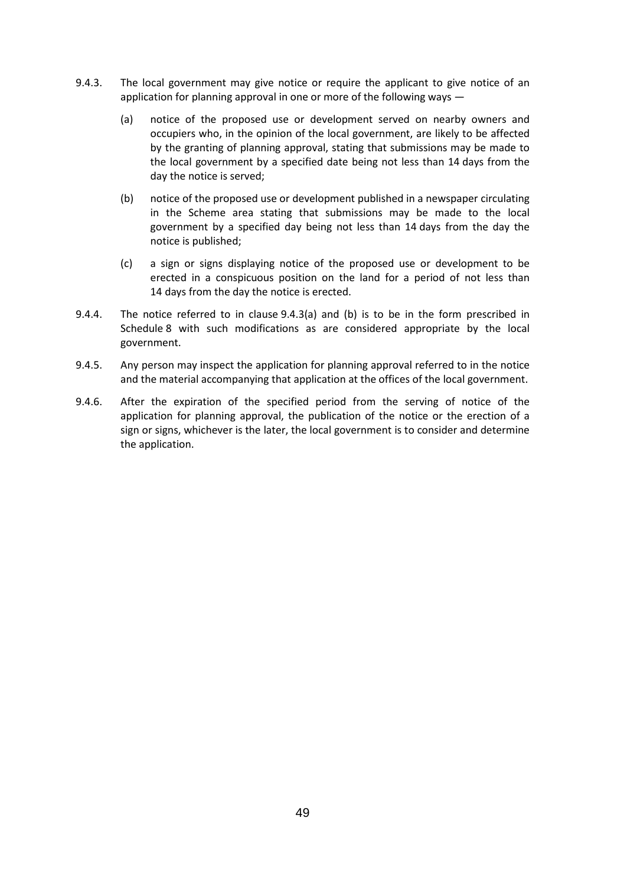9.4.3. The local government may give notice or require the applicant to give notice of an application for planning approval in one or more of the following ways —

(a) notice of the proposed use or development served on nearby owners and occupiers who, in the opinion of the local government, are likely to be affected by the granting of planning approval, stating that submissions may be made to the local government by a specified date being not less than 14 days from the day the notice is served;

(b) notice of the proposed use or development published in a newspaper circulating in the Scheme area stating that submissions may be made to the local government by a specified day being not less than 14 days from the day the notice is published;

(c) a sign or signs displaying notice of the proposed use or development to be erected in a conspicuous position on the land for a period of not less than 14 days from the day the notice is erected.

9.4.4. The notice referred to in clause 9.4.3(a) and (b) is to be in the form prescribed in Schedule 8 with such modifications as are considered appropriate by the local government.

9.4.5. Any person may inspect the application for planning approval referred to in the notice and the material accompanying that application at the offices of the local government.

9.4.6. After the expiration of the specified period from the serving of notice of the application for planning approval, the publication of the notice or the erection of a sign or signs, whichever is the later, the local government is to consider and determine the application.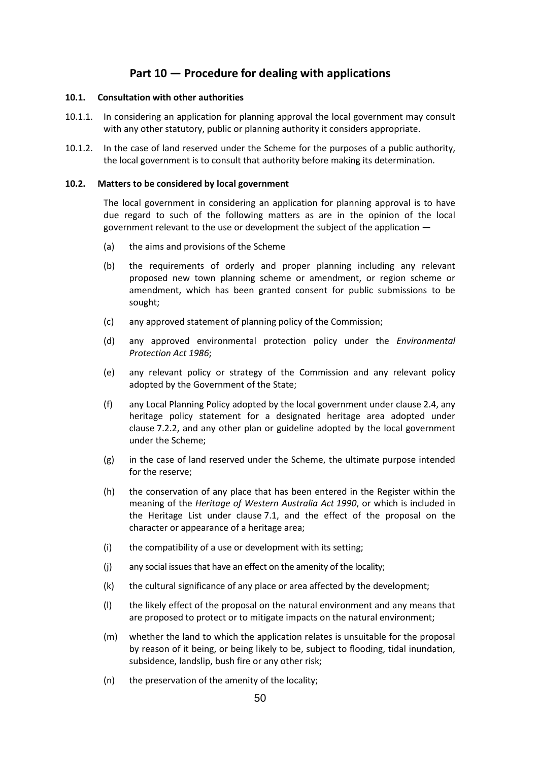# Part 10 — Procedure for dealing with applications

### 10.1. Consultation with other authorities

10.1.1. In considering an application for planning approval the local government may consult with any other statutory, public or planning authority it considers appropriate.

10.1.2. In the case of land reserved under the Scheme for the purposes of a public authority, the local government is to consult that authority before making its determination.

### 10.2. Matters to be considered by local government

The local government in considering an application for planning approval is to have due regard to such of the following matters as are in the opinion of the local government relevant to the use or development the subject of the application —

(a) the aims and provisions of the Scheme

(b) the requirements of orderly and proper planning including any relevant proposed new town planning scheme or amendment, or region scheme or amendment, which has been granted consent for public submissions to be sought;

(c) any approved statement of planning policy of the Commission;

(d) any approved environmental protection policy under the *Environmental Protection Act 1986*;

(e) any relevant policy or strategy of the Commission and any relevant policy adopted by the Government of the State;

(f) any Local Planning Policy adopted by the local government under clause 2.4, any heritage policy statement for a designated heritage area adopted under clause 7.2.2, and any other plan or guideline adopted by the local government under the Scheme;

(g) in the case of land reserved under the Scheme, the ultimate purpose intended for the reserve;

(h) the conservation of any place that has been entered in the Register within the meaning of the *Heritage of Western Australia Act 1990*, or which is included in the Heritage List under clause 7.1, and the effect of the proposal on the character or appearance of a heritage area;

(i) the compatibility of a use or development with its setting;

(j) any social issues that have an effect on the amenity of the locality;

(k) the cultural significance of any place or area affected by the development;

(l) the likely effect of the proposal on the natural environment and any means that are proposed to protect or to mitigate impacts on the natural environment;

(m) whether the land to which the application relates is unsuitable for the proposal by reason of it being, or being likely to be, subject to flooding, tidal inundation, subsidence, landslip, bush fire or any other risk;

(n) the preservation of the amenity of the locality;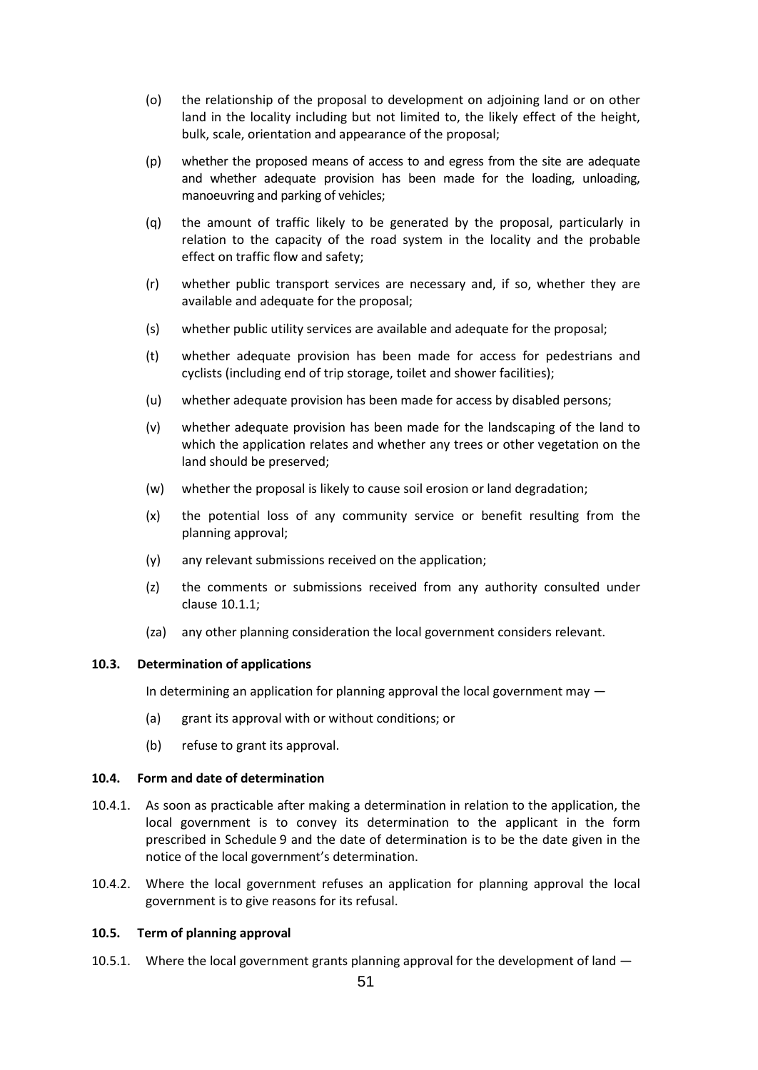(o) the relationship of the proposal to development on adjoining land or on other land in the locality including but not limited to, the likely effect of the height, bulk, scale, orientation and appearance of the proposal;

(p) whether the proposed means of access to and egress from the site are adequate and whether adequate provision has been made for the loading, unloading, manoeuvring and parking of vehicles;

(q) the amount of traffic likely to be generated by the proposal, particularly in relation to the capacity of the road system in the locality and the probable effect on traffic flow and safety;

(r) whether public transport services are necessary and, if so, whether they are available and adequate for the proposal;

(s) whether public utility services are available and adequate for the proposal;

(t) whether adequate provision has been made for access for pedestrians and cyclists (including end of trip storage, toilet and shower facilities);

(u) whether adequate provision has been made for access by disabled persons;

(v) whether adequate provision has been made for the landscaping of the land to which the application relates and whether any trees or other vegetation on the land should be preserved;

(w) whether the proposal is likely to cause soil erosion or land degradation;

(x) the potential loss of any community service or benefit resulting from the planning approval;

(y) any relevant submissions received on the application;

(z) the comments or submissions received from any authority consulted under clause 10.1.1;

(za) any other planning consideration the local government considers relevant.

**10.3. Determination of applications**

In determining an application for planning approval the local government may —

(a) grant its approval with or without conditions; or

(b) refuse to grant its approval.

**10.4. Form and date of determination**

10.4.1. As soon as practicable after making a determination in relation to the application, the local government is to convey its determination to the applicant in the form prescribed in Schedule 9 and the date of determination is to be the date given in the notice of the local government's determination.

10.4.2. Where the local government refuses an application for planning approval the local government is to give reasons for its refusal.

**10.5. Term of planning approval**

10.5.1. Where the local government grants planning approval for the development of land —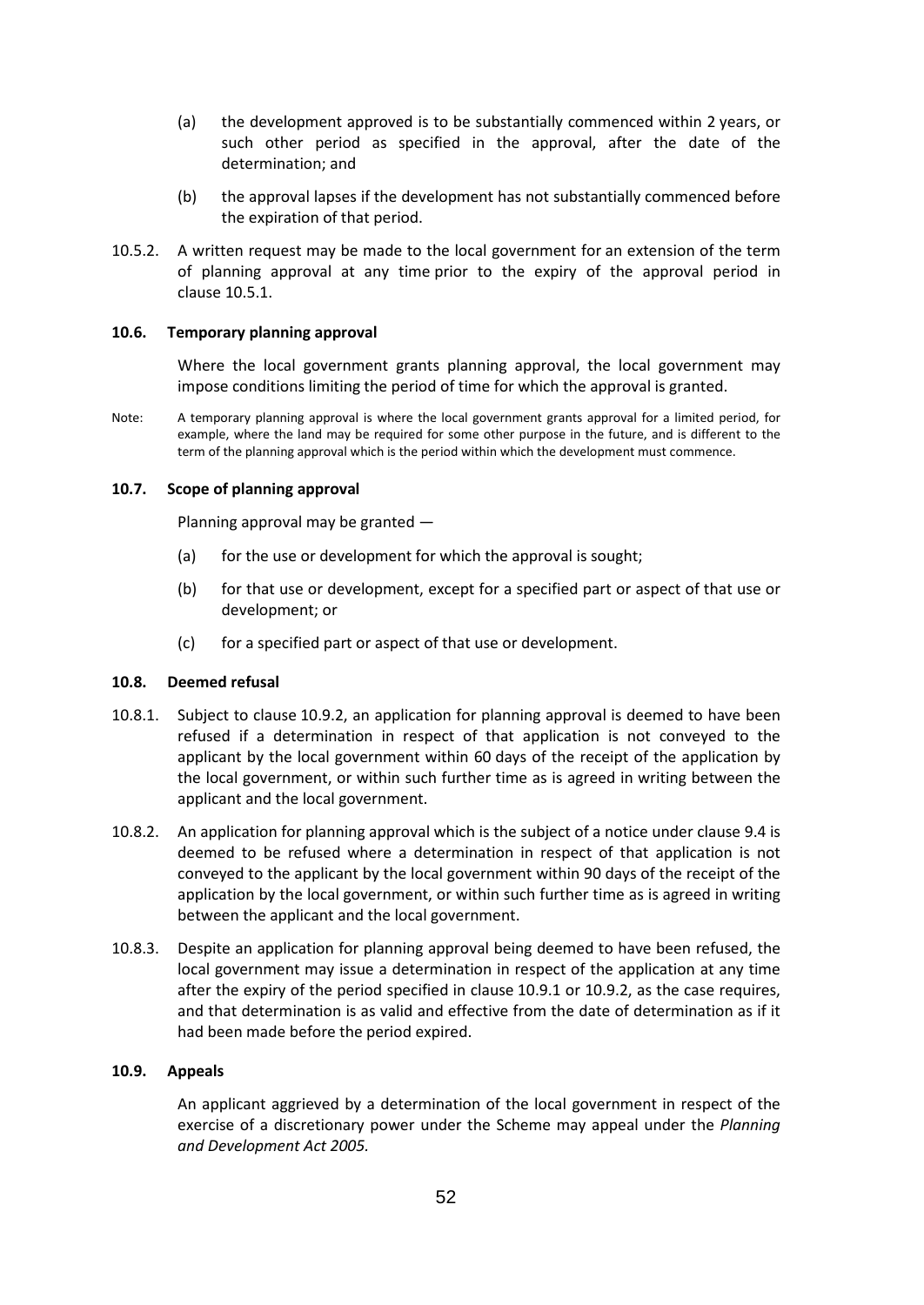(a) the development approved is to be substantially commenced within 2 years, or such other period as specified in the approval, after the date of the determination; and

(b) the approval lapses if the development has not substantially commenced before the expiration of that period.

10.5.2. A written request may be made to the local government for an extension of the term of planning approval at any time prior to the expiry of the approval period in clause 10.5.1.

### 10.6. Temporary planning approval

Where the local government grants planning approval, the local government may impose conditions limiting the period of time for which the approval is granted.

Note: A temporary planning approval is where the local government grants approval for a limited period, for example, where the land may be required for some other purpose in the future, and is different to the term of the planning approval which is the period within which the development must commence.

### 10.7. Scope of planning approval

Planning approval may be granted —

(a) for the use or development for which the approval is sought;

(b) for that use or development, except for a specified part or aspect of that use or development; or

(c) for a specified part or aspect of that use or development.

### 10.8. Deemed refusal

10.8.1. Subject to clause 10.9.2, an application for planning approval is deemed to have been refused if a determination in respect of that application is not conveyed to the applicant by the local government within 60 days of the receipt of the application by the local government, or within such further time as is agreed in writing between the applicant and the local government.

10.8.2. An application for planning approval which is the subject of a notice under clause 9.4 is deemed to be refused where a determination in respect of that application is not conveyed to the applicant by the local government within 90 days of the receipt of the application by the local government, or within such further time as is agreed in writing between the applicant and the local government.

10.8.3. Despite an application for planning approval being deemed to have been refused, the local government may issue a determination in respect of the application at any time after the expiry of the period specified in clause 10.9.1 or 10.9.2, as the case requires, and that determination is as valid and effective from the date of determination as if it had been made before the period expired.

### 10.9. Appeals

An applicant aggrieved by a determination of the local government in respect of the exercise of a discretionary power under the Scheme may appeal under the *Planning and Development Act 2005.*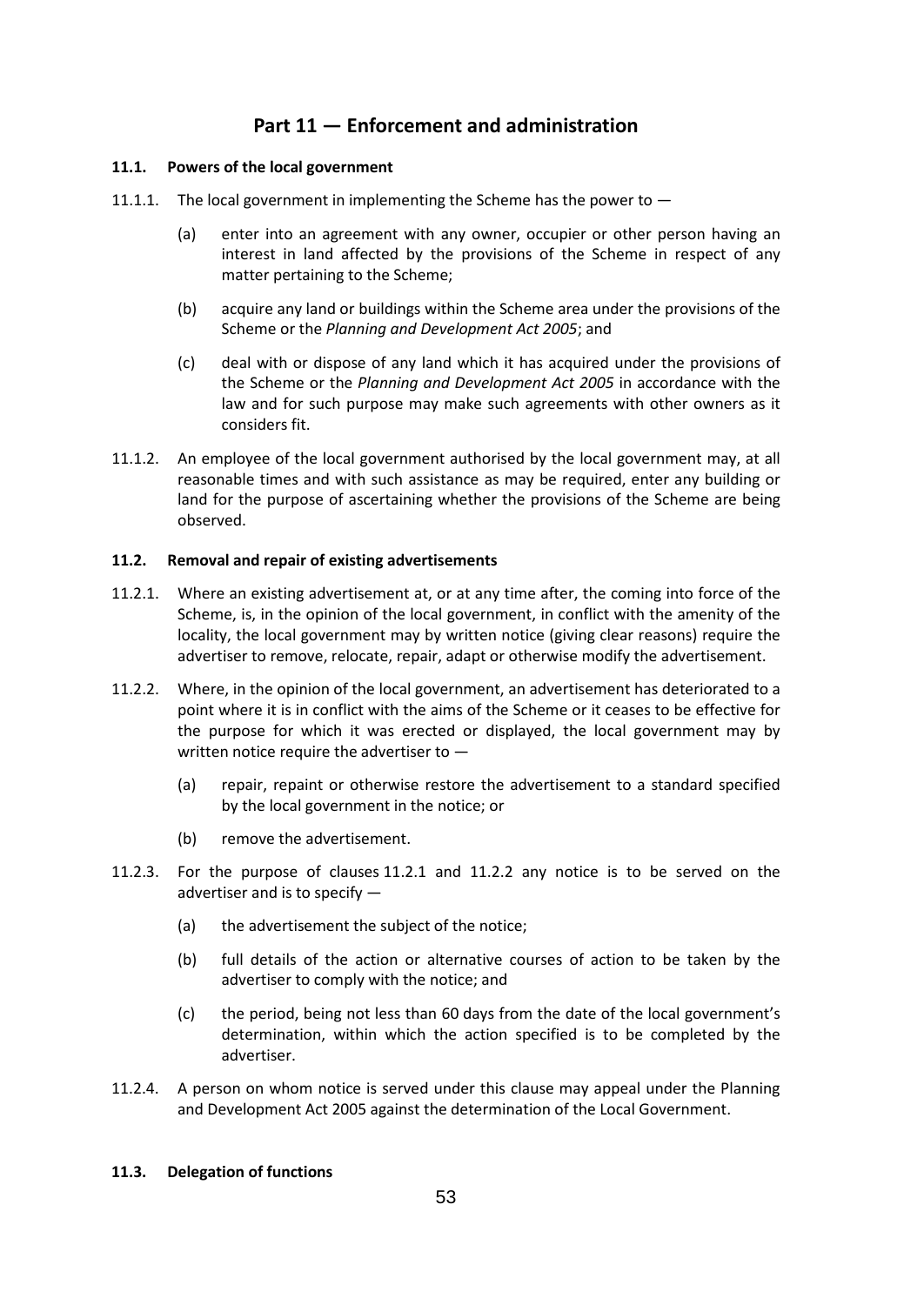# Part 11 — Enforcement and administration

### 11.1. Powers of the local government

11.1.1. The local government in implementing the Scheme has the power to —

(a) enter into an agreement with any owner, occupier or other person having an interest in land affected by the provisions of the Scheme in respect of any matter pertaining to the Scheme;

(b) acquire any land or buildings within the Scheme area under the provisions of the Scheme or the *Planning and Development Act 2005*; and

(c) deal with or dispose of any land which it has acquired under the provisions of the Scheme or the *Planning and Development Act 2005* in accordance with the law and for such purpose may make such agreements with other owners as it considers fit.

11.1.2. An employee of the local government authorised by the local government may, at all reasonable times and with such assistance as may be required, enter any building or land for the purpose of ascertaining whether the provisions of the Scheme are being observed.

### 11.2. Removal and repair of existing advertisements

11.2.1. Where an existing advertisement at, or at any time after, the coming into force of the Scheme, is, in the opinion of the local government, in conflict with the amenity of the locality, the local government may by written notice (giving clear reasons) require the advertiser to remove, relocate, repair, adapt or otherwise modify the advertisement.

11.2.2. Where, in the opinion of the local government, an advertisement has deteriorated to a point where it is in conflict with the aims of the Scheme or it ceases to be effective for the purpose for which it was erected or displayed, the local government may by written notice require the advertiser to —

(a) repair, repaint or otherwise restore the advertisement to a standard specified by the local government in the notice; or

(b) remove the advertisement.

11.2.3. For the purpose of clauses 11.2.1 and 11.2.2 any notice is to be served on the advertiser and is to specify —

(a) the advertisement the subject of the notice;

(b) full details of the action or alternative courses of action to be taken by the advertiser to comply with the notice; and

(c) the period, being not less than 60 days from the date of the local government's determination, within which the action specified is to be completed by the advertiser.

11.2.4. A person on whom notice is served under this clause may appeal under the Planning and Development Act 2005 against the determination of the Local Government.

### 11.3. Delegation of functions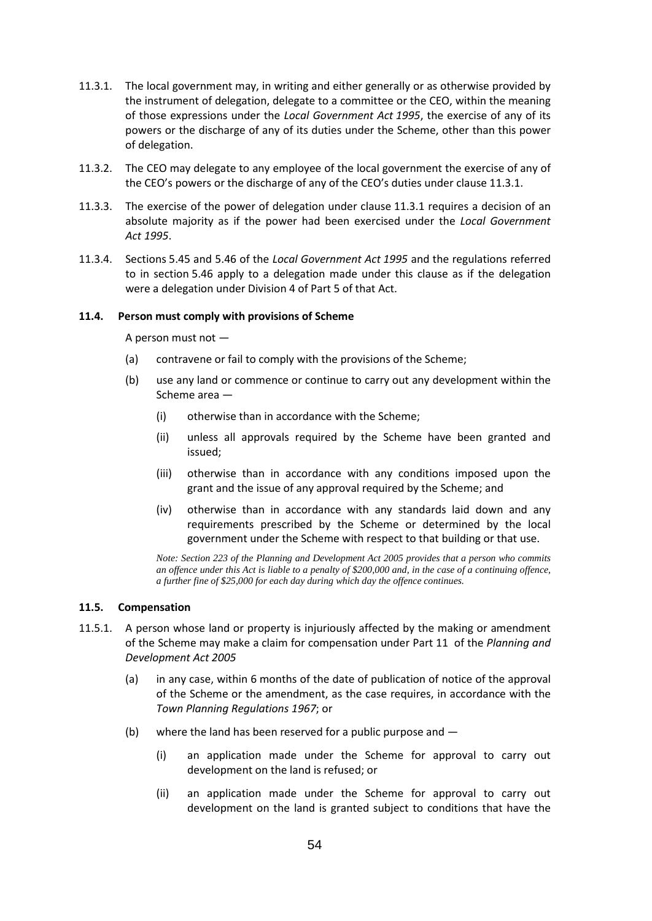11.3.1. The local government may, in writing and either generally or as otherwise provided by the instrument of delegation, delegate to a committee or the CEO, within the meaning of those expressions under the *Local Government Act 1995*, the exercise of any of its powers or the discharge of any of its duties under the Scheme, other than this power of delegation.

11.3.2. The CEO may delegate to any employee of the local government the exercise of any of the CEO's powers or the discharge of any of the CEO's duties under clause 11.3.1.

11.3.3. The exercise of the power of delegation under clause 11.3.1 requires a decision of an absolute majority as if the power had been exercised under the *Local Government Act 1995*.

11.3.4. Sections 5.45 and 5.46 of the *Local Government Act 1995* and the regulations referred to in section 5.46 apply to a delegation made under this clause as if the delegation were a delegation under Division 4 of Part 5 of that Act.

### 11.4. Person must comply with provisions of Scheme

A person must not —

(a) contravene or fail to comply with the provisions of the Scheme;

(b) use any land or commence or continue to carry out any development within the Scheme area —

  (i) otherwise than in accordance with the Scheme;

  (ii) unless all approvals required by the Scheme have been granted and issued;

  (iii) otherwise than in accordance with any conditions imposed upon the grant and the issue of any approval required by the Scheme; and

  (iv) otherwise than in accordance with any standards laid down and any requirements prescribed by the Scheme or determined by the local government under the Scheme with respect to that building or that use.

*Note: Section 223 of the Planning and Development Act 2005 provides that a person who commits an offence under this Act is liable to a penalty of $200,000 and, in the case of a continuing offence, a further fine of $25,000 for each day during which day the offence continues.*

### 11.5. Compensation

11.5.1. A person whose land or property is injuriously affected by the making or amendment of the Scheme may make a claim for compensation under Part 11 of the *Planning and Development Act 2005*

(a) in any case, within 6 months of the date of publication of notice of the approval of the Scheme or the amendment, as the case requires, in accordance with the *Town Planning Regulations 1967*; or

(b) where the land has been reserved for a public purpose and —

  (i) an application made under the Scheme for approval to carry out development on the land is refused; or

  (ii) an application made under the Scheme for approval to carry out development on the land is granted subject to conditions that have the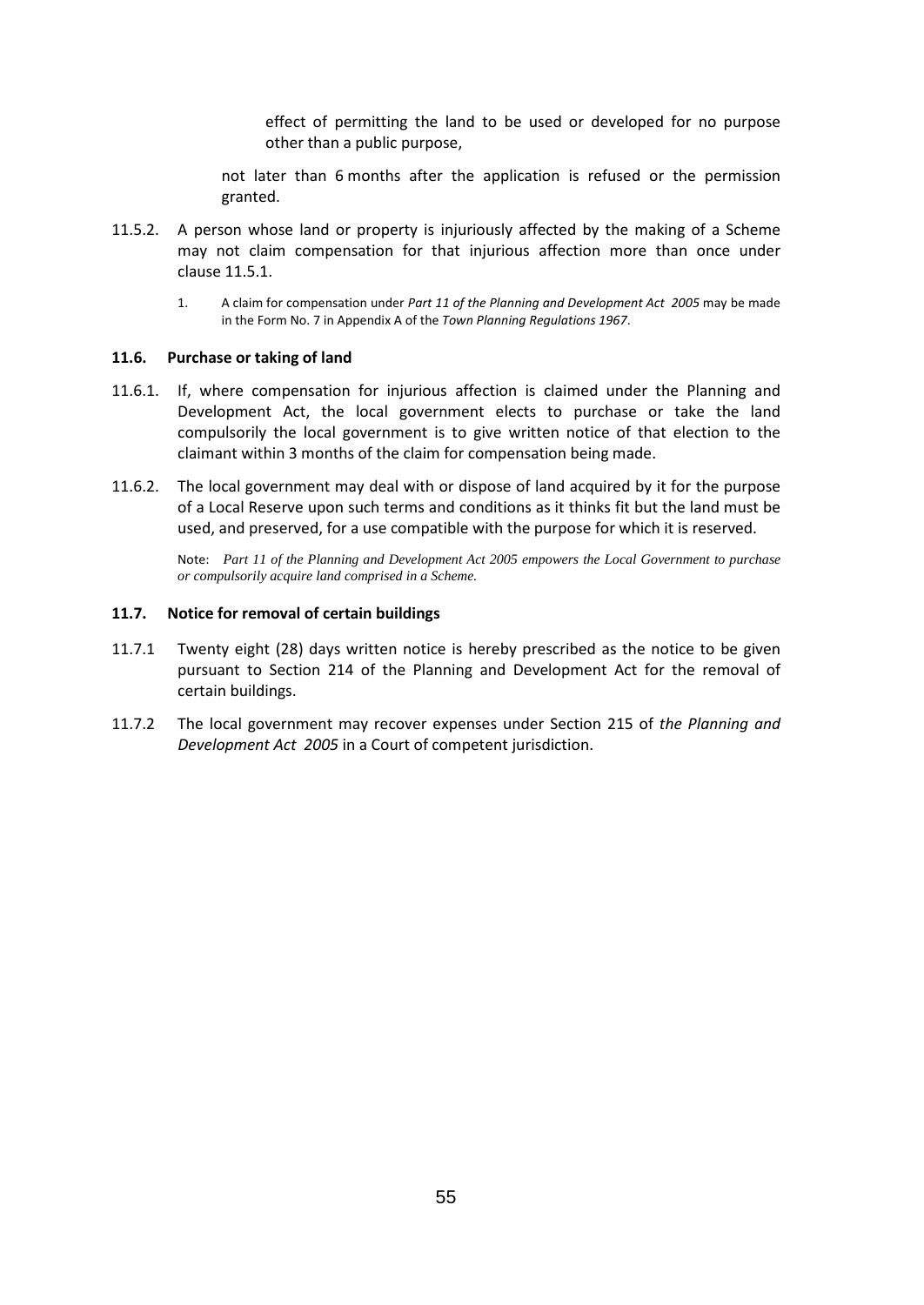effect of permitting the land to be used or developed for no purpose other than a public purpose,

not later than 6 months after the application is refused or the permission granted.

11.5.2. A person whose land or property is injuriously affected by the making of a Scheme may not claim compensation for that injurious affection more than once under clause 11.5.1.

1. A claim for compensation under *Part 11 of the Planning and Development Act 2005* may be made in the Form No. 7 in Appendix A of the *Town Planning Regulations 1967*.

### 11.6. Purchase or taking of land

11.6.1. If, where compensation for injurious affection is claimed under the Planning and Development Act, the local government elects to purchase or take the land compulsorily the local government is to give written notice of that election to the claimant within 3 months of the claim for compensation being made.

11.6.2. The local government may deal with or dispose of land acquired by it for the purpose of a Local Reserve upon such terms and conditions as it thinks fit but the land must be used, and preserved, for a use compatible with the purpose for which it is reserved.

Note: *Part 11 of the Planning and Development Act 2005 empowers the Local Government to purchase or compulsorily acquire land comprised in a Scheme.*

### 11.7. Notice for removal of certain buildings

11.7.1 Twenty eight (28) days written notice is hereby prescribed as the notice to be given pursuant to Section 214 of the Planning and Development Act for the removal of certain buildings.

11.7.2 The local government may recover expenses under Section 215 of *the Planning and Development Act 2005* in a Court of competent jurisdiction.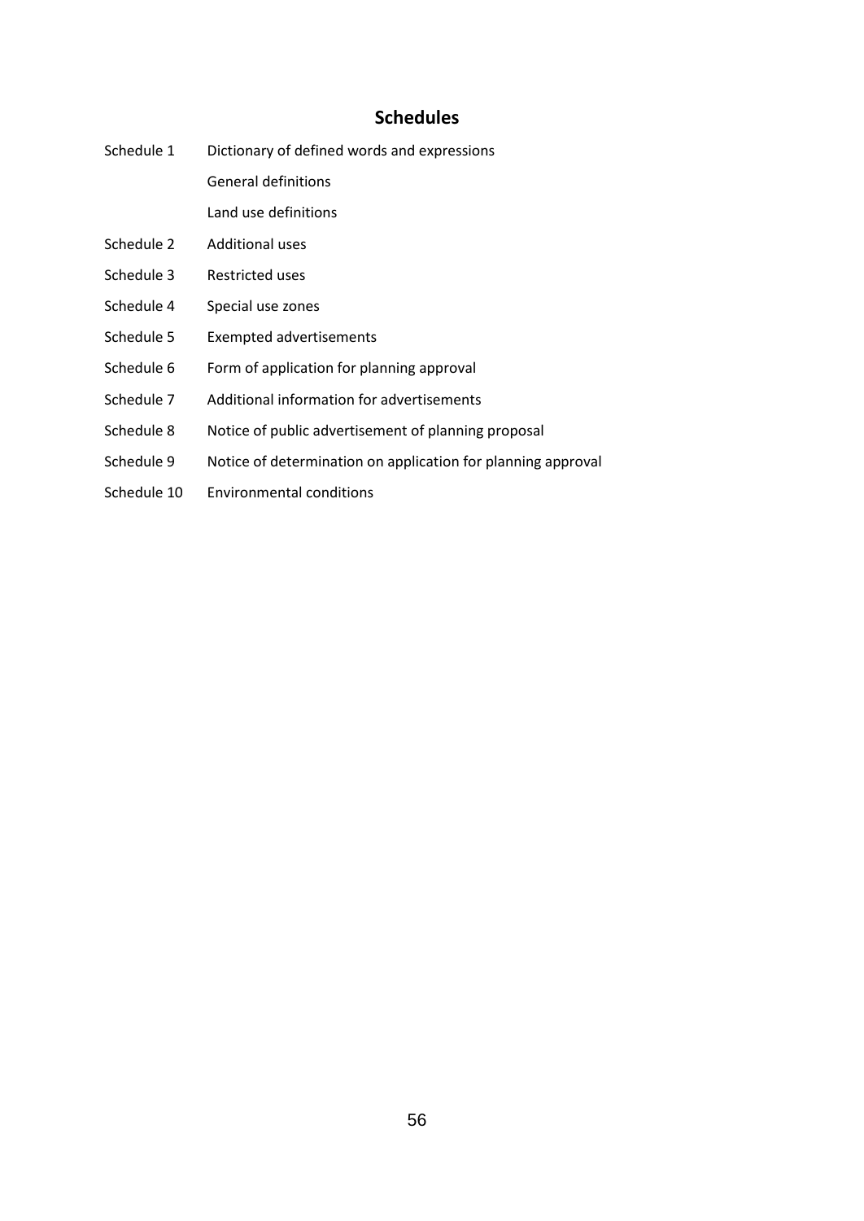## Schedules

| | |
|---|---|
| Schedule 1 | Dictionary of defined words and expressions |
| | General definitions |
| | Land use definitions |
| Schedule 2 | Additional uses |
| Schedule 3 | Restricted uses |
| Schedule 4 | Special use zones |
| Schedule 5 | Exempted advertisements |
| Schedule 6 | Form of application for planning approval |
| Schedule 7 | Additional information for advertisements |
| Schedule 8 | Notice of public advertisement of planning proposal |
| Schedule 9 | Notice of determination on application for planning approval |
| Schedule 10 | Environmental conditions |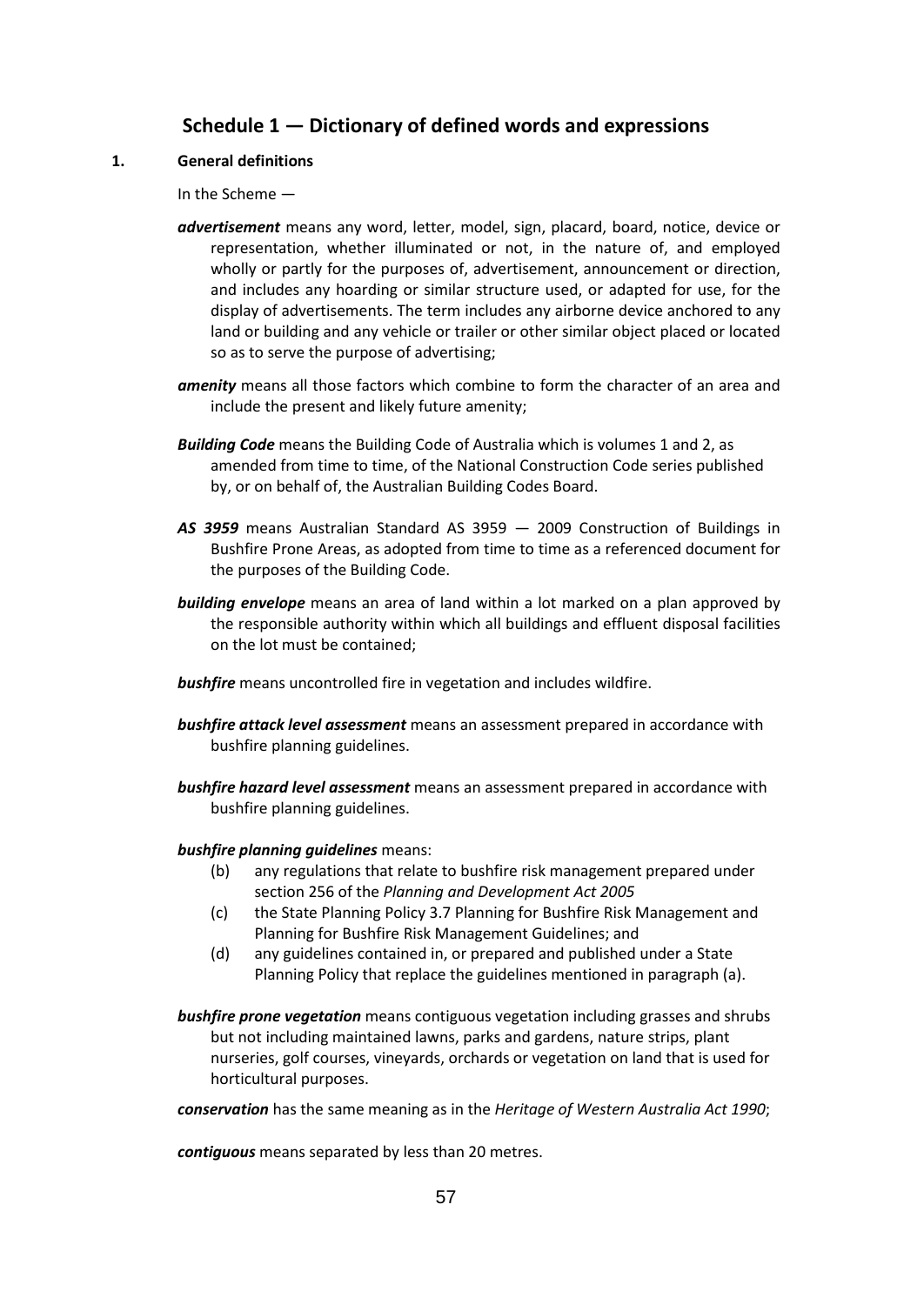## Schedule 1 — Dictionary of defined words and expressions

**1. General definitions**

In the Scheme —

***advertisement*** means any word, letter, model, sign, placard, board, notice, device or representation, whether illuminated or not, in the nature of, and employed wholly or partly for the purposes of, advertisement, announcement or direction, and includes any hoarding or similar structure used, or adapted for use, for the display of advertisements. The term includes any airborne device anchored to any land or building and any vehicle or trailer or other similar object placed or located so as to serve the purpose of advertising;

***amenity*** means all those factors which combine to form the character of an area and include the present and likely future amenity;

***Building Code*** means the Building Code of Australia which is volumes 1 and 2, as amended from time to time, of the National Construction Code series published by, or on behalf of, the Australian Building Codes Board.

***AS 3959*** means Australian Standard AS 3959 — 2009 Construction of Buildings in Bushfire Prone Areas, as adopted from time to time as a referenced document for the purposes of the Building Code.

***building envelope*** means an area of land within a lot marked on a plan approved by the responsible authority within which all buildings and effluent disposal facilities on the lot must be contained;

***bushfire*** means uncontrolled fire in vegetation and includes wildfire.

***bushfire attack level assessment*** means an assessment prepared in accordance with bushfire planning guidelines.

***bushfire hazard level assessment*** means an assessment prepared in accordance with bushfire planning guidelines.

***bushfire planning guidelines*** means:

(b) any regulations that relate to bushfire risk management prepared under section 256 of the *Planning and Development Act 2005*

(c) the State Planning Policy 3.7 Planning for Bushfire Risk Management and Planning for Bushfire Risk Management Guidelines; and

(d) any guidelines contained in, or prepared and published under a State Planning Policy that replace the guidelines mentioned in paragraph (a).

***bushfire prone vegetation*** means contiguous vegetation including grasses and shrubs but not including maintained lawns, parks and gardens, nature strips, plant nurseries, golf courses, vineyards, orchards or vegetation on land that is used for horticultural purposes.

***conservation*** has the same meaning as in the *Heritage of Western Australia Act 1990*;

***contiguous*** means separated by less than 20 metres.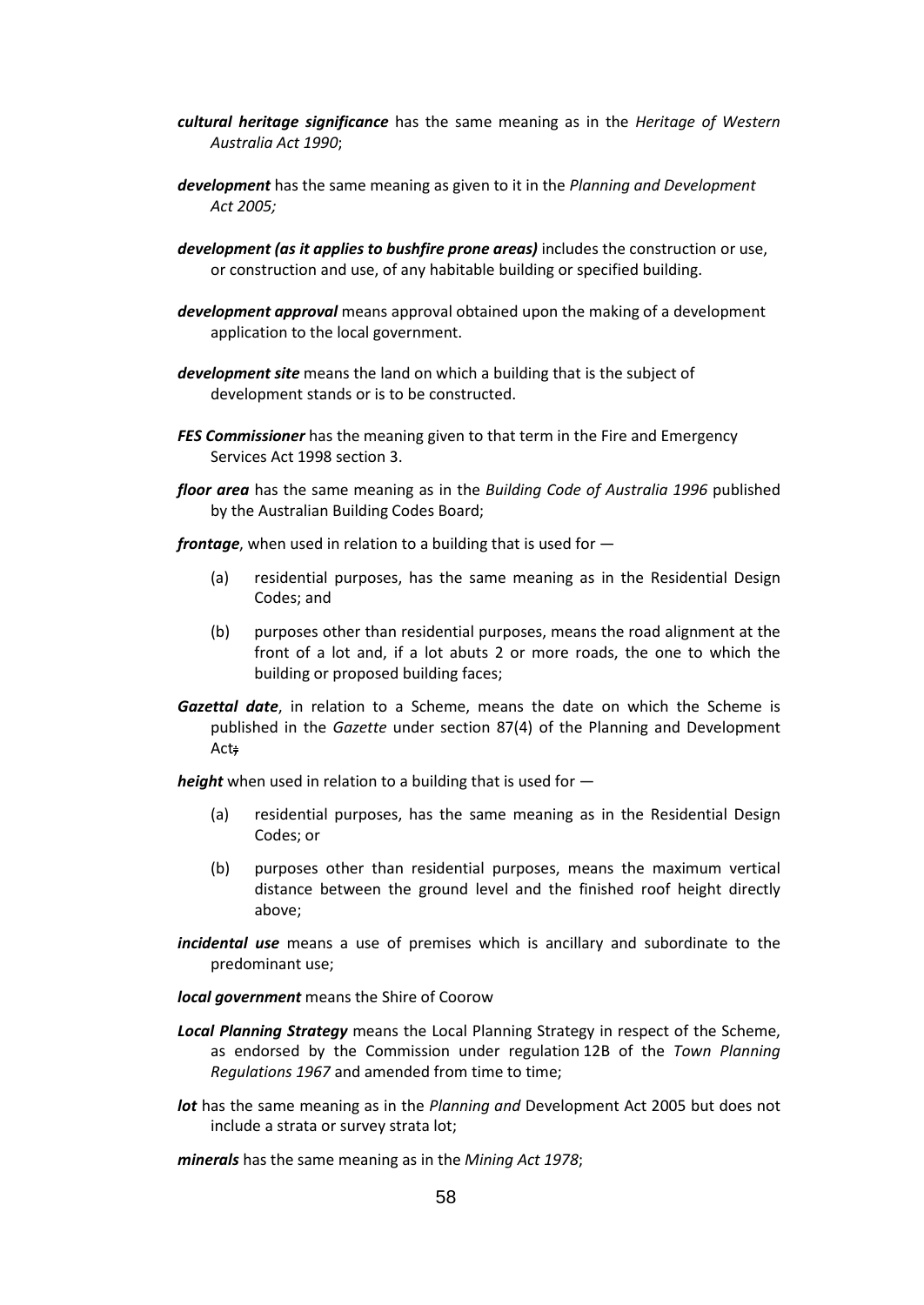***cultural heritage significance*** has the same meaning as in the *Heritage of Western Australia Act 1990*;

***development*** has the same meaning as given to it in the *Planning and Development Act 2005;*

***development (as it applies to bushfire prone areas)*** includes the construction or use, or construction and use, of any habitable building or specified building.

***development approval*** means approval obtained upon the making of a development application to the local government.

***development site*** means the land on which a building that is the subject of development stands or is to be constructed.

***FES Commissioner*** has the meaning given to that term in the Fire and Emergency Services Act 1998 section 3.

***floor area*** has the same meaning as in the *Building Code of Australia 1996* published by the Australian Building Codes Board;

***frontage***, when used in relation to a building that is used for —

(a) residential purposes, has the same meaning as in the Residential Design Codes; and

(b) purposes other than residential purposes, means the road alignment at the front of a lot and, if a lot abuts 2 or more roads, the one to which the building or proposed building faces;

***Gazettal date***, in relation to a Scheme, means the date on which the Scheme is published in the *Gazette* under section 87(4) of the Planning and Development Act;

***height*** when used in relation to a building that is used for —

(a) residential purposes, has the same meaning as in the Residential Design Codes; or

(b) purposes other than residential purposes, means the maximum vertical distance between the ground level and the finished roof height directly above;

***incidental use*** means a use of premises which is ancillary and subordinate to the predominant use;

***local government*** means the Shire of Coorow

***Local Planning Strategy*** means the Local Planning Strategy in respect of the Scheme, as endorsed by the Commission under regulation 12B of the *Town Planning Regulations 1967* and amended from time to time;

***lot*** has the same meaning as in the *Planning and* Development Act 2005 but does not include a strata or survey strata lot;

***minerals*** has the same meaning as in the *Mining Act 1978*;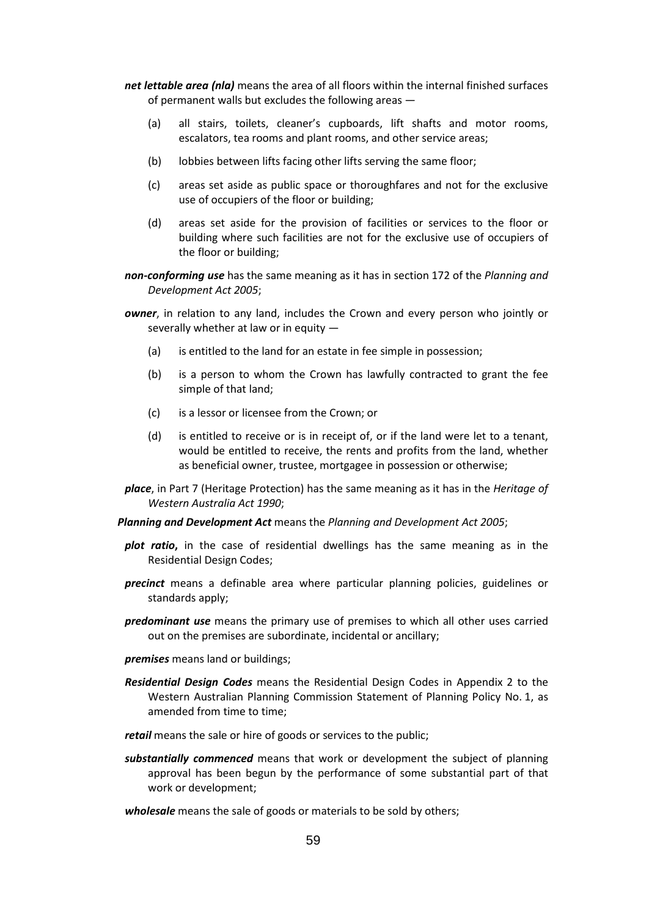***net lettable area (nla)*** means the area of all floors within the internal finished surfaces of permanent walls but excludes the following areas —

(a) all stairs, toilets, cleaner's cupboards, lift shafts and motor rooms, escalators, tea rooms and plant rooms, and other service areas;

(b) lobbies between lifts facing other lifts serving the same floor;

(c) areas set aside as public space or thoroughfares and not for the exclusive use of occupiers of the floor or building;

(d) areas set aside for the provision of facilities or services to the floor or building where such facilities are not for the exclusive use of occupiers of the floor or building;

***non-conforming use*** has the same meaning as it has in section 172 of the *Planning and Development Act 2005*;

***owner***, in relation to any land, includes the Crown and every person who jointly or severally whether at law or in equity —

(a) is entitled to the land for an estate in fee simple in possession;

(b) is a person to whom the Crown has lawfully contracted to grant the fee simple of that land;

(c) is a lessor or licensee from the Crown; or

(d) is entitled to receive or is in receipt of, or if the land were let to a tenant, would be entitled to receive, the rents and profits from the land, whether as beneficial owner, trustee, mortgagee in possession or otherwise;

***place***, in Part 7 (Heritage Protection) has the same meaning as it has in the *Heritage of Western Australia Act 1990*;

***Planning and Development Act*** means the *Planning and Development Act 2005*;

***plot ratio*****,** in the case of residential dwellings has the same meaning as in the Residential Design Codes;

***precinct*** means a definable area where particular planning policies, guidelines or standards apply;

***predominant use*** means the primary use of premises to which all other uses carried out on the premises are subordinate, incidental or ancillary;

***premises*** means land or buildings;

***Residential Design Codes*** means the Residential Design Codes in Appendix 2 to the Western Australian Planning Commission Statement of Planning Policy No. 1, as amended from time to time;

***retail*** means the sale or hire of goods or services to the public;

***substantially commenced*** means that work or development the subject of planning approval has been begun by the performance of some substantial part of that work or development;

***wholesale*** means the sale of goods or materials to be sold by others;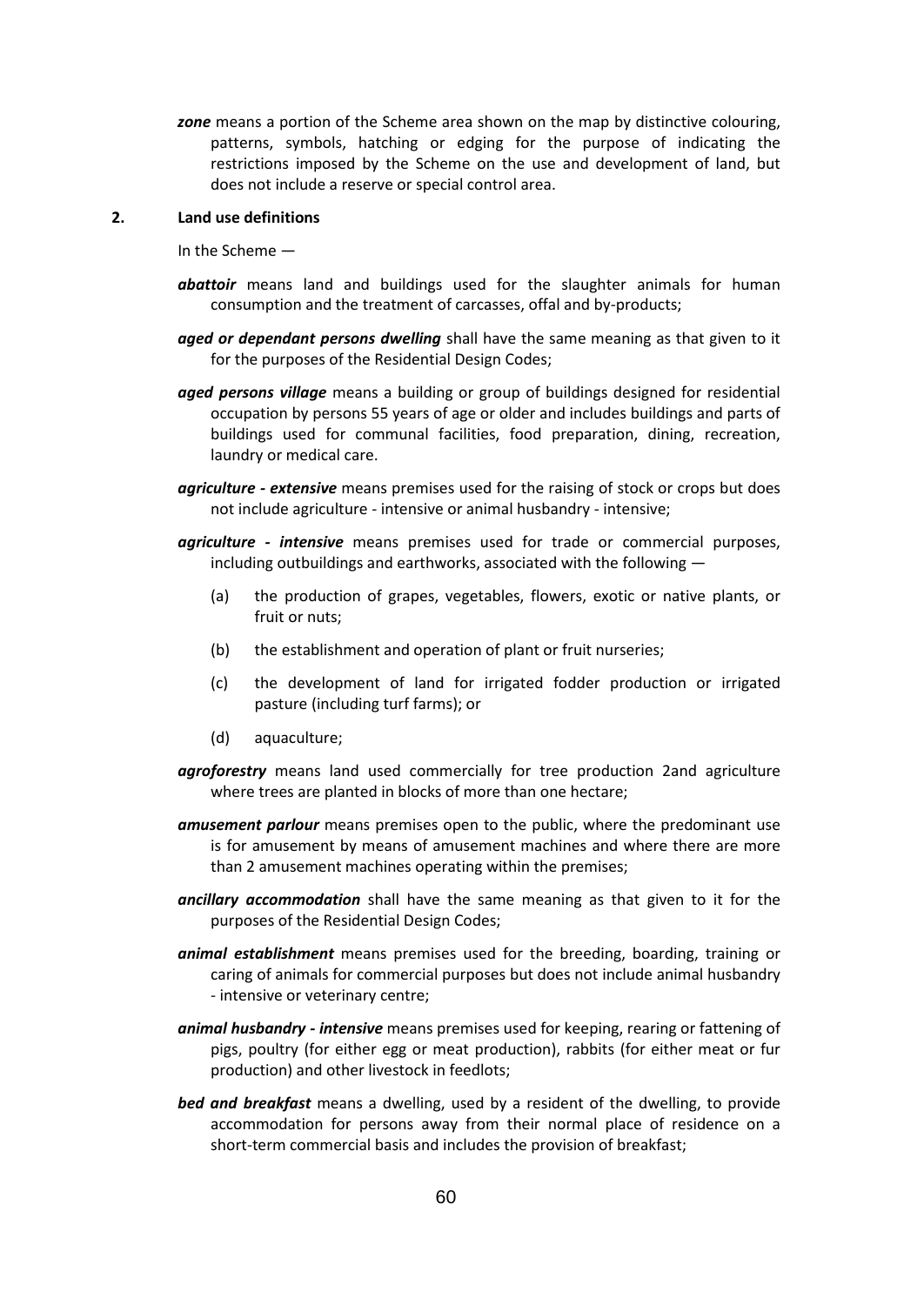***zone*** means a portion of the Scheme area shown on the map by distinctive colouring, patterns, symbols, hatching or edging for the purpose of indicating the restrictions imposed by the Scheme on the use and development of land, but does not include a reserve or special control area.

## 2. Land use definitions

In the Scheme —

***abattoir*** means land and buildings used for the slaughter animals for human consumption and the treatment of carcasses, offal and by-products;

***aged or dependant persons dwelling*** shall have the same meaning as that given to it for the purposes of the Residential Design Codes;

***aged persons village*** means a building or group of buildings designed for residential occupation by persons 55 years of age or older and includes buildings and parts of buildings used for communal facilities, food preparation, dining, recreation, laundry or medical care.

***agriculture - extensive*** means premises used for the raising of stock or crops but does not include agriculture - intensive or animal husbandry - intensive;

***agriculture - intensive*** means premises used for trade or commercial purposes, including outbuildings and earthworks, associated with the following —

(a) the production of grapes, vegetables, flowers, exotic or native plants, or fruit or nuts;

(b) the establishment and operation of plant or fruit nurseries;

(c) the development of land for irrigated fodder production or irrigated pasture (including turf farms); or

(d) aquaculture;

***agroforestry*** means land used commercially for tree production 2and agriculture where trees are planted in blocks of more than one hectare;

***amusement parlour*** means premises open to the public, where the predominant use is for amusement by means of amusement machines and where there are more than 2 amusement machines operating within the premises;

***ancillary accommodation*** shall have the same meaning as that given to it for the purposes of the Residential Design Codes;

***animal establishment*** means premises used for the breeding, boarding, training or caring of animals for commercial purposes but does not include animal husbandry - intensive or veterinary centre;

***animal husbandry - intensive*** means premises used for keeping, rearing or fattening of pigs, poultry (for either egg or meat production), rabbits (for either meat or fur production) and other livestock in feedlots;

***bed and breakfast*** means a dwelling, used by a resident of the dwelling, to provide accommodation for persons away from their normal place of residence on a short-term commercial basis and includes the provision of breakfast;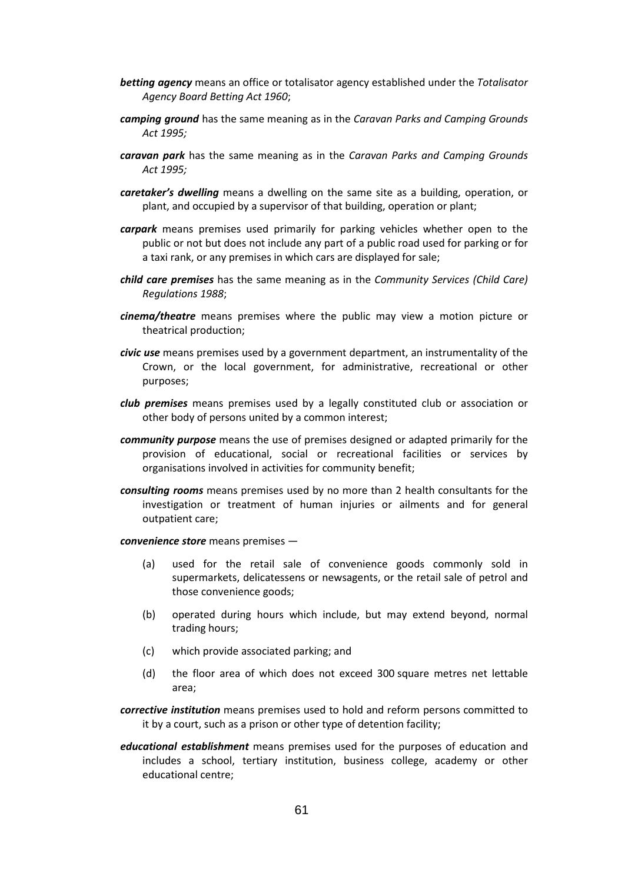***betting agency*** means an office or totalisator agency established under the *Totalisator Agency Board Betting Act 1960*;

***camping ground*** has the same meaning as in the *Caravan Parks and Camping Grounds Act 1995;*

***caravan park*** has the same meaning as in the *Caravan Parks and Camping Grounds Act 1995;*

***caretaker's dwelling*** means a dwelling on the same site as a building, operation, or plant, and occupied by a supervisor of that building, operation or plant;

***carpark*** means premises used primarily for parking vehicles whether open to the public or not but does not include any part of a public road used for parking or for a taxi rank, or any premises in which cars are displayed for sale;

***child care premises*** has the same meaning as in the *Community Services (Child Care) Regulations 1988*;

***cinema/theatre*** means premises where the public may view a motion picture or theatrical production;

***civic use*** means premises used by a government department, an instrumentality of the Crown, or the local government, for administrative, recreational or other purposes;

***club premises*** means premises used by a legally constituted club or association or other body of persons united by a common interest;

***community purpose*** means the use of premises designed or adapted primarily for the provision of educational, social or recreational facilities or services by organisations involved in activities for community benefit;

***consulting rooms*** means premises used by no more than 2 health consultants for the investigation or treatment of human injuries or ailments and for general outpatient care;

***convenience store*** means premises —

(a) used for the retail sale of convenience goods commonly sold in supermarkets, delicatessens or newsagents, or the retail sale of petrol and those convenience goods;

(b) operated during hours which include, but may extend beyond, normal trading hours;

(c) which provide associated parking; and

(d) the floor area of which does not exceed 300 square metres net lettable area;

***corrective institution*** means premises used to hold and reform persons committed to it by a court, such as a prison or other type of detention facility;

***educational establishment*** means premises used for the purposes of education and includes a school, tertiary institution, business college, academy or other educational centre;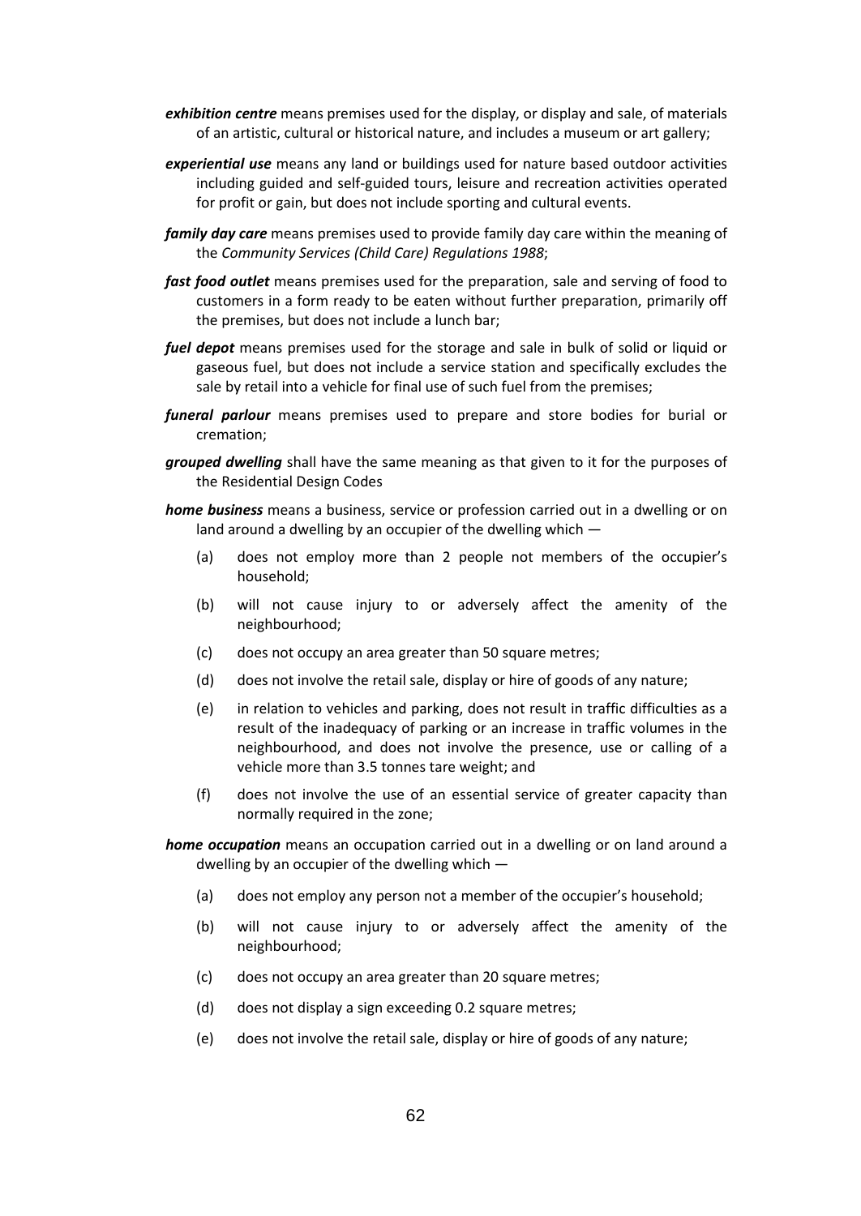***exhibition centre*** means premises used for the display, or display and sale, of materials of an artistic, cultural or historical nature, and includes a museum or art gallery;

***experiential use*** means any land or buildings used for nature based outdoor activities including guided and self-guided tours, leisure and recreation activities operated for profit or gain, but does not include sporting and cultural events.

***family day care*** means premises used to provide family day care within the meaning of the *Community Services (Child Care) Regulations 1988*;

***fast food outlet*** means premises used for the preparation, sale and serving of food to customers in a form ready to be eaten without further preparation, primarily off the premises, but does not include a lunch bar;

***fuel depot*** means premises used for the storage and sale in bulk of solid or liquid or gaseous fuel, but does not include a service station and specifically excludes the sale by retail into a vehicle for final use of such fuel from the premises;

***funeral parlour*** means premises used to prepare and store bodies for burial or cremation;

***grouped dwelling*** shall have the same meaning as that given to it for the purposes of the Residential Design Codes

***home business*** means a business, service or profession carried out in a dwelling or on land around a dwelling by an occupier of the dwelling which —

(a) does not employ more than 2 people not members of the occupier's household;

(b) will not cause injury to or adversely affect the amenity of the neighbourhood;

(c) does not occupy an area greater than 50 square metres;

(d) does not involve the retail sale, display or hire of goods of any nature;

(e) in relation to vehicles and parking, does not result in traffic difficulties as a result of the inadequacy of parking or an increase in traffic volumes in the neighbourhood, and does not involve the presence, use or calling of a vehicle more than 3.5 tonnes tare weight; and

(f) does not involve the use of an essential service of greater capacity than normally required in the zone;

***home occupation*** means an occupation carried out in a dwelling or on land around a dwelling by an occupier of the dwelling which —

(a) does not employ any person not a member of the occupier's household;

(b) will not cause injury to or adversely affect the amenity of the neighbourhood;

(c) does not occupy an area greater than 20 square metres;

(d) does not display a sign exceeding 0.2 square metres;

(e) does not involve the retail sale, display or hire of goods of any nature;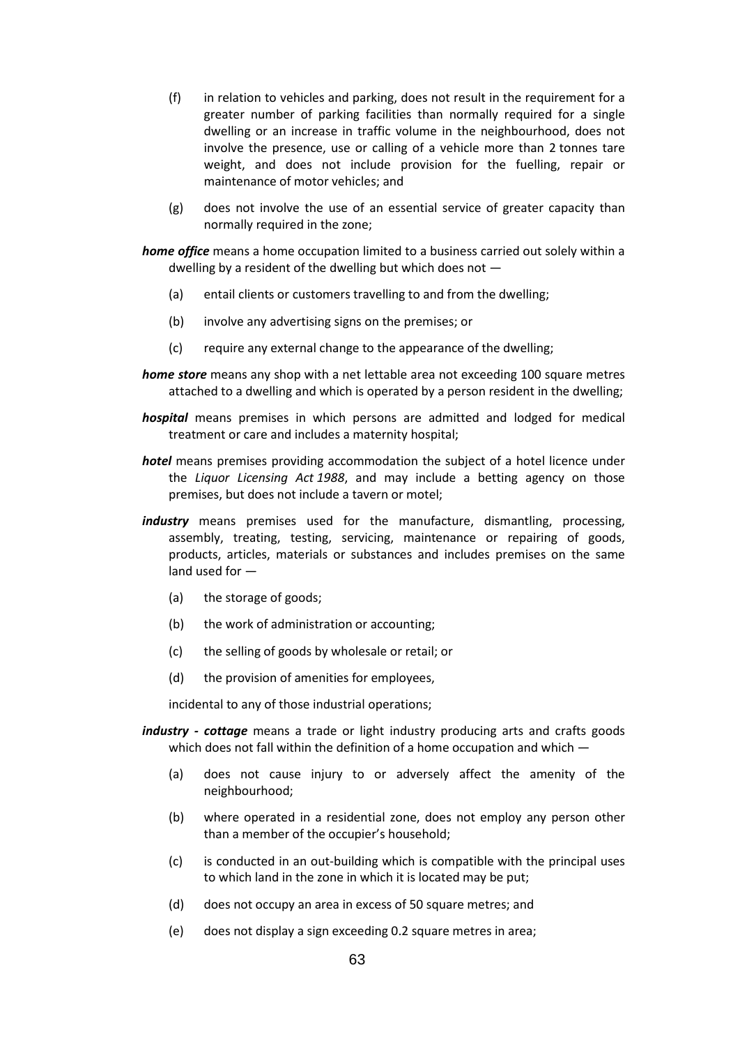(f) in relation to vehicles and parking, does not result in the requirement for a greater number of parking facilities than normally required for a single dwelling or an increase in traffic volume in the neighbourhood, does not involve the presence, use or calling of a vehicle more than 2 tonnes tare weight, and does not include provision for the fuelling, repair or maintenance of motor vehicles; and

(g) does not involve the use of an essential service of greater capacity than normally required in the zone;

***home office*** means a home occupation limited to a business carried out solely within a dwelling by a resident of the dwelling but which does not —

(a) entail clients or customers travelling to and from the dwelling;

(b) involve any advertising signs on the premises; or

(c) require any external change to the appearance of the dwelling;

***home store*** means any shop with a net lettable area not exceeding 100 square metres attached to a dwelling and which is operated by a person resident in the dwelling;

***hospital*** means premises in which persons are admitted and lodged for medical treatment or care and includes a maternity hospital;

***hotel*** means premises providing accommodation the subject of a hotel licence under the *Liquor Licensing Act 1988*, and may include a betting agency on those premises, but does not include a tavern or motel;

***industry*** means premises used for the manufacture, dismantling, processing, assembly, treating, testing, servicing, maintenance or repairing of goods, products, articles, materials or substances and includes premises on the same land used for —

(a) the storage of goods;

(b) the work of administration or accounting;

(c) the selling of goods by wholesale or retail; or

(d) the provision of amenities for employees,

incidental to any of those industrial operations;

***industry - cottage*** means a trade or light industry producing arts and crafts goods which does not fall within the definition of a home occupation and which —

(a) does not cause injury to or adversely affect the amenity of the neighbourhood;

(b) where operated in a residential zone, does not employ any person other than a member of the occupier's household;

(c) is conducted in an out-building which is compatible with the principal uses to which land in the zone in which it is located may be put;

(d) does not occupy an area in excess of 50 square metres; and

(e) does not display a sign exceeding 0.2 square metres in area;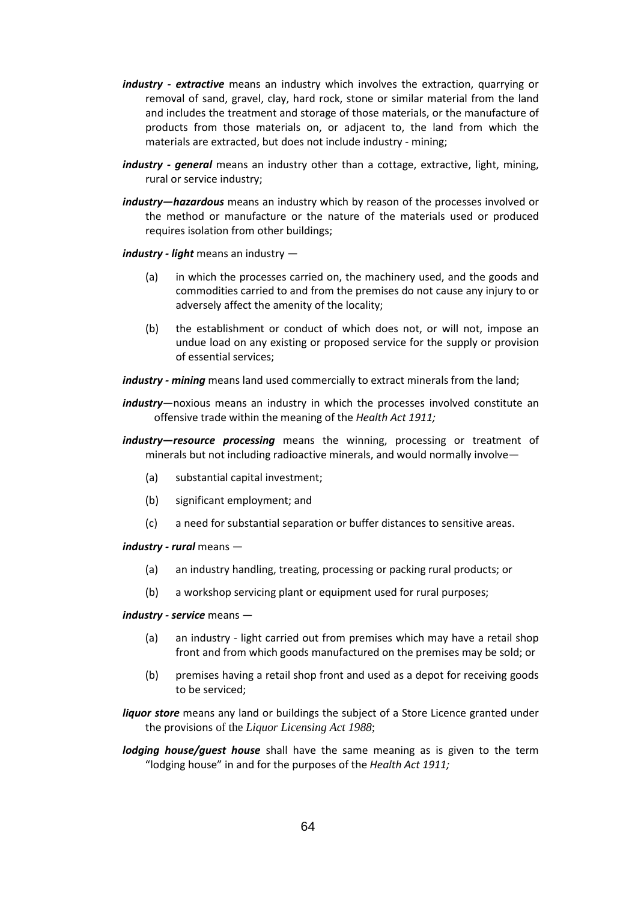***industry - extractive*** means an industry which involves the extraction, quarrying or removal of sand, gravel, clay, hard rock, stone or similar material from the land and includes the treatment and storage of those materials, or the manufacture of products from those materials on, or adjacent to, the land from which the materials are extracted, but does not include industry - mining;

***industry - general*** means an industry other than a cottage, extractive, light, mining, rural or service industry;

***industry—hazardous*** means an industry which by reason of the processes involved or the method or manufacture or the nature of the materials used or produced requires isolation from other buildings;

***industry - light*** means an industry —

(a) in which the processes carried on, the machinery used, and the goods and commodities carried to and from the premises do not cause any injury to or adversely affect the amenity of the locality;

(b) the establishment or conduct of which does not, or will not, impose an undue load on any existing or proposed service for the supply or provision of essential services;

***industry - mining*** means land used commercially to extract minerals from the land;

***industry***—noxious means an industry in which the processes involved constitute an offensive trade within the meaning of the *Health Act 1911;*

***industry—resource processing*** means the winning, processing or treatment of minerals but not including radioactive minerals, and would normally involve—

(a) substantial capital investment;

(b) significant employment; and

(c) a need for substantial separation or buffer distances to sensitive areas.

***industry - rural*** means —

(a) an industry handling, treating, processing or packing rural products; or

(b) a workshop servicing plant or equipment used for rural purposes;

***industry - service*** means —

(a) an industry - light carried out from premises which may have a retail shop front and from which goods manufactured on the premises may be sold; or

(b) premises having a retail shop front and used as a depot for receiving goods to be serviced;

***liquor store*** means any land or buildings the subject of a Store Licence granted under the provisions of the *Liquor Licensing Act 1988*;

***lodging house/guest house*** shall have the same meaning as is given to the term "lodging house" in and for the purposes of the *Health Act 1911;*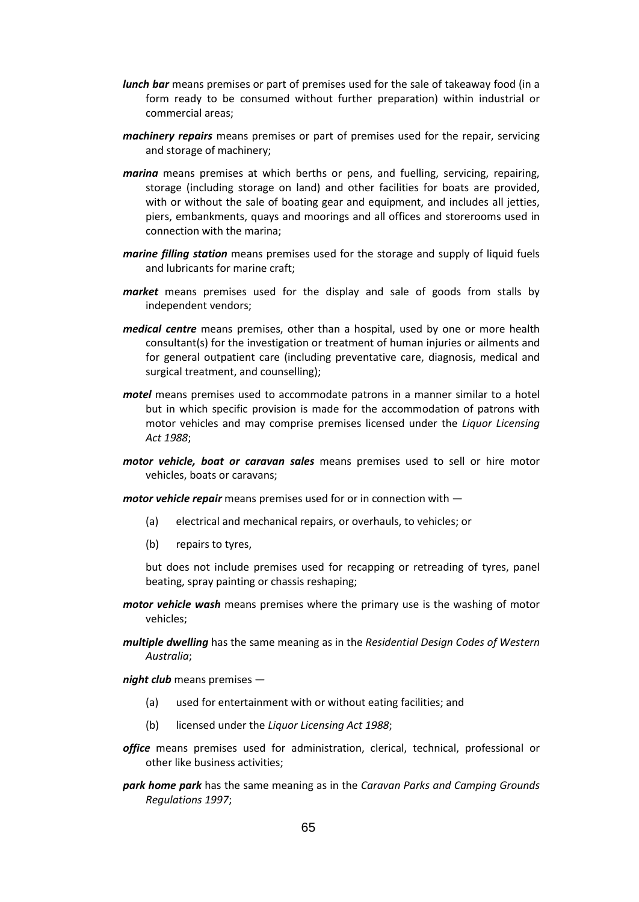***lunch bar*** means premises or part of premises used for the sale of takeaway food (in a form ready to be consumed without further preparation) within industrial or commercial areas;

***machinery repairs*** means premises or part of premises used for the repair, servicing and storage of machinery;

***marina*** means premises at which berths or pens, and fuelling, servicing, repairing, storage (including storage on land) and other facilities for boats are provided, with or without the sale of boating gear and equipment, and includes all jetties, piers, embankments, quays and moorings and all offices and storerooms used in connection with the marina;

***marine filling station*** means premises used for the storage and supply of liquid fuels and lubricants for marine craft;

***market*** means premises used for the display and sale of goods from stalls by independent vendors;

***medical centre*** means premises, other than a hospital, used by one or more health consultant(s) for the investigation or treatment of human injuries or ailments and for general outpatient care (including preventative care, diagnosis, medical and surgical treatment, and counselling);

***motel*** means premises used to accommodate patrons in a manner similar to a hotel but in which specific provision is made for the accommodation of patrons with motor vehicles and may comprise premises licensed under the *Liquor Licensing Act 1988*;

***motor vehicle, boat or caravan sales*** means premises used to sell or hire motor vehicles, boats or caravans;

***motor vehicle repair*** means premises used for or in connection with —

(a) electrical and mechanical repairs, or overhauls, to vehicles; or

(b) repairs to tyres,

but does not include premises used for recapping or retreading of tyres, panel beating, spray painting or chassis reshaping;

***motor vehicle wash*** means premises where the primary use is the washing of motor vehicles;

***multiple dwelling*** has the same meaning as in the *Residential Design Codes of Western Australia*;

***night club*** means premises —

(a) used for entertainment with or without eating facilities; and

(b) licensed under the *Liquor Licensing Act 1988*;

***office*** means premises used for administration, clerical, technical, professional or other like business activities;

***park home park*** has the same meaning as in the *Caravan Parks and Camping Grounds Regulations 1997*;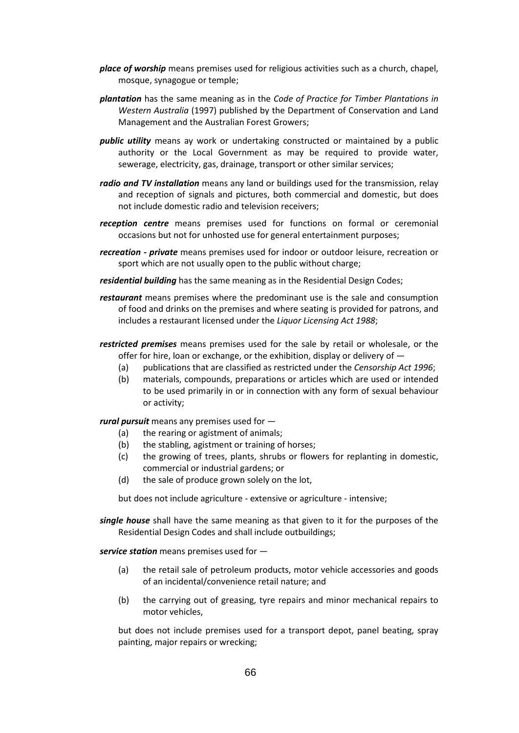***place of worship*** means premises used for religious activities such as a church, chapel, mosque, synagogue or temple;

***plantation*** has the same meaning as in the *Code of Practice for Timber Plantations in Western Australia* (1997) published by the Department of Conservation and Land Management and the Australian Forest Growers;

***public utility*** means ay work or undertaking constructed or maintained by a public authority or the Local Government as may be required to provide water, sewerage, electricity, gas, drainage, transport or other similar services;

***radio and TV installation*** means any land or buildings used for the transmission, relay and reception of signals and pictures, both commercial and domestic, but does not include domestic radio and television receivers;

***reception centre*** means premises used for functions on formal or ceremonial occasions but not for unhosted use for general entertainment purposes;

***recreation - private*** means premises used for indoor or outdoor leisure, recreation or sport which are not usually open to the public without charge;

***residential building*** has the same meaning as in the Residential Design Codes;

***restaurant*** means premises where the predominant use is the sale and consumption of food and drinks on the premises and where seating is provided for patrons, and includes a restaurant licensed under the *Liquor Licensing Act 1988*;

***restricted premises*** means premises used for the sale by retail or wholesale, or the offer for hire, loan or exchange, or the exhibition, display or delivery of —

- (a) publications that are classified as restricted under the *Censorship Act 1996*;
- (b) materials, compounds, preparations or articles which are used or intended to be used primarily in or in connection with any form of sexual behaviour or activity;

***rural pursuit*** means any premises used for —

- (a) the rearing or agistment of animals;
- (b) the stabling, agistment or training of horses;
- (c) the growing of trees, plants, shrubs or flowers for replanting in domestic, commercial or industrial gardens; or
- (d) the sale of produce grown solely on the lot,

but does not include agriculture - extensive or agriculture - intensive;

***single house*** shall have the same meaning as that given to it for the purposes of the Residential Design Codes and shall include outbuildings;

***service station*** means premises used for —

- (a) the retail sale of petroleum products, motor vehicle accessories and goods of an incidental/convenience retail nature; and
- (b) the carrying out of greasing, tyre repairs and minor mechanical repairs to motor vehicles,

but does not include premises used for a transport depot, panel beating, spray painting, major repairs or wrecking;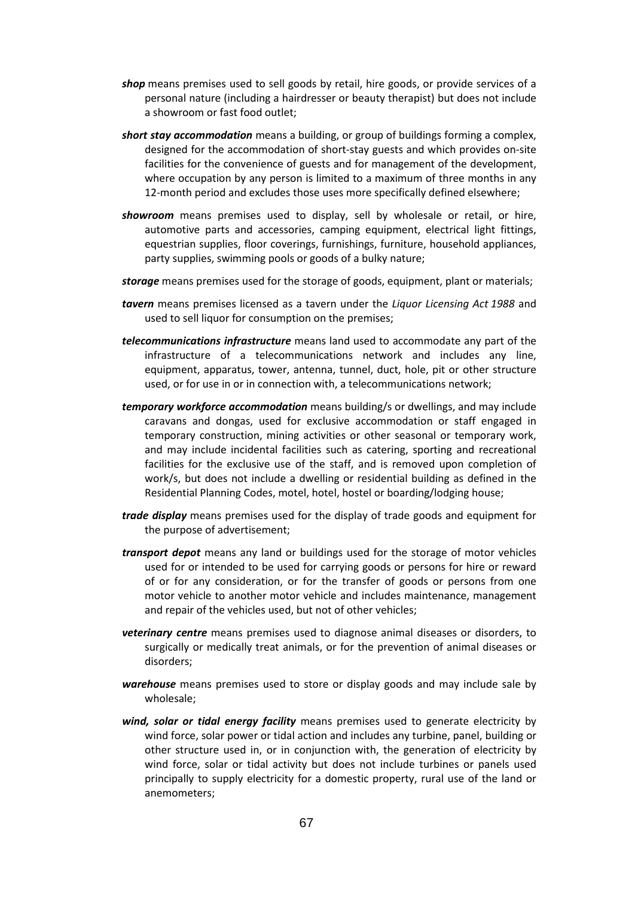***shop*** means premises used to sell goods by retail, hire goods, or provide services of a personal nature (including a hairdresser or beauty therapist) but does not include a showroom or fast food outlet;

***short stay accommodation*** means a building, or group of buildings forming a complex, designed for the accommodation of short-stay guests and which provides on-site facilities for the convenience of guests and for management of the development, where occupation by any person is limited to a maximum of three months in any 12-month period and excludes those uses more specifically defined elsewhere;

***showroom*** means premises used to display, sell by wholesale or retail, or hire, automotive parts and accessories, camping equipment, electrical light fittings, equestrian supplies, floor coverings, furnishings, furniture, household appliances, party supplies, swimming pools or goods of a bulky nature;

***storage*** means premises used for the storage of goods, equipment, plant or materials;

***tavern*** means premises licensed as a tavern under the *Liquor Licensing Act 1988* and used to sell liquor for consumption on the premises;

***telecommunications infrastructure*** means land used to accommodate any part of the infrastructure of a telecommunications network and includes any line, equipment, apparatus, tower, antenna, tunnel, duct, hole, pit or other structure used, or for use in or in connection with, a telecommunications network;

***temporary workforce accommodation*** means building/s or dwellings, and may include caravans and dongas, used for exclusive accommodation or staff engaged in temporary construction, mining activities or other seasonal or temporary work, and may include incidental facilities such as catering, sporting and recreational facilities for the exclusive use of the staff, and is removed upon completion of work/s, but does not include a dwelling or residential building as defined in the Residential Planning Codes, motel, hotel, hostel or boarding/lodging house;

***trade display*** means premises used for the display of trade goods and equipment for the purpose of advertisement;

***transport depot*** means any land or buildings used for the storage of motor vehicles used for or intended to be used for carrying goods or persons for hire or reward of or for any consideration, or for the transfer of goods or persons from one motor vehicle to another motor vehicle and includes maintenance, management and repair of the vehicles used, but not of other vehicles;

***veterinary centre*** means premises used to diagnose animal diseases or disorders, to surgically or medically treat animals, or for the prevention of animal diseases or disorders;

***warehouse*** means premises used to store or display goods and may include sale by wholesale;

***wind, solar or tidal energy facility*** means premises used to generate electricity by wind force, solar power or tidal action and includes any turbine, panel, building or other structure used in, or in conjunction with, the generation of electricity by wind force, solar or tidal activity but does not include turbines or panels used principally to supply electricity for a domestic property, rural use of the land or anemometers;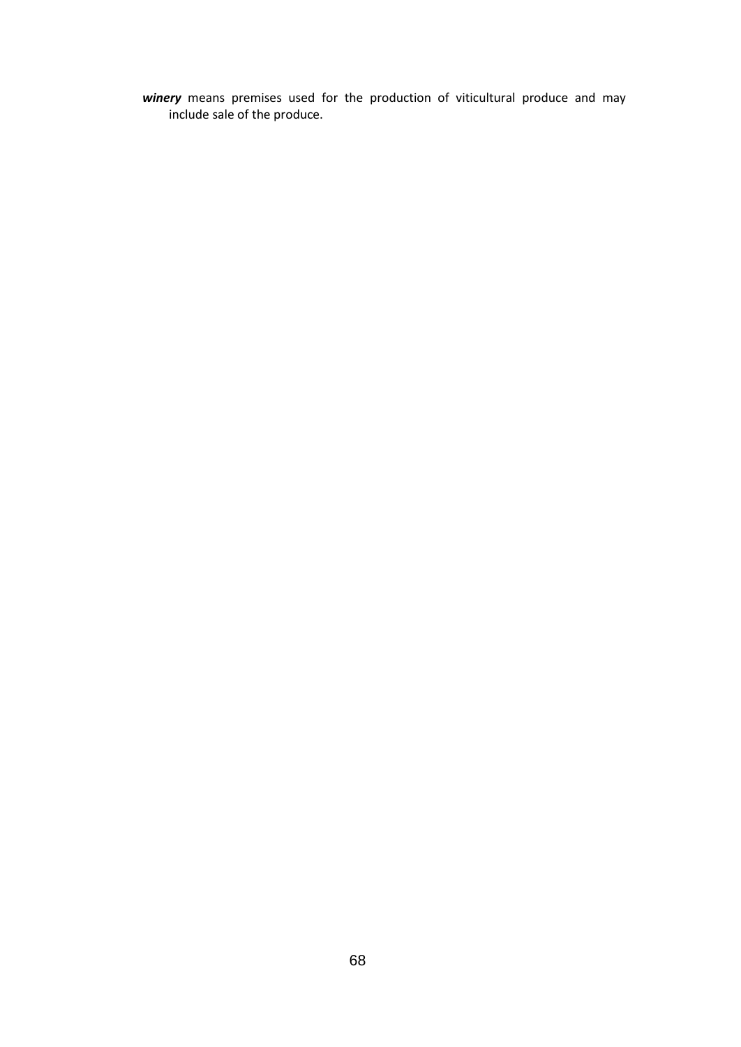***winery*** means premises used for the production of viticultural produce and may include sale of the produce.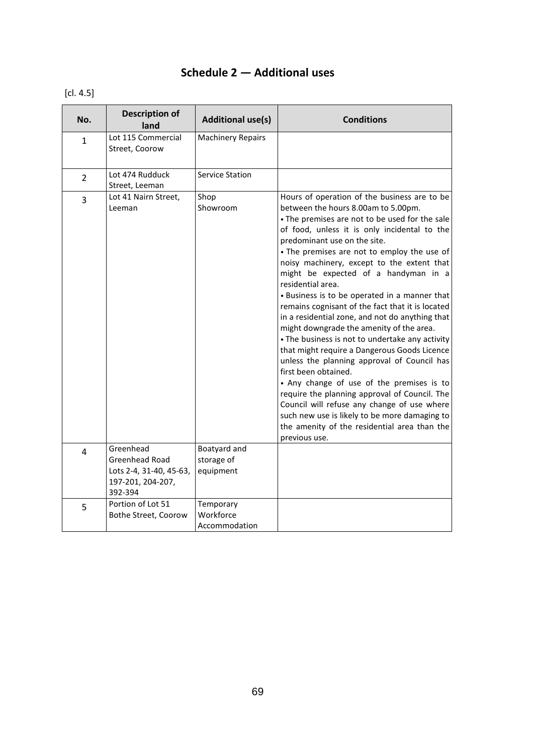# Schedule 2 — Additional uses

[cl. 4.5]

| No. | Description of land | Additional use(s) | Conditions |
|---|---|---|---|
| 1 | Lot 115 Commercial Street, Coorow | Machinery Repairs | |
| 2 | Lot 474 Rudduck Street, Leeman | Service Station | |
| 3 | Lot 41 Nairn Street, Leeman | Shop<br>Showroom | Hours of operation of the business are to be between the hours 8.00am to 5.00pm.<br>• The premises are not to be used for the sale of food, unless it is only incidental to the predominant use on the site.<br>• The premises are not to employ the use of noisy machinery, except to the extent that might be expected of a handyman in a residential area.<br>• Business is to be operated in a manner that remains cognisant of the fact that it is located in a residential zone, and not do anything that might downgrade the amenity of the area.<br>• The business is not to undertake any activity that might require a Dangerous Goods Licence unless the planning approval of Council has first been obtained.<br>• Any change of use of the premises is to require the planning approval of Council. The Council will refuse any change of use where such new use is likely to be more damaging to the amenity of the residential area than the previous use. |
| 4 | Greenhead<br>Greenhead Road<br>Lots 2-4, 31-40, 45-63, 197-201, 204-207, 392-394 | Boatyard and storage of equipment | |
| 5 | Portion of Lot 51 Bothe Street, Coorow | Temporary Workforce Accommodation | |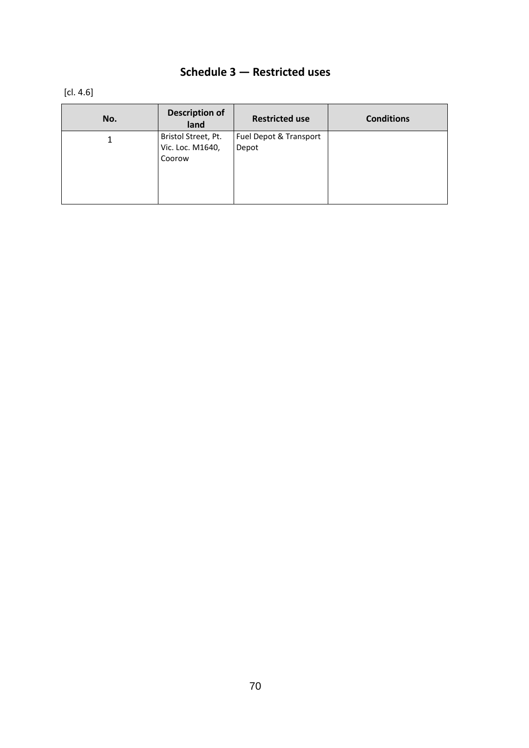## Schedule 3 — Restricted uses

[cl. 4.6]

| No. | Description of land | Restricted use | Conditions |
|---|---|---|---|
| 1 | Bristol Street, Pt. Vic. Loc. M1640, Coorow | Fuel Depot & Transport Depot | |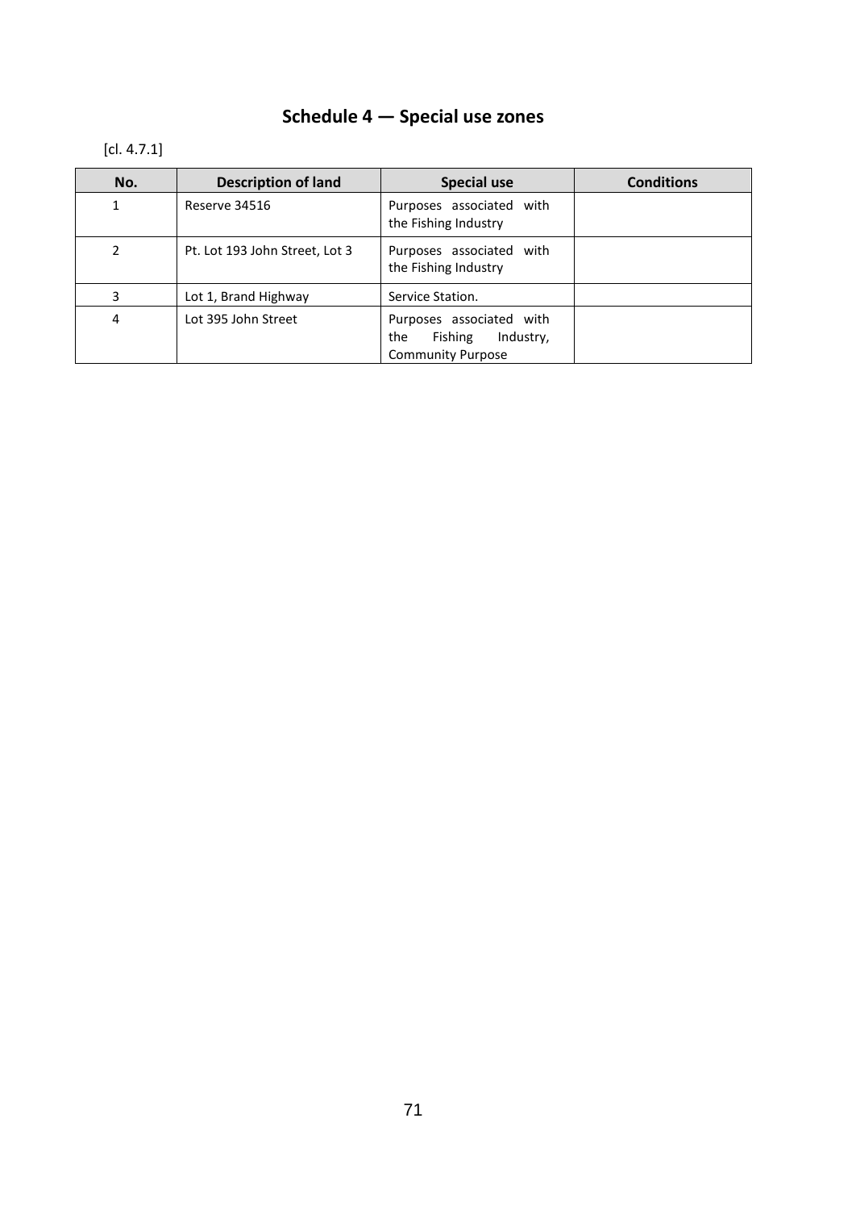# Schedule 4 — Special use zones

[cl. 4.7.1]

| No. | Description of land | Special use | Conditions |
|---|---|---|---|
| 1 | Reserve 34516 | Purposes associated with the Fishing Industry | |
| 2 | Pt. Lot 193 John Street, Lot 3 | Purposes associated with the Fishing Industry | |
| 3 | Lot 1, Brand Highway | Service Station. | |
| 4 | Lot 395 John Street | Purposes associated with the Fishing Industry, Community Purpose | |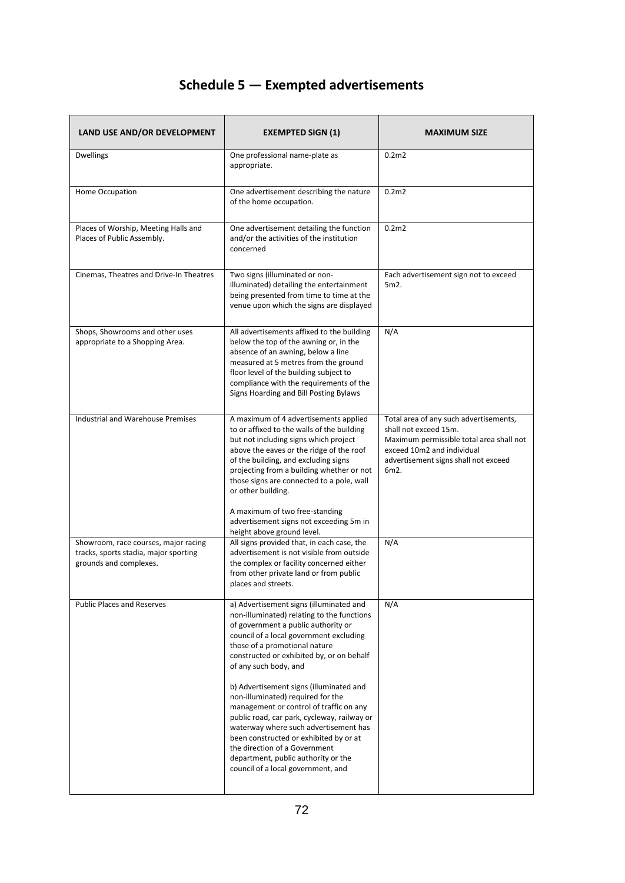# Schedule 5 — Exempted advertisements

| LAND USE AND/OR DEVELOPMENT | EXEMPTED SIGN (1) | MAXIMUM SIZE |
|---|---|---|
| Dwellings | One professional name-plate as appropriate. | 0.2m2 |
| Home Occupation | One advertisement describing the nature of the home occupation. | 0.2m2 |
| Places of Worship, Meeting Halls and Places of Public Assembly. | One advertisement detailing the function and/or the activities of the institution concerned | 0.2m2 |
| Cinemas, Theatres and Drive-In Theatres | Two signs (illuminated or non-illuminated) detailing the entertainment being presented from time to time at the venue upon which the signs are displayed | Each advertisement sign not to exceed 5m2. |
| Shops, Showrooms and other uses appropriate to a Shopping Area. | All advertisements affixed to the building below the top of the awning or, in the absence of an awning, below a line measured at 5 metres from the ground floor level of the building subject to compliance with the requirements of the Signs Hoarding and Bill Posting Bylaws | N/A |
| Industrial and Warehouse Premises | A maximum of 4 advertisements applied to or affixed to the walls of the building but not including signs which project above the eaves or the ridge of the roof of the building, and excluding signs projecting from a building whether or not those signs are connected to a pole, wall or other building.<br><br>A maximum of two free-standing advertisement signs not exceeding 5m in height above ground level. | Total area of any such advertisements, shall not exceed 15m.<br>Maximum permissible total area shall not exceed 10m2 and individual advertisement signs shall not exceed 6m2. |
| Showroom, race courses, major racing tracks, sports stadia, major sporting grounds and complexes. | All signs provided that, in each case, the advertisement is not visible from outside the complex or facility concerned either from other private land or from public places and streets. | N/A |
| Public Places and Reserves | a) Advertisement signs (illuminated and non-illuminated) relating to the functions of government a public authority or council of a local government excluding those of a promotional nature constructed or exhibited by, or on behalf of any such body, and<br><br>b) Advertisement signs (illuminated and non-illuminated) required for the management or control of traffic on any public road, car park, cycleway, railway or waterway where such advertisement has been constructed or exhibited by or at the direction of a Government department, public authority or the council of a local government, and | N/A |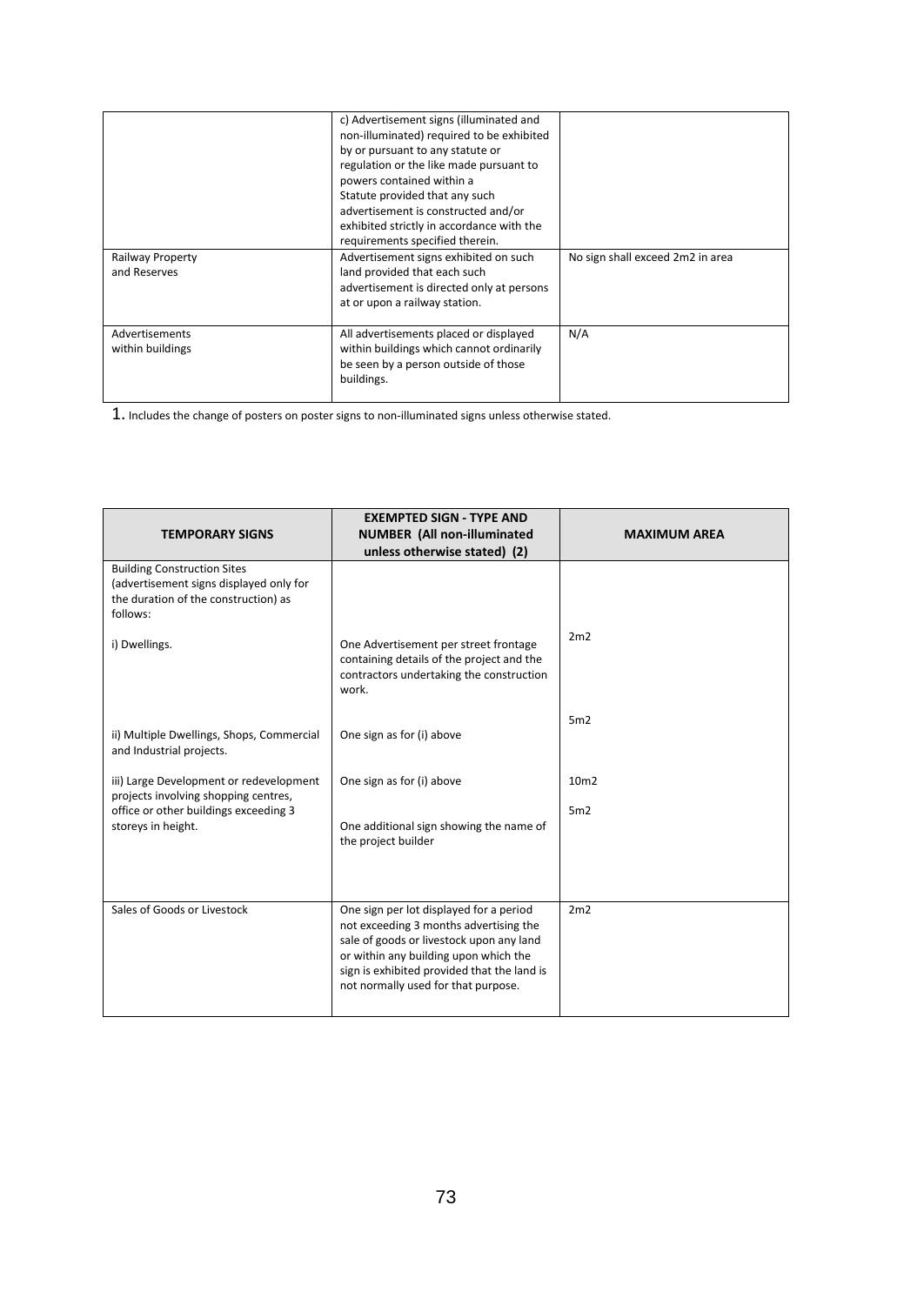| | | |
|---|---|---|
| | c) Advertisement signs (illuminated and non-illuminated) required to be exhibited by or pursuant to any statute or regulation or the like made pursuant to powers contained within a Statute provided that any such advertisement is constructed and/or exhibited strictly in accordance with the requirements specified therein. | |
| Railway Property and Reserves | Advertisement signs exhibited on such land provided that each such advertisement is directed only at persons at or upon a railway station. | No sign shall exceed 2m2 in area |
| Advertisements within buildings | All advertisements placed or displayed within buildings which cannot ordinarily be seen by a person outside of those buildings. | N/A |

1. Includes the change of posters on poster signs to non-illuminated signs unless otherwise stated.

| **TEMPORARY SIGNS** | **EXEMPTED SIGN - TYPE AND NUMBER (All non-illuminated unless otherwise stated) (2)** | **MAXIMUM AREA** |
|---|---|---|
| Building Construction Sites (advertisement signs displayed only for the duration of the construction) as follows: | | |
| i) Dwellings. | One Advertisement per street frontage containing details of the project and the contractors undertaking the construction work. | 2m2 |
| ii) Multiple Dwellings, Shops, Commercial and Industrial projects. | One sign as for (i) above | 5m2 |
| iii) Large Development or redevelopment projects involving shopping centres, office or other buildings exceeding 3 storeys in height. | One sign as for (i) above<br><br>One additional sign showing the name of the project builder | 10m2<br><br>5m2 |
| Sales of Goods or Livestock | One sign per lot displayed for a period not exceeding 3 months advertising the sale of goods or livestock upon any land or within any building upon which the sign is exhibited provided that the land is not normally used for that purpose. | 2m2 |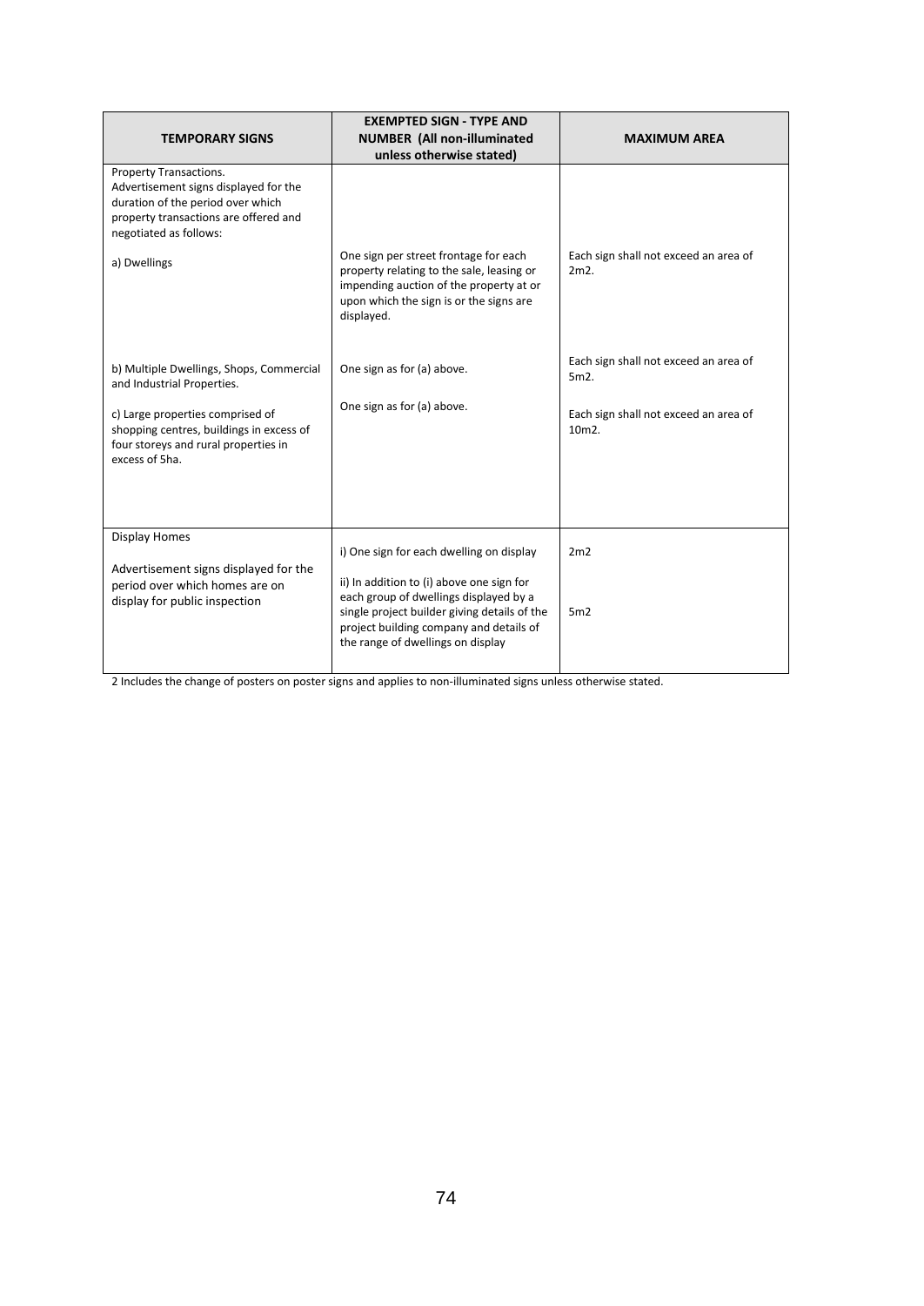| TEMPORARY SIGNS | EXEMPTED SIGN - TYPE AND NUMBER (All non-illuminated unless otherwise stated) | MAXIMUM AREA |
|---|---|---|
| Property Transactions. Advertisement signs displayed for the duration of the period over which property transactions are offered and negotiated as follows: | | |
| a) Dwellings | One sign per street frontage for each property relating to the sale, leasing or impending auction of the property at or upon which the sign is or the signs are displayed. | Each sign shall not exceed an area of 2m2. |
| b) Multiple Dwellings, Shops, Commercial and Industrial Properties. | One sign as for (a) above. | Each sign shall not exceed an area of 5m2. |
| c) Large properties comprised of shopping centres, buildings in excess of four storeys and rural properties in excess of 5ha. | One sign as for (a) above. | Each sign shall not exceed an area of 10m2. |
| Display Homes<br><br>Advertisement signs displayed for the period over which homes are on display for public inspection | i) One sign for each dwelling on display | 2m2 |
| | ii) In addition to (i) above one sign for each group of dwellings displayed by a single project builder giving details of the project building company and details of the range of dwellings on display | 5m2 |

2 Includes the change of posters on poster signs and applies to non-illuminated signs unless otherwise stated.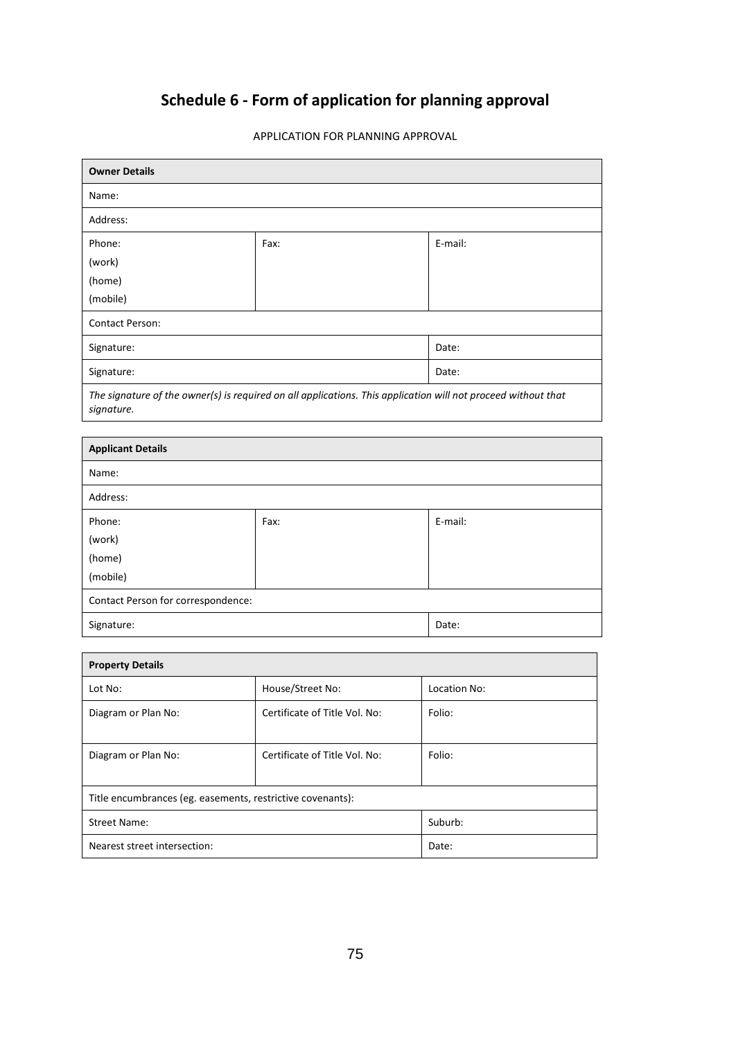# Schedule 6 - Form of application for planning approval

APPLICATION FOR PLANNING APPROVAL

| **Owner Details** | | |
|---|---|---|
| Name: | | |
| Address: | | |
| Phone:<br>(work)<br>(home)<br>(mobile) | Fax: | E-mail: |
| Contact Person: | | |
| Signature: | | Date: |
| Signature: | | Date: |
| *The signature of the owner(s) is required on all applications. This application will not proceed without that signature.* | | |

| **Applicant Details** | | |
|---|---|---|
| Name: | | |
| Address: | | |
| Phone:<br>(work)<br>(home)<br>(mobile) | Fax: | E-mail: |
| Contact Person for correspondence: | | |
| Signature: | | Date: |

| **Property Details** | | |
|---|---|---|
| Lot No: | House/Street No: | Location No: |
| Diagram or Plan No: | Certificate of Title Vol. No: | Folio: |
| Diagram or Plan No: | Certificate of Title Vol. No: | Folio: |
| Title encumbrances (eg. easements, restrictive covenants): | | |
| Street Name: | | Suburb: |
| Nearest street intersection: | | Date: |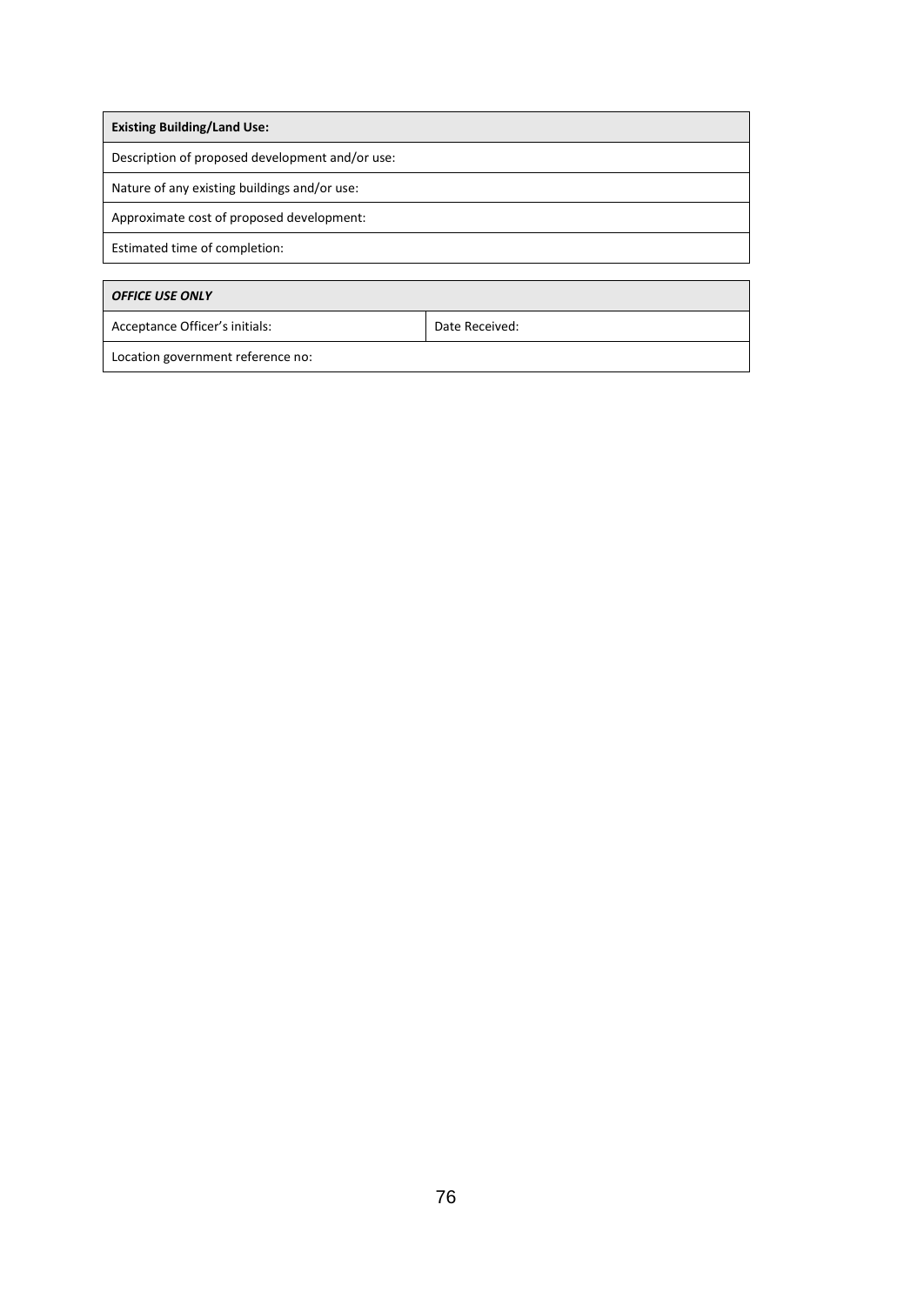| **Existing Building/Land Use:** |
| --- |
| Description of proposed development and/or use: |
| Nature of any existing buildings and/or use: |
| Approximate cost of proposed development: |
| Estimated time of completion: |

| ***OFFICE USE ONLY*** | |
| --- | --- |
| Acceptance Officer's initials: | Date Received: |
| Location government reference no: | |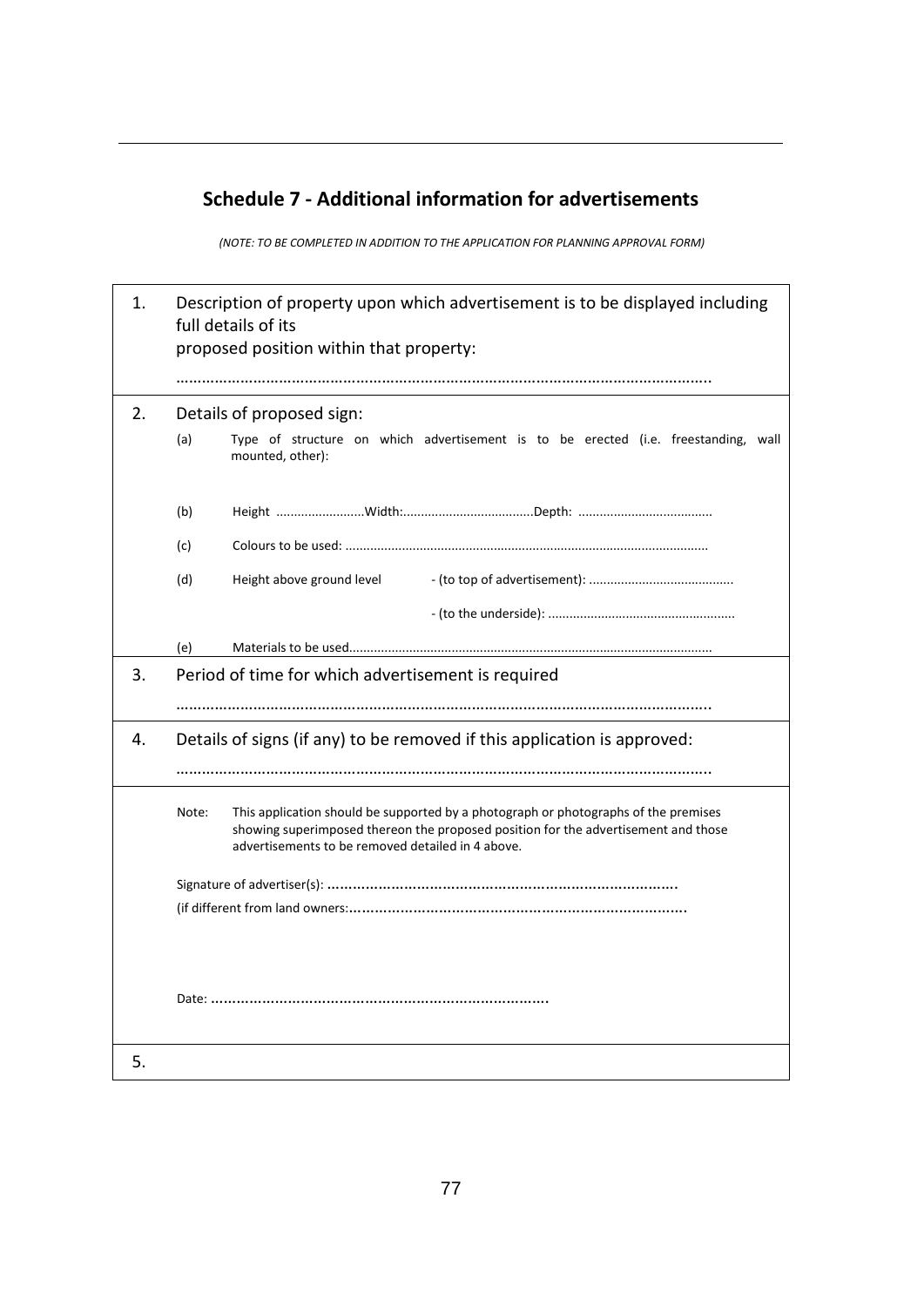## Schedule 7 - Additional information for advertisements

*(NOTE: TO BE COMPLETED IN ADDITION TO THE APPLICATION FOR PLANNING APPROVAL FORM)*

1. Description of property upon which advertisement is to be displayed including full details of its
   proposed position within that property:

   ………………………………………………………………………………………………………..

2. Details of proposed sign:

   (a) Type of structure on which advertisement is to be erected (i.e. freestanding, wall mounted, other):

   (b) Height ........................Width:....................................Depth: ....................................

   (c) Colours to be used: .....................................................................................................

   (d) Height above ground level - (to top of advertisement): ........................................

   - (to the underside): ....................................................

   (e) Materials to be used.....................................................................................................

3. Period of time for which advertisement is required

   ………………………………………………………………………………………………………..

4. Details of signs (if any) to be removed if this application is approved:

   ………………………………………………………………………………………………………..

Note: This application should be supported by a photograph or photographs of the premises showing superimposed thereon the proposed position for the advertisement and those advertisements to be removed detailed in 4 above.

Signature of advertiser(s): ..................................................................................

(if different from land owners:..............................................................................

Date: ..............................................................................

5.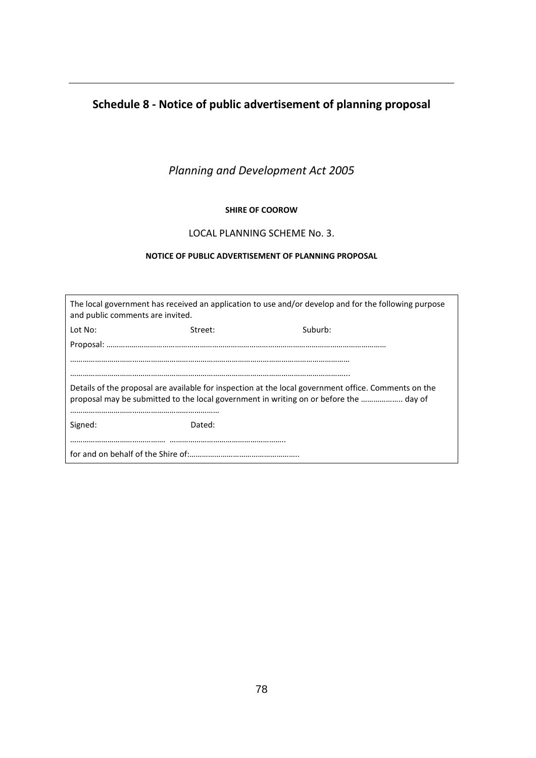## Schedule 8 - Notice of public advertisement of planning proposal

*Planning and Development Act 2005*

**SHIRE OF COOROW**

LOCAL PLANNING SCHEME No. 3.

**NOTICE OF PUBLIC ADVERTISEMENT OF PLANNING PROPOSAL**

The local government has received an application to use and/or develop and for the following purpose and public comments are invited.

Lot No: Street: Suburb:

Proposal: ………………………………………………………………………………………………………………………

…………………………………………………………………………………………………………………

…………………………………………………………………………………………………………………..

Details of the proposal are available for inspection at the local government office. Comments on the proposal may be submitted to the local government in writing on or before the ……………….. day of

……………………………………………………………

Signed: Dated:

……………………………………… ……………………………………………….

for and on behalf of the Shire of:……………………………………………..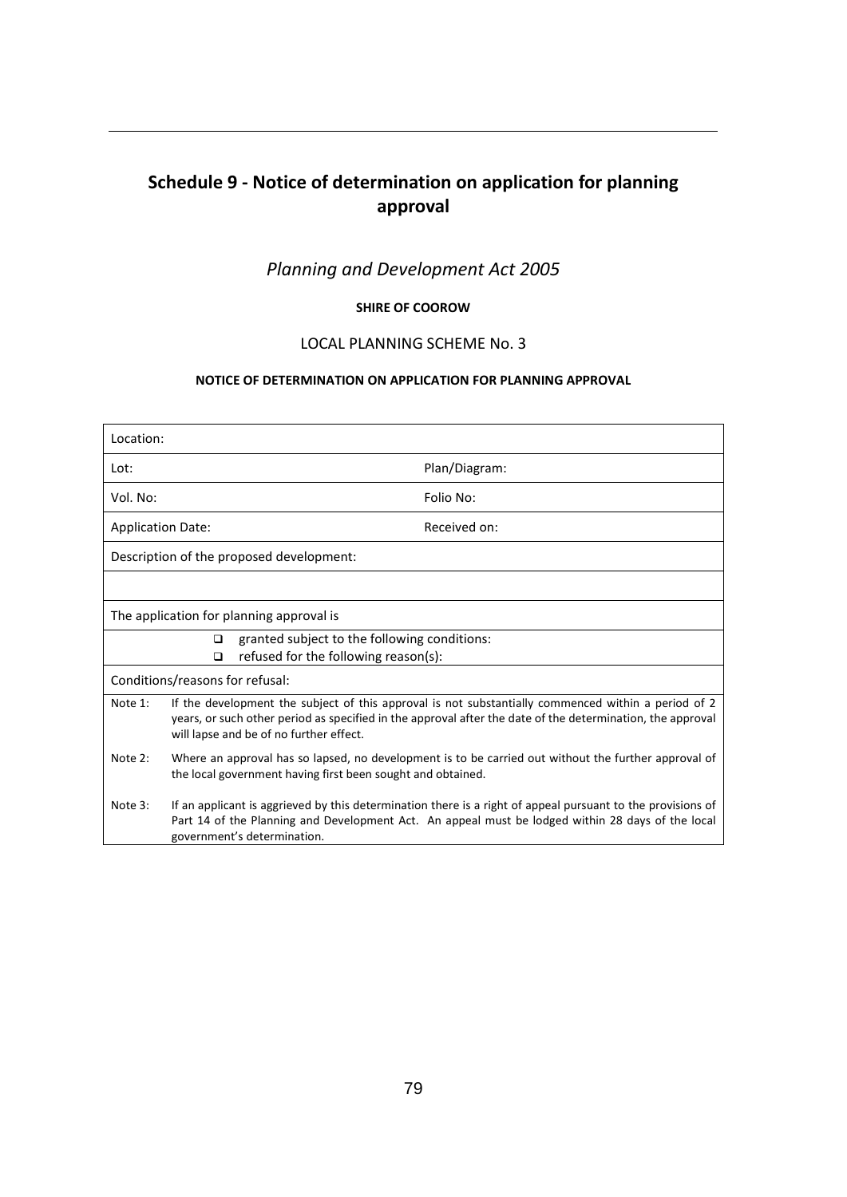# Schedule 9 - Notice of determination on application for planning approval

*Planning and Development Act 2005*

**SHIRE OF COOROW**

LOCAL PLANNING SCHEME No. 3

**NOTICE OF DETERMINATION ON APPLICATION FOR PLANNING APPROVAL**

| Location: | |
|---|---|
| Lot: | Plan/Diagram: |
| Vol. No: | Folio No: |
| Application Date: | Received on: |
| Description of the proposed development: | |
| | |
| The application for planning approval is | |
| ❑ granted subject to the following conditions:<br>❑ refused for the following reason(s): | |
| Conditions/reasons for refusal: | |
| Note 1: | If the development the subject of this approval is not substantially commenced within a period of 2 years, or such other period as specified in the approval after the date of the determination, the approval will lapse and be of no further effect. |
| Note 2: | Where an approval has so lapsed, no development is to be carried out without the further approval of the local government having first been sought and obtained. |
| Note 3: | If an applicant is aggrieved by this determination there is a right of appeal pursuant to the provisions of Part 14 of the Planning and Development Act. An appeal must be lodged within 28 days of the local government's determination. |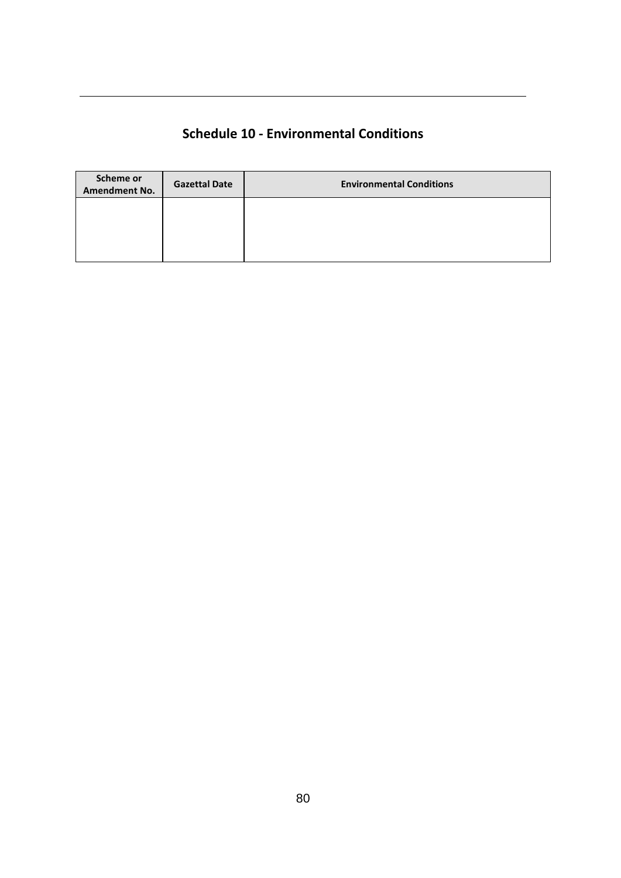# Schedule 10 - Environmental Conditions

| Scheme or Amendment No. | Gazettal Date | Environmental Conditions |
|---|---|---|
| | | |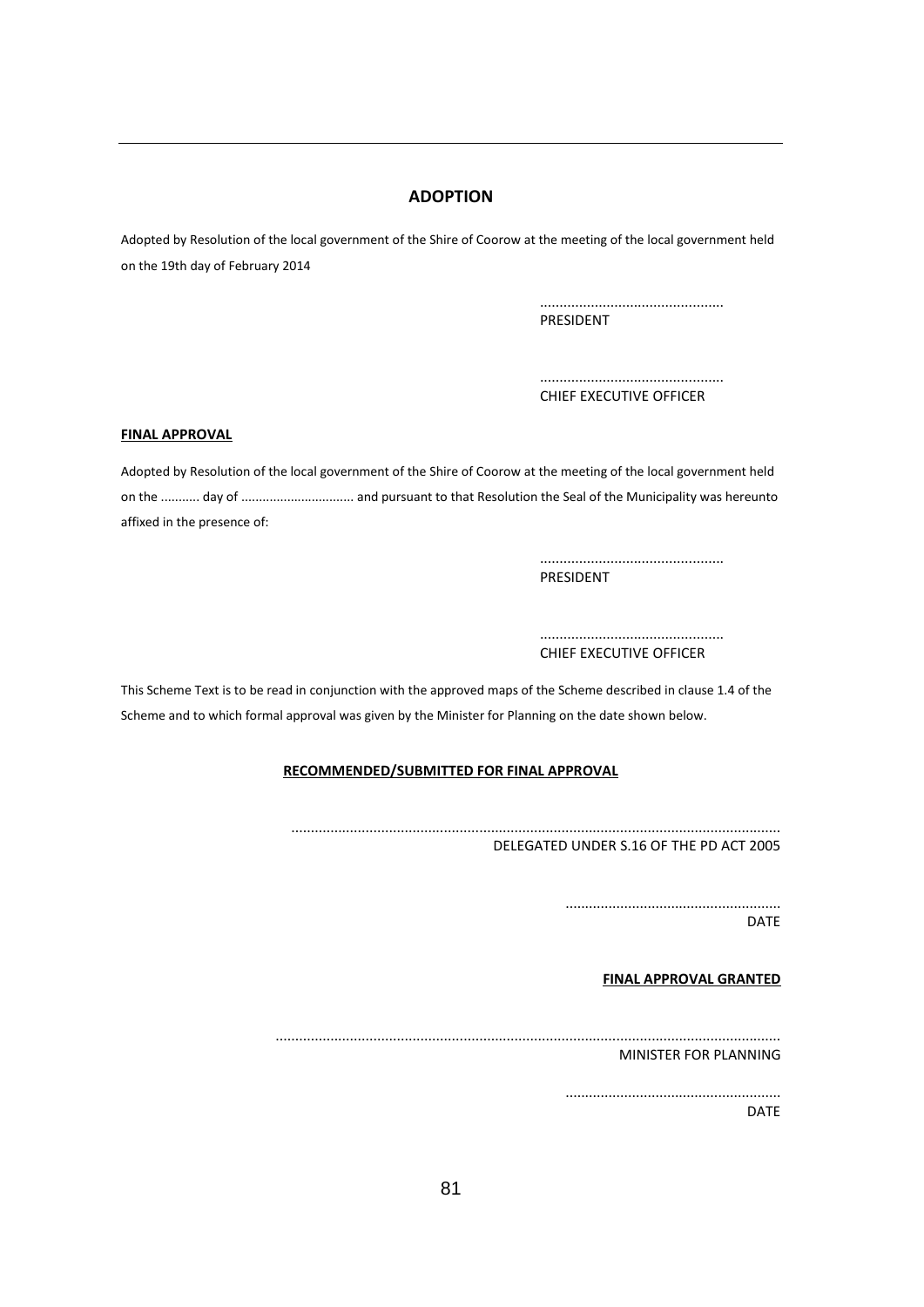---

## ADOPTION

Adopted by Resolution of the local government of the Shire of Coorow at the meeting of the local government held on the 19th day of February 2014

..............................................
PRESIDENT

..............................................
CHIEF EXECUTIVE OFFICER

**FINAL APPROVAL**

Adopted by Resolution of the local government of the Shire of Coorow at the meeting of the local government held on the ........... day of ................................ and pursuant to that Resolution the Seal of the Municipality was hereunto affixed in the presence of:

..............................................
PRESIDENT

..............................................
CHIEF EXECUTIVE OFFICER

This Scheme Text is to be read in conjunction with the approved maps of the Scheme described in clause 1.4 of the Scheme and to which formal approval was given by the Minister for Planning on the date shown below.

**RECOMMENDED/SUBMITTED FOR FINAL APPROVAL**

..........................................................................................................................
DELEGATED UNDER S.16 OF THE PD ACT 2005

......................................................
DATE

**FINAL APPROVAL GRANTED**

..............................................................................................................................
MINISTER FOR PLANNING

......................................................
DATE